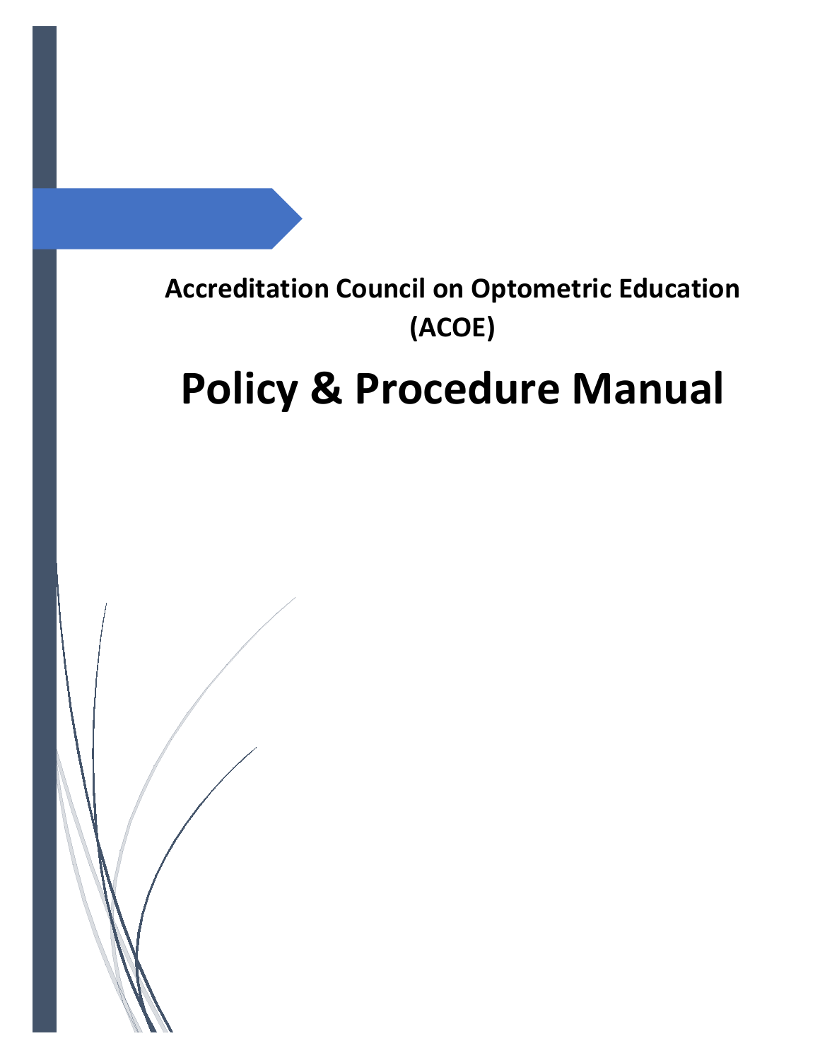## Accreditation Council on Optometric Education (ACOE)

# Policy & Procedure Manual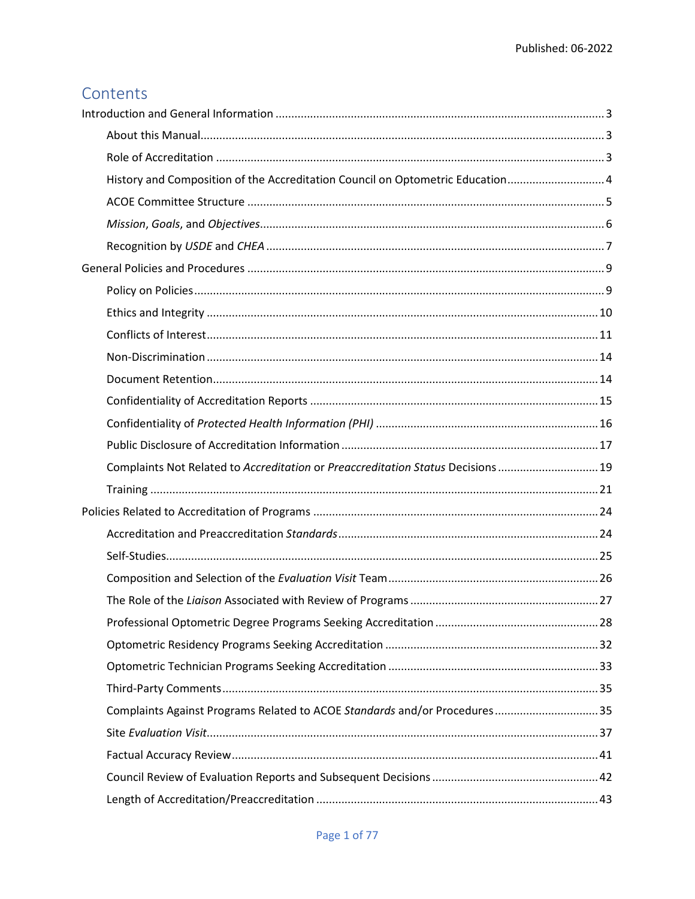# Contents

Introduction and General Information ... 3

- About this Manual ... 3
- Role of Accreditation ... 3
- History and Composition of the Accreditation Council on Optometric Education ... 4
- ACOE Committee Structure ... 5
- *Mission*, *Goals*, and *Objectives* ... 6
- Recognition by *USDE* and *CHEA* ... 7

General Policies and Procedures ... 9

- Policy on Policies ... 9
- Ethics and Integrity ... 10
- Conflicts of Interest ... 11
- Non-Discrimination ... 14
- Document Retention ... 14
- Confidentiality of Accreditation Reports ... 15
- Confidentiality of *Protected Health Information (PHI)* ... 16
- Public Disclosure of Accreditation Information ... 17
- Complaints Not Related to *Accreditation* or *Preaccreditation Status* Decisions ... 19
- Training ... 21

Policies Related to Accreditation of Programs ... 24

- Accreditation and Preaccreditation *Standards* ... 24
- Self-Studies ... 25
- Composition and Selection of the *Evaluation Visit* Team ... 26
- The Role of the *Liaison* Associated with Review of Programs ... 27
- Professional Optometric Degree Programs Seeking Accreditation ... 28
- Optometric Residency Programs Seeking Accreditation ... 32
- Optometric Technician Programs Seeking Accreditation ... 33
- Third-Party Comments ... 35
- Complaints Against Programs Related to ACOE *Standards* and/or Procedures ... 35
- Site *Evaluation Visit* ... 37
- Factual Accuracy Review ... 41
- Council Review of Evaluation Reports and Subsequent Decisions ... 42
- Length of Accreditation/Preaccreditation ... 43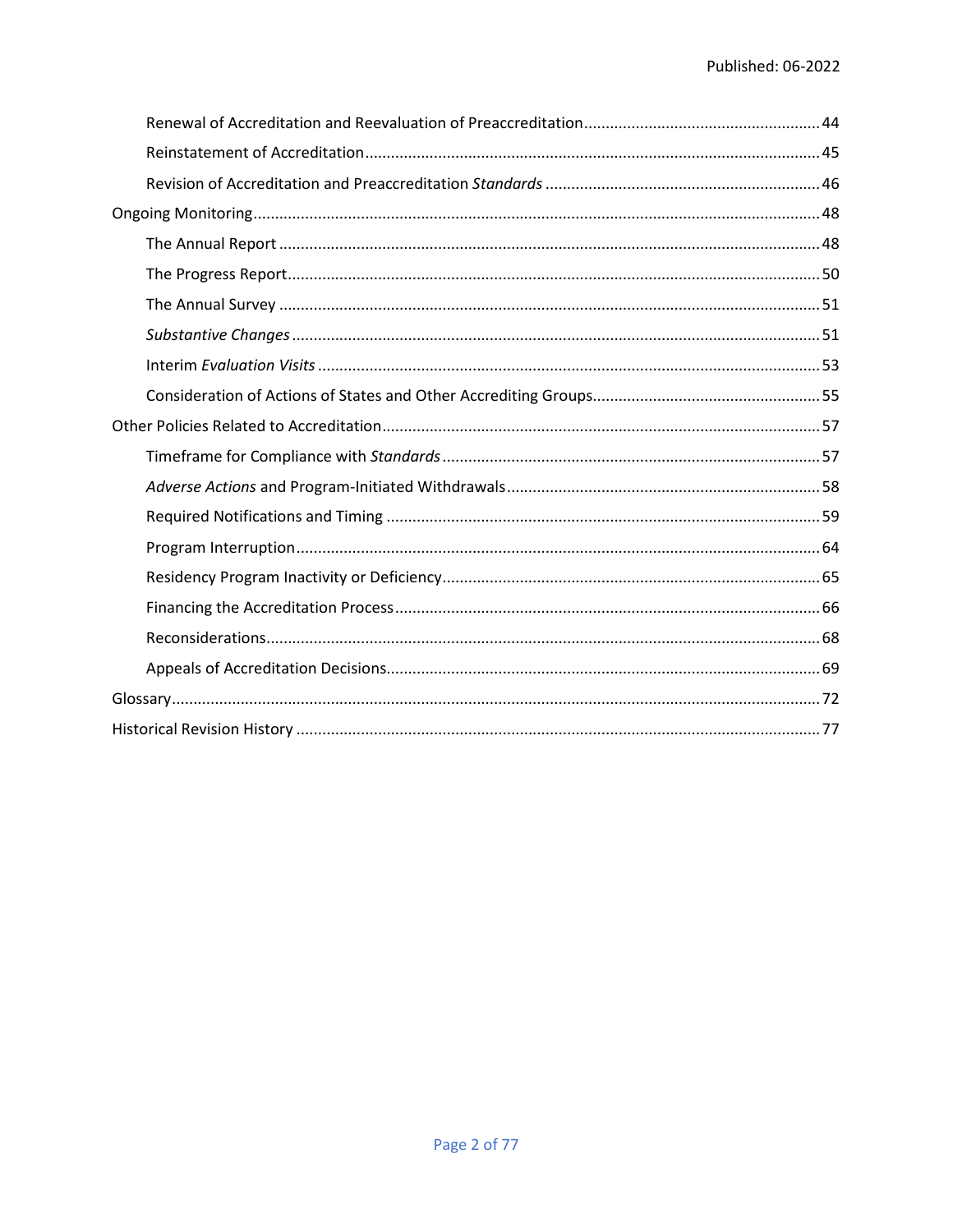- Renewal of Accreditation and Reevaluation of Preaccreditation ..... 44
- Reinstatement of Accreditation ..... 45
- Revision of Accreditation and Preaccreditation *Standards* ..... 46

Ongoing Monitoring ..... 48

- The Annual Report ..... 48
- The Progress Report ..... 50
- The Annual Survey ..... 51
- *Substantive Changes* ..... 51
- Interim *Evaluation Visits* ..... 53
- Consideration of Actions of States and Other Accrediting Groups ..... 55

Other Policies Related to Accreditation ..... 57

- Timeframe for Compliance with *Standards* ..... 57
- *Adverse Actions* and Program-Initiated Withdrawals ..... 58
- Required Notifications and Timing ..... 59
- Program Interruption ..... 64
- Residency Program Inactivity or Deficiency ..... 65
- Financing the Accreditation Process ..... 66
- Reconsiderations ..... 68
- Appeals of Accreditation Decisions ..... 69

Glossary ..... 72

Historical Revision History ..... 77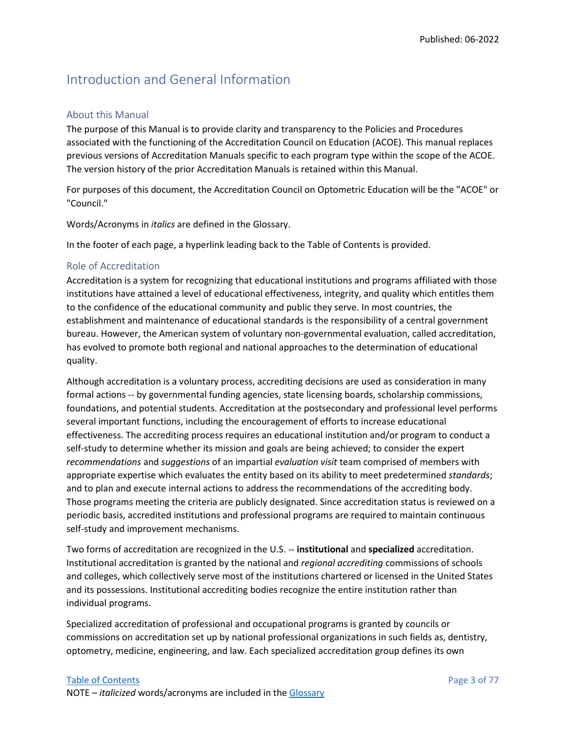# Introduction and General Information

## About this Manual

The purpose of this Manual is to provide clarity and transparency to the Policies and Procedures associated with the functioning of the Accreditation Council on Education (ACOE). This manual replaces previous versions of Accreditation Manuals specific to each program type within the scope of the ACOE. The version history of the prior Accreditation Manuals is retained within this Manual.

For purposes of this document, the Accreditation Council on Optometric Education will be the "ACOE" or "Council."

Words/Acronyms in *italics* are defined in the Glossary.

In the footer of each page, a hyperlink leading back to the Table of Contents is provided.

## Role of Accreditation

Accreditation is a system for recognizing that educational institutions and programs affiliated with those institutions have attained a level of educational effectiveness, integrity, and quality which entitles them to the confidence of the educational community and public they serve. In most countries, the establishment and maintenance of educational standards is the responsibility of a central government bureau. However, the American system of voluntary non-governmental evaluation, called accreditation, has evolved to promote both regional and national approaches to the determination of educational quality.

Although accreditation is a voluntary process, accrediting decisions are used as consideration in many formal actions -- by governmental funding agencies, state licensing boards, scholarship commissions, foundations, and potential students. Accreditation at the postsecondary and professional level performs several important functions, including the encouragement of efforts to increase educational effectiveness. The accrediting process requires an educational institution and/or program to conduct a self-study to determine whether its mission and goals are being achieved; to consider the expert *recommendations* and *suggestions* of an impartial *evaluation visit* team comprised of members with appropriate expertise which evaluates the entity based on its ability to meet predetermined *standards*; and to plan and execute internal actions to address the recommendations of the accrediting body. Those programs meeting the criteria are publicly designated. Since accreditation status is reviewed on a periodic basis, accredited institutions and professional programs are required to maintain continuous self-study and improvement mechanisms.

Two forms of accreditation are recognized in the U.S. -- **institutional** and **specialized** accreditation. Institutional accreditation is granted by the national and *regional accrediting* commissions of schools and colleges, which collectively serve most of the institutions chartered or licensed in the United States and its possessions. Institutional accrediting bodies recognize the entire institution rather than individual programs.

Specialized accreditation of professional and occupational programs is granted by councils or commissions on accreditation set up by national professional organizations in such fields as, dentistry, optometry, medicine, engineering, and law. Each specialized accreditation group defines its own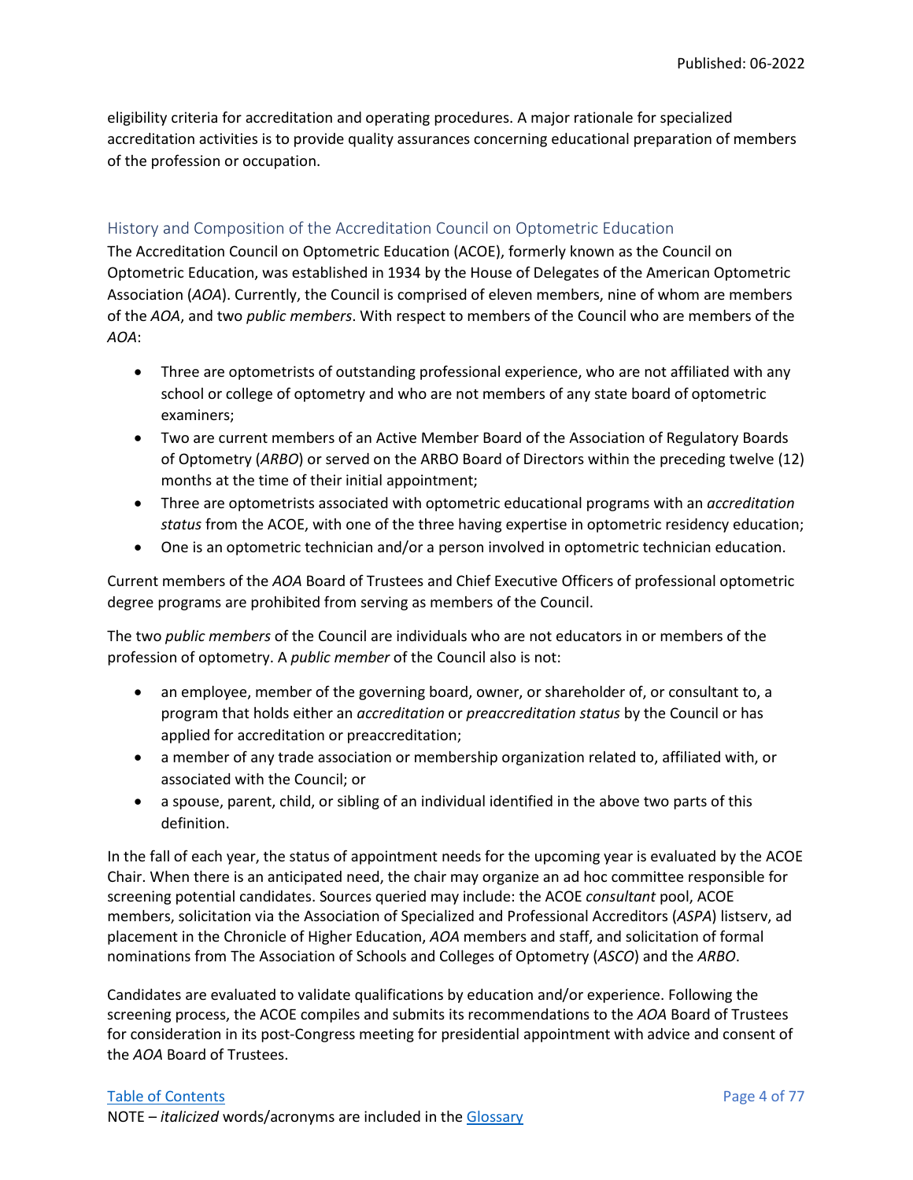eligibility criteria for accreditation and operating procedures. A major rationale for specialized accreditation activities is to provide quality assurances concerning educational preparation of members of the profession or occupation.

## History and Composition of the Accreditation Council on Optometric Education

The Accreditation Council on Optometric Education (ACOE), formerly known as the Council on Optometric Education, was established in 1934 by the House of Delegates of the American Optometric Association (*AOA*). Currently, the Council is comprised of eleven members, nine of whom are members of the *AOA*, and two *public members*. With respect to members of the Council who are members of the *AOA*:

- Three are optometrists of outstanding professional experience, who are not affiliated with any school or college of optometry and who are not members of any state board of optometric examiners;
- Two are current members of an Active Member Board of the Association of Regulatory Boards of Optometry (*ARBO*) or served on the ARBO Board of Directors within the preceding twelve (12) months at the time of their initial appointment;
- Three are optometrists associated with optometric educational programs with an *accreditation status* from the ACOE, with one of the three having expertise in optometric residency education;
- One is an optometric technician and/or a person involved in optometric technician education.

Current members of the *AOA* Board of Trustees and Chief Executive Officers of professional optometric degree programs are prohibited from serving as members of the Council.

The two *public members* of the Council are individuals who are not educators in or members of the profession of optometry. A *public member* of the Council also is not:

- an employee, member of the governing board, owner, or shareholder of, or consultant to, a program that holds either an *accreditation* or *preaccreditation status* by the Council or has applied for accreditation or preaccreditation;
- a member of any trade association or membership organization related to, affiliated with, or associated with the Council; or
- a spouse, parent, child, or sibling of an individual identified in the above two parts of this definition.

In the fall of each year, the status of appointment needs for the upcoming year is evaluated by the ACOE Chair. When there is an anticipated need, the chair may organize an ad hoc committee responsible for screening potential candidates. Sources queried may include: the ACOE *consultant* pool, ACOE members, solicitation via the Association of Specialized and Professional Accreditors (*ASPA*) listserv, ad placement in the Chronicle of Higher Education, *AOA* members and staff, and solicitation of formal nominations from The Association of Schools and Colleges of Optometry (*ASCO*) and the *ARBO*.

Candidates are evaluated to validate qualifications by education and/or experience. Following the screening process, the ACOE compiles and submits its recommendations to the *AOA* Board of Trustees for consideration in its post-Congress meeting for presidential appointment with advice and consent of the *AOA* Board of Trustees.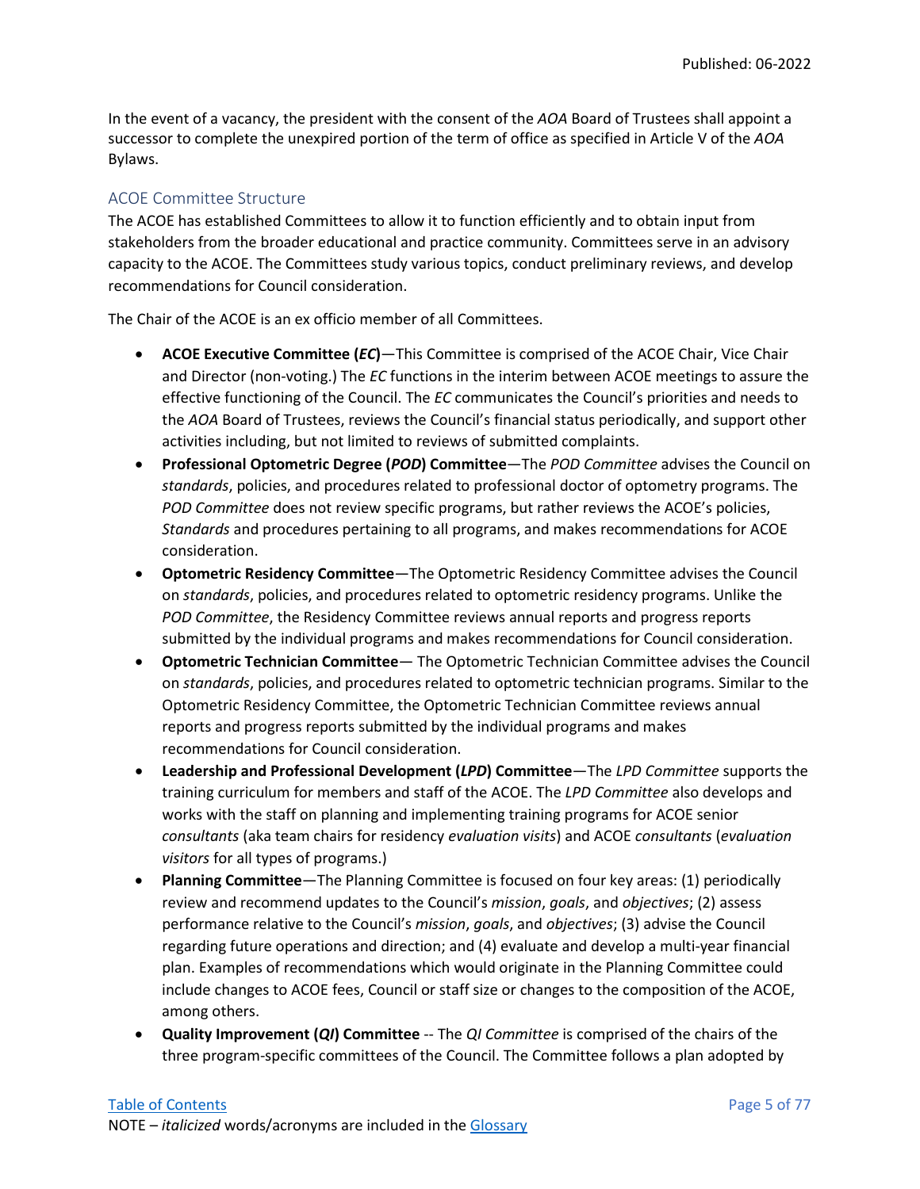In the event of a vacancy, the president with the consent of the *AOA* Board of Trustees shall appoint a successor to complete the unexpired portion of the term of office as specified in Article V of the *AOA* Bylaws.

## ACOE Committee Structure

The ACOE has established Committees to allow it to function efficiently and to obtain input from stakeholders from the broader educational and practice community. Committees serve in an advisory capacity to the ACOE. The Committees study various topics, conduct preliminary reviews, and develop recommendations for Council consideration.

The Chair of the ACOE is an ex officio member of all Committees.

- **ACOE Executive Committee (*EC*)**—This Committee is comprised of the ACOE Chair, Vice Chair and Director (non-voting.) The *EC* functions in the interim between ACOE meetings to assure the effective functioning of the Council. The *EC* communicates the Council's priorities and needs to the *AOA* Board of Trustees, reviews the Council's financial status periodically, and support other activities including, but not limited to reviews of submitted complaints.
- **Professional Optometric Degree (*POD*) Committee**—The *POD Committee* advises the Council on *standards*, policies, and procedures related to professional doctor of optometry programs. The *POD Committee* does not review specific programs, but rather reviews the ACOE's policies, *Standards* and procedures pertaining to all programs, and makes recommendations for ACOE consideration.
- **Optometric Residency Committee**—The Optometric Residency Committee advises the Council on *standards*, policies, and procedures related to optometric residency programs. Unlike the *POD Committee*, the Residency Committee reviews annual reports and progress reports submitted by the individual programs and makes recommendations for Council consideration.
- **Optometric Technician Committee**— The Optometric Technician Committee advises the Council on *standards*, policies, and procedures related to optometric technician programs. Similar to the Optometric Residency Committee, the Optometric Technician Committee reviews annual reports and progress reports submitted by the individual programs and makes recommendations for Council consideration.
- **Leadership and Professional Development (*LPD*) Committee**—The *LPD Committee* supports the training curriculum for members and staff of the ACOE. The *LPD Committee* also develops and works with the staff on planning and implementing training programs for ACOE senior *consultants* (aka team chairs for residency *evaluation visits*) and ACOE *consultants* (*evaluation visitors* for all types of programs.)
- **Planning Committee**—The Planning Committee is focused on four key areas: (1) periodically review and recommend updates to the Council's *mission*, *goals*, and *objectives*; (2) assess performance relative to the Council's *mission*, *goals*, and *objectives*; (3) advise the Council regarding future operations and direction; and (4) evaluate and develop a multi-year financial plan. Examples of recommendations which would originate in the Planning Committee could include changes to ACOE fees, Council or staff size or changes to the composition of the ACOE, among others.
- **Quality Improvement (*QI*) Committee** -- The *QI Committee* is comprised of the chairs of the three program-specific committees of the Council. The Committee follows a plan adopted by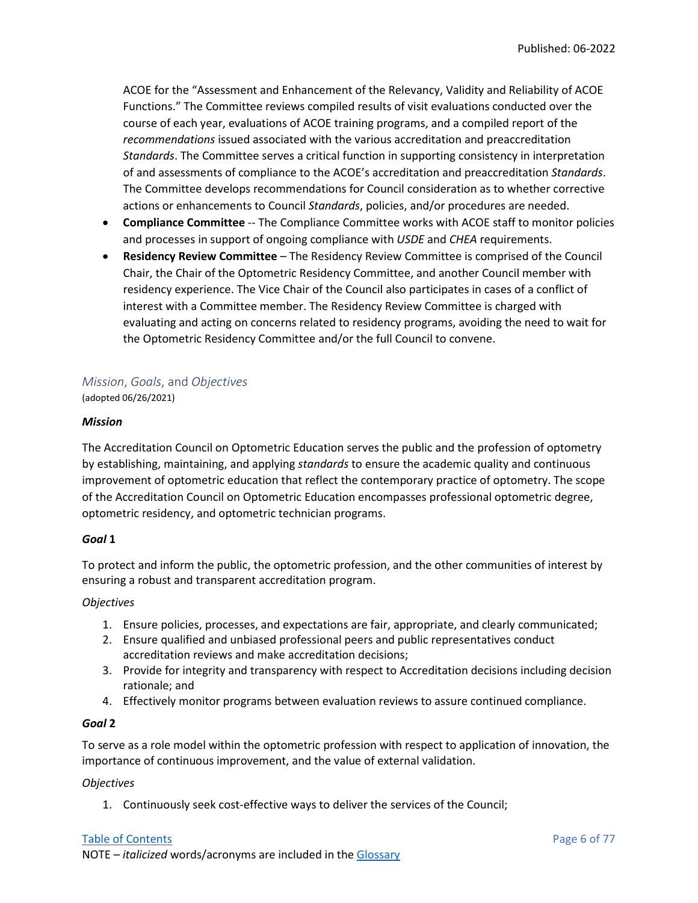ACOE for the "Assessment and Enhancement of the Relevancy, Validity and Reliability of ACOE Functions." The Committee reviews compiled results of visit evaluations conducted over the course of each year, evaluations of ACOE training programs, and a compiled report of the *recommendations* issued associated with the various accreditation and preaccreditation *Standards*. The Committee serves a critical function in supporting consistency in interpretation of and assessments of compliance to the ACOE's accreditation and preaccreditation *Standards*. The Committee develops recommendations for Council consideration as to whether corrective actions or enhancements to Council *Standards*, policies, and/or procedures are needed.

- **Compliance Committee** -- The Compliance Committee works with ACOE staff to monitor policies and processes in support of ongoing compliance with *USDE* and *CHEA* requirements.
- **Residency Review Committee** – The Residency Review Committee is comprised of the Council Chair, the Chair of the Optometric Residency Committee, and another Council member with residency experience. The Vice Chair of the Council also participates in cases of a conflict of interest with a Committee member. The Residency Review Committee is charged with evaluating and acting on concerns related to residency programs, avoiding the need to wait for the Optometric Residency Committee and/or the full Council to convene.

## *Mission*, *Goals*, and *Objectives*

(adopted 06/26/2021)

***Mission***

The Accreditation Council on Optometric Education serves the public and the profession of optometry by establishing, maintaining, and applying *standards* to ensure the academic quality and continuous improvement of optometric education that reflect the contemporary practice of optometry. The scope of the Accreditation Council on Optometric Education encompasses professional optometric degree, optometric residency, and optometric technician programs.

***Goal* 1**

To protect and inform the public, the optometric profession, and the other communities of interest by ensuring a robust and transparent accreditation program.

*Objectives*

1. Ensure policies, processes, and expectations are fair, appropriate, and clearly communicated;
2. Ensure qualified and unbiased professional peers and public representatives conduct accreditation reviews and make accreditation decisions;
3. Provide for integrity and transparency with respect to Accreditation decisions including decision rationale; and
4. Effectively monitor programs between evaluation reviews to assure continued compliance.

***Goal* 2**

To serve as a role model within the optometric profession with respect to application of innovation, the importance of continuous improvement, and the value of external validation.

*Objectives*

1. Continuously seek cost-effective ways to deliver the services of the Council;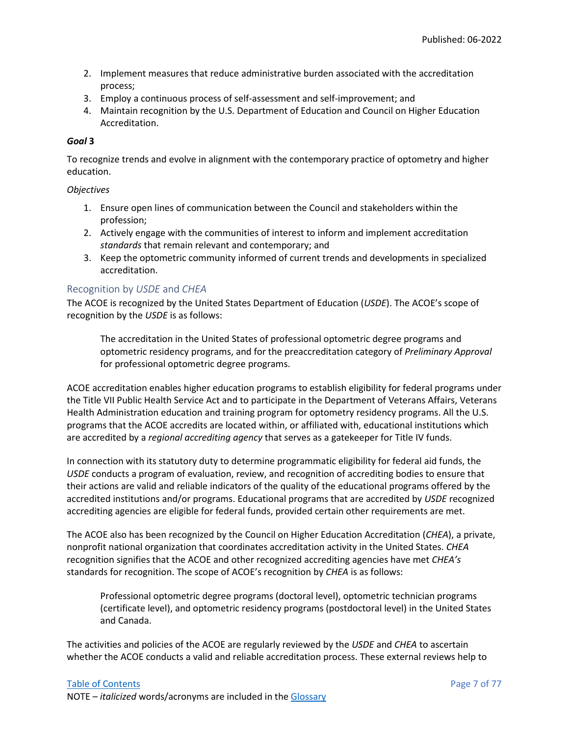2. Implement measures that reduce administrative burden associated with the accreditation process;
3. Employ a continuous process of self-assessment and self-improvement; and
4. Maintain recognition by the U.S. Department of Education and Council on Higher Education Accreditation.

***Goal* 3**

To recognize trends and evolve in alignment with the contemporary practice of optometry and higher education.

*Objectives*

1. Ensure open lines of communication between the Council and stakeholders within the profession;
2. Actively engage with the communities of interest to inform and implement accreditation *standards* that remain relevant and contemporary; and
3. Keep the optometric community informed of current trends and developments in specialized accreditation.

## Recognition by *USDE* and *CHEA*

The ACOE is recognized by the United States Department of Education (*USDE*). The ACOE's scope of recognition by the *USDE* is as follows:

> The accreditation in the United States of professional optometric degree programs and optometric residency programs, and for the preaccreditation category of *Preliminary Approval* for professional optometric degree programs.

ACOE accreditation enables higher education programs to establish eligibility for federal programs under the Title VII Public Health Service Act and to participate in the Department of Veterans Affairs, Veterans Health Administration education and training program for optometry residency programs. All the U.S. programs that the ACOE accredits are located within, or affiliated with, educational institutions which are accredited by a *regional accrediting agency* that serves as a gatekeeper for Title IV funds.

In connection with its statutory duty to determine programmatic eligibility for federal aid funds, the *USDE* conducts a program of evaluation, review, and recognition of accrediting bodies to ensure that their actions are valid and reliable indicators of the quality of the educational programs offered by the accredited institutions and/or programs. Educational programs that are accredited by *USDE* recognized accrediting agencies are eligible for federal funds, provided certain other requirements are met.

The ACOE also has been recognized by the Council on Higher Education Accreditation (*CHEA*), a private, nonprofit national organization that coordinates accreditation activity in the United States. *CHEA* recognition signifies that the ACOE and other recognized accrediting agencies have met *CHEA's* standards for recognition. The scope of ACOE's recognition by *CHEA* is as follows:

> Professional optometric degree programs (doctoral level), optometric technician programs (certificate level), and optometric residency programs (postdoctoral level) in the United States and Canada.

The activities and policies of the ACOE are regularly reviewed by the *USDE* and *CHEA* to ascertain whether the ACOE conducts a valid and reliable accreditation process. These external reviews help to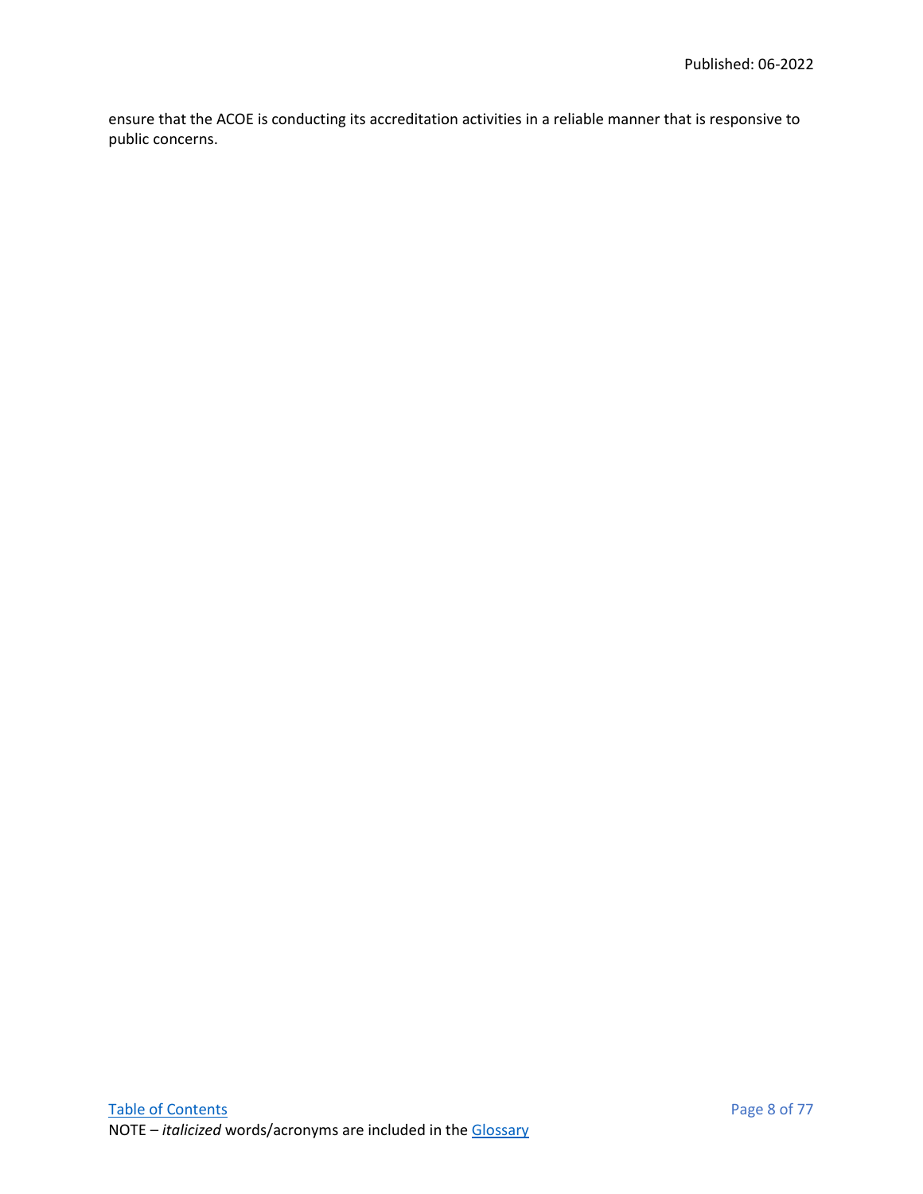ensure that the ACOE is conducting its accreditation activities in a reliable manner that is responsive to public concerns.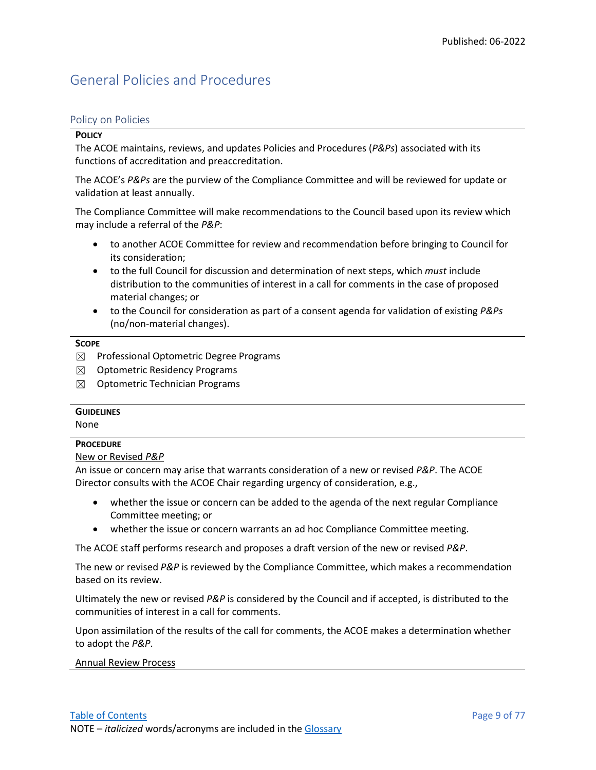# General Policies and Procedures

## Policy on Policies

**POLICY**

The ACOE maintains, reviews, and updates Policies and Procedures (*P&Ps*) associated with its functions of accreditation and preaccreditation.

The ACOE's *P&Ps* are the purview of the Compliance Committee and will be reviewed for update or validation at least annually.

The Compliance Committee will make recommendations to the Council based upon its review which may include a referral of the *P&P*:

- to another ACOE Committee for review and recommendation before bringing to Council for its consideration;
- to the full Council for discussion and determination of next steps, which *must* include distribution to the communities of interest in a call for comments in the case of proposed material changes; or
- to the Council for consideration as part of a consent agenda for validation of existing *P&Ps* (no/non-material changes).

**SCOPE**

☒ Professional Optometric Degree Programs

☒ Optometric Residency Programs

☒ Optometric Technician Programs

**GUIDELINES**

None

**PROCEDURE**

<u>New or Revised *P&P*</u>

An issue or concern may arise that warrants consideration of a new or revised *P&P*. The ACOE Director consults with the ACOE Chair regarding urgency of consideration, e.g.,

- whether the issue or concern can be added to the agenda of the next regular Compliance Committee meeting; or
- whether the issue or concern warrants an ad hoc Compliance Committee meeting.

The ACOE staff performs research and proposes a draft version of the new or revised *P&P*.

The new or revised *P&P* is reviewed by the Compliance Committee, which makes a recommendation based on its review.

Ultimately the new or revised *P&P* is considered by the Council and if accepted, is distributed to the communities of interest in a call for comments.

Upon assimilation of the results of the call for comments, the ACOE makes a determination whether to adopt the *P&P*.

<u>Annual Review Process</u>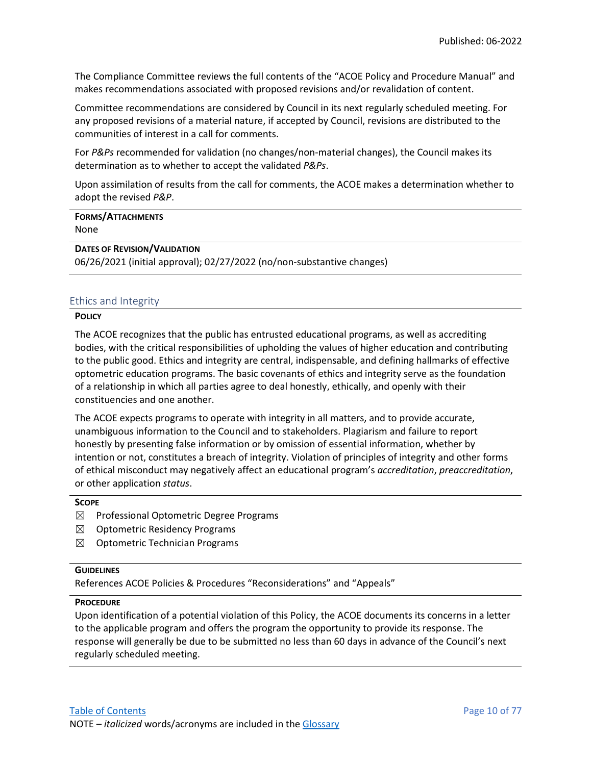The Compliance Committee reviews the full contents of the "ACOE Policy and Procedure Manual" and makes recommendations associated with proposed revisions and/or revalidation of content.

Committee recommendations are considered by Council in its next regularly scheduled meeting. For any proposed revisions of a material nature, if accepted by Council, revisions are distributed to the communities of interest in a call for comments.

For *P&Ps* recommended for validation (no changes/non-material changes), the Council makes its determination as to whether to accept the validated *P&Ps*.

Upon assimilation of results from the call for comments, the ACOE makes a determination whether to adopt the revised *P&P*.

**FORMS/ATTACHMENTS**
None

**DATES OF REVISION/VALIDATION**
06/26/2021 (initial approval); 02/27/2022 (no/non-substantive changes)

## Ethics and Integrity

**POLICY**

The ACOE recognizes that the public has entrusted educational programs, as well as accrediting bodies, with the critical responsibilities of upholding the values of higher education and contributing to the public good. Ethics and integrity are central, indispensable, and defining hallmarks of effective optometric education programs. The basic covenants of ethics and integrity serve as the foundation of a relationship in which all parties agree to deal honestly, ethically, and openly with their constituencies and one another.

The ACOE expects programs to operate with integrity in all matters, and to provide accurate, unambiguous information to the Council and to stakeholders. Plagiarism and failure to report honestly by presenting false information or by omission of essential information, whether by intention or not, constitutes a breach of integrity. Violation of principles of integrity and other forms of ethical misconduct may negatively affect an educational program's *accreditation*, *preaccreditation*, or other application *status*.

**SCOPE**

- ☒ Professional Optometric Degree Programs
- ☒ Optometric Residency Programs
- ☒ Optometric Technician Programs

**GUIDELINES**
References ACOE Policies & Procedures "Reconsiderations" and "Appeals"

**PROCEDURE**
Upon identification of a potential violation of this Policy, the ACOE documents its concerns in a letter to the applicable program and offers the program the opportunity to provide its response. The response will generally be due to be submitted no less than 60 days in advance of the Council's next regularly scheduled meeting.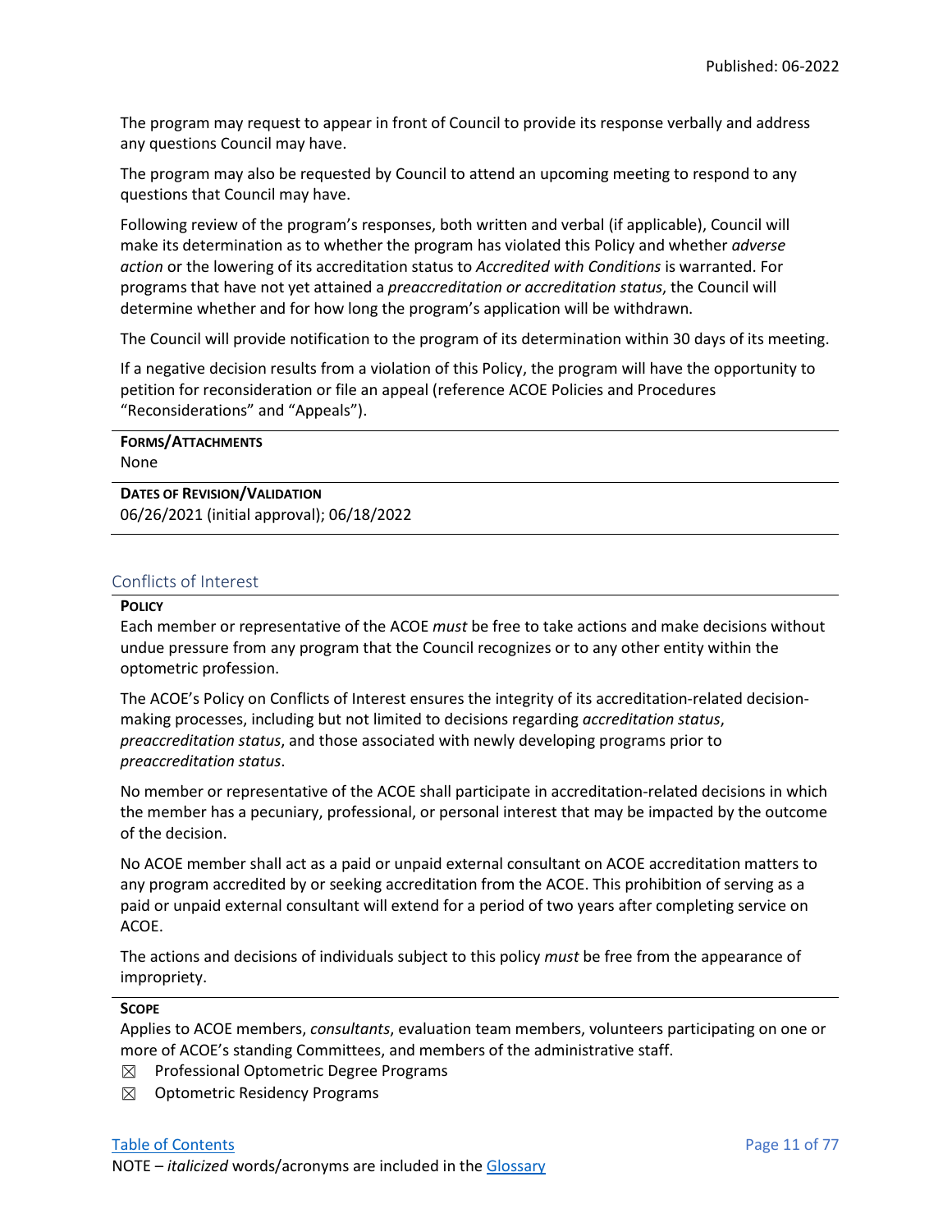The program may request to appear in front of Council to provide its response verbally and address any questions Council may have.

The program may also be requested by Council to attend an upcoming meeting to respond to any questions that Council may have.

Following review of the program's responses, both written and verbal (if applicable), Council will make its determination as to whether the program has violated this Policy and whether *adverse action* or the lowering of its accreditation status to *Accredited with Conditions* is warranted. For programs that have not yet attained a *preaccreditation or accreditation status*, the Council will determine whether and for how long the program's application will be withdrawn.

The Council will provide notification to the program of its determination within 30 days of its meeting.

If a negative decision results from a violation of this Policy, the program will have the opportunity to petition for reconsideration or file an appeal (reference ACOE Policies and Procedures "Reconsiderations" and "Appeals").

**FORMS/ATTACHMENTS**
None

**DATES OF REVISION/VALIDATION**
06/26/2021 (initial approval); 06/18/2022

## Conflicts of Interest

**POLICY**

Each member or representative of the ACOE *must* be free to take actions and make decisions without undue pressure from any program that the Council recognizes or to any other entity within the optometric profession.

The ACOE's Policy on Conflicts of Interest ensures the integrity of its accreditation-related decision-making processes, including but not limited to decisions regarding *accreditation status*, *preaccreditation status*, and those associated with newly developing programs prior to *preaccreditation status*.

No member or representative of the ACOE shall participate in accreditation-related decisions in which the member has a pecuniary, professional, or personal interest that may be impacted by the outcome of the decision.

No ACOE member shall act as a paid or unpaid external consultant on ACOE accreditation matters to any program accredited by or seeking accreditation from the ACOE. This prohibition of serving as a paid or unpaid external consultant will extend for a period of two years after completing service on ACOE.

The actions and decisions of individuals subject to this policy *must* be free from the appearance of impropriety.

**SCOPE**

Applies to ACOE members, *consultants*, evaluation team members, volunteers participating on one or more of ACOE's standing Committees, and members of the administrative staff.

☒ Professional Optometric Degree Programs

☒ Optometric Residency Programs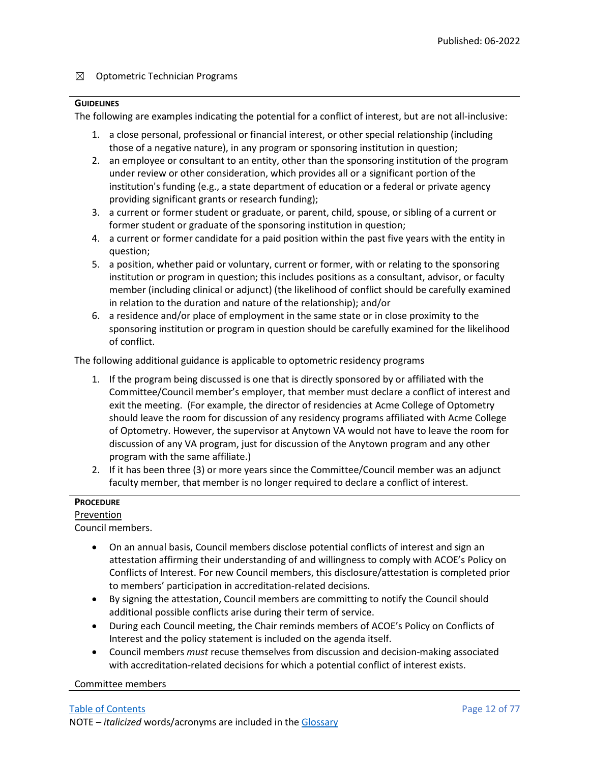☒ Optometric Technician Programs

**GUIDELINES**

The following are examples indicating the potential for a conflict of interest, but are not all-inclusive:

1. a close personal, professional or financial interest, or other special relationship (including those of a negative nature), in any program or sponsoring institution in question;
2. an employee or consultant to an entity, other than the sponsoring institution of the program under review or other consideration, which provides all or a significant portion of the institution's funding (e.g., a state department of education or a federal or private agency providing significant grants or research funding);
3. a current or former student or graduate, or parent, child, spouse, or sibling of a current or former student or graduate of the sponsoring institution in question;
4. a current or former candidate for a paid position within the past five years with the entity in question;
5. a position, whether paid or voluntary, current or former, with or relating to the sponsoring institution or program in question; this includes positions as a consultant, advisor, or faculty member (including clinical or adjunct) (the likelihood of conflict should be carefully examined in relation to the duration and nature of the relationship); and/or
6. a residence and/or place of employment in the same state or in close proximity to the sponsoring institution or program in question should be carefully examined for the likelihood of conflict.

The following additional guidance is applicable to optometric residency programs

1. If the program being discussed is one that is directly sponsored by or affiliated with the Committee/Council member's employer, that member must declare a conflict of interest and exit the meeting. (For example, the director of residencies at Acme College of Optometry should leave the room for discussion of any residency programs affiliated with Acme College of Optometry. However, the supervisor at Anytown VA would not have to leave the room for discussion of any VA program, just for discussion of the Anytown program and any other program with the same affiliate.)
2. If it has been three (3) or more years since the Committee/Council member was an adjunct faculty member, that member is no longer required to declare a conflict of interest.

**PROCEDURE**

Prevention

Council members.

- On an annual basis, Council members disclose potential conflicts of interest and sign an attestation affirming their understanding of and willingness to comply with ACOE's Policy on Conflicts of Interest. For new Council members, this disclosure/attestation is completed prior to members' participation in accreditation-related decisions.
- By signing the attestation, Council members are committing to notify the Council should additional possible conflicts arise during their term of service.
- During each Council meeting, the Chair reminds members of ACOE's Policy on Conflicts of Interest and the policy statement is included on the agenda itself.
- Council members *must* recuse themselves from discussion and decision-making associated with accreditation-related decisions for which a potential conflict of interest exists.

Committee members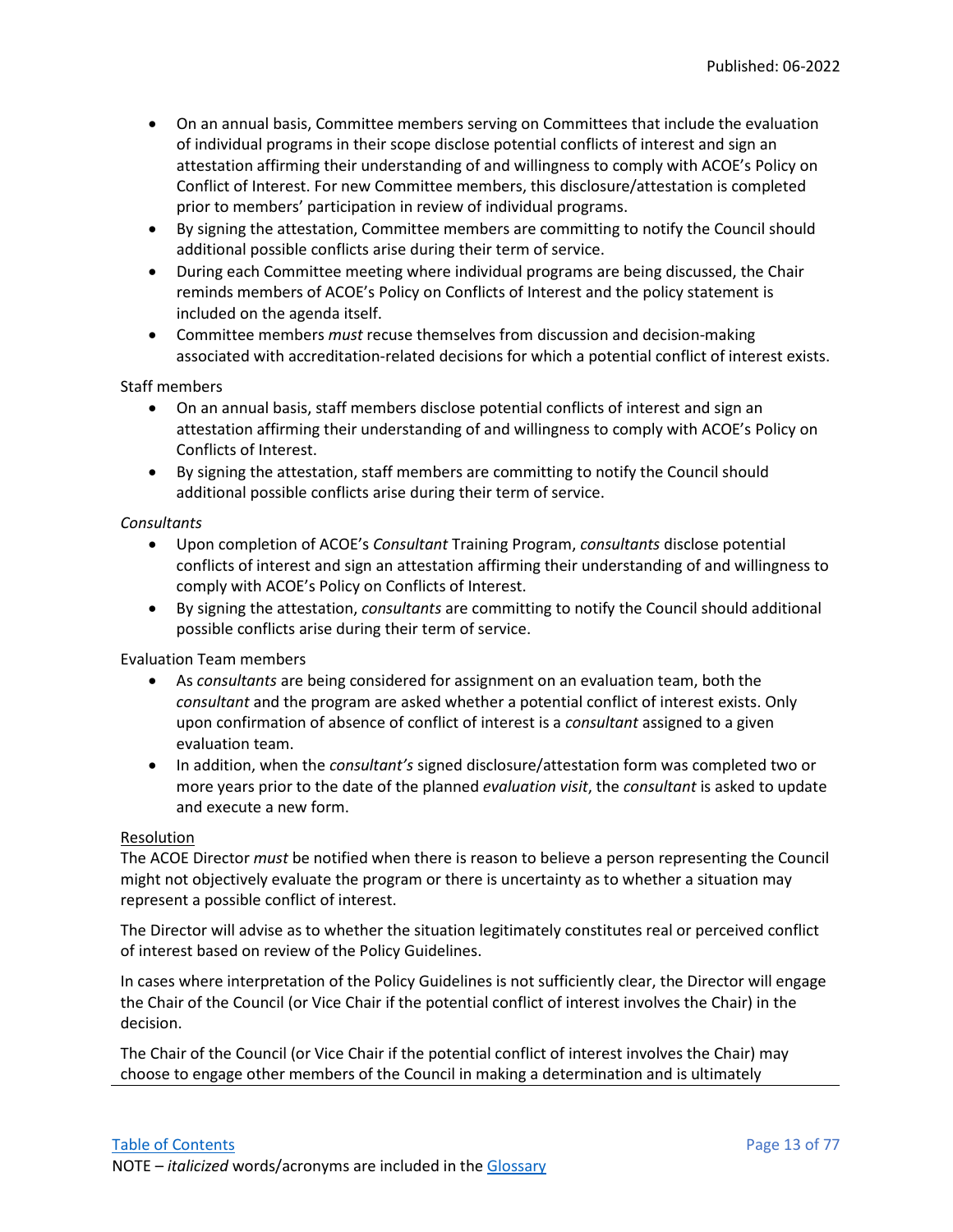- On an annual basis, Committee members serving on Committees that include the evaluation of individual programs in their scope disclose potential conflicts of interest and sign an attestation affirming their understanding of and willingness to comply with ACOE's Policy on Conflict of Interest. For new Committee members, this disclosure/attestation is completed prior to members' participation in review of individual programs.
- By signing the attestation, Committee members are committing to notify the Council should additional possible conflicts arise during their term of service.
- During each Committee meeting where individual programs are being discussed, the Chair reminds members of ACOE's Policy on Conflicts of Interest and the policy statement is included on the agenda itself.
- Committee members *must* recuse themselves from discussion and decision-making associated with accreditation-related decisions for which a potential conflict of interest exists.

Staff members

- On an annual basis, staff members disclose potential conflicts of interest and sign an attestation affirming their understanding of and willingness to comply with ACOE's Policy on Conflicts of Interest.
- By signing the attestation, staff members are committing to notify the Council should additional possible conflicts arise during their term of service.

*Consultants*

- Upon completion of ACOE's *Consultant* Training Program, *consultants* disclose potential conflicts of interest and sign an attestation affirming their understanding of and willingness to comply with ACOE's Policy on Conflicts of Interest.
- By signing the attestation, *consultants* are committing to notify the Council should additional possible conflicts arise during their term of service.

Evaluation Team members

- As *consultants* are being considered for assignment on an evaluation team, both the *consultant* and the program are asked whether a potential conflict of interest exists. Only upon confirmation of absence of conflict of interest is a *consultant* assigned to a given evaluation team.
- In addition, when the *consultant's* signed disclosure/attestation form was completed two or more years prior to the date of the planned *evaluation visit*, the *consultant* is asked to update and execute a new form.

Resolution

The ACOE Director *must* be notified when there is reason to believe a person representing the Council might not objectively evaluate the program or there is uncertainty as to whether a situation may represent a possible conflict of interest.

The Director will advise as to whether the situation legitimately constitutes real or perceived conflict of interest based on review of the Policy Guidelines.

In cases where interpretation of the Policy Guidelines is not sufficiently clear, the Director will engage the Chair of the Council (or Vice Chair if the potential conflict of interest involves the Chair) in the decision.

The Chair of the Council (or Vice Chair if the potential conflict of interest involves the Chair) may choose to engage other members of the Council in making a determination and is ultimately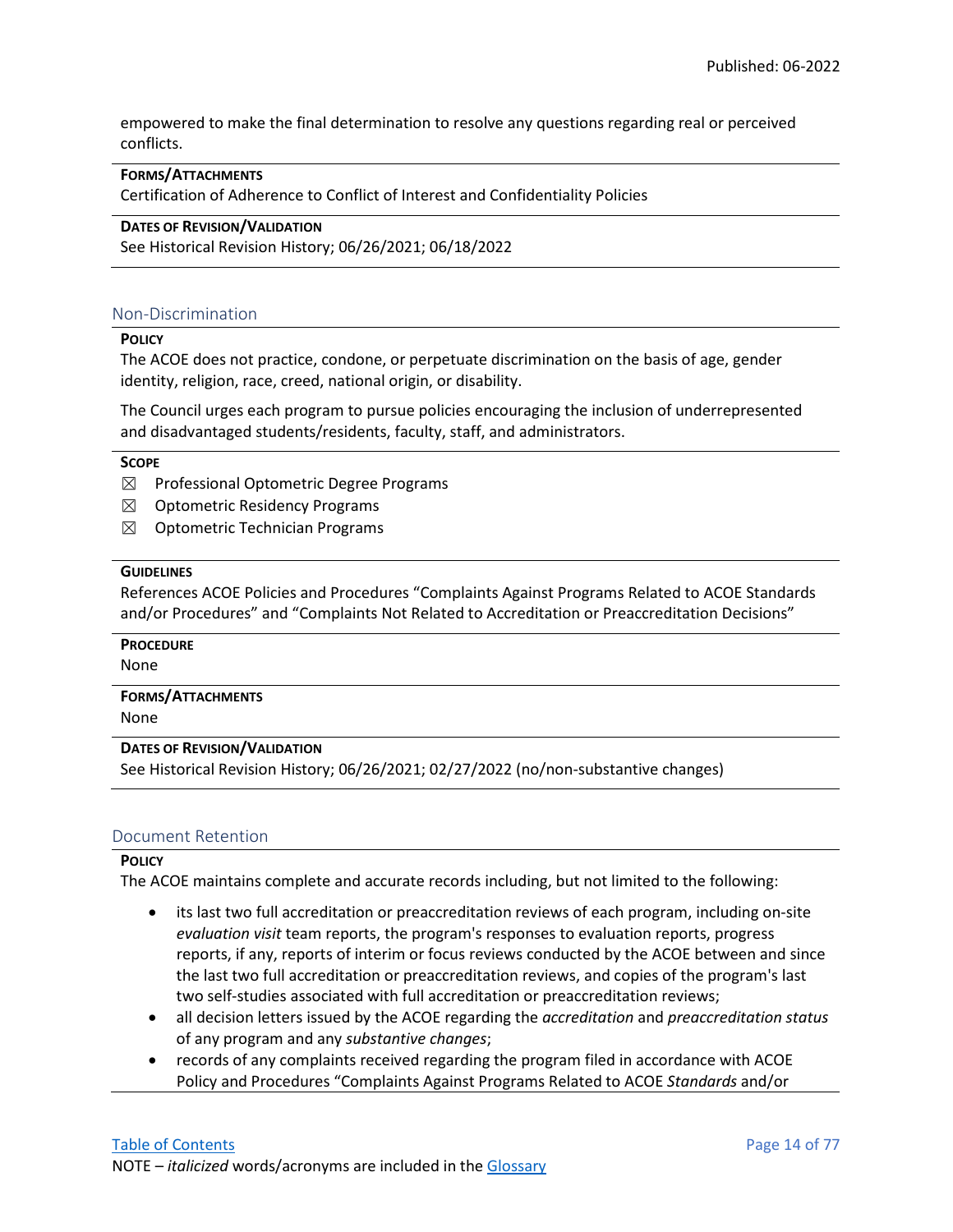empowered to make the final determination to resolve any questions regarding real or perceived conflicts.

**FORMS/ATTACHMENTS**

Certification of Adherence to Conflict of Interest and Confidentiality Policies

**DATES OF REVISION/VALIDATION**

See Historical Revision History; 06/26/2021; 06/18/2022

## Non-Discrimination

**POLICY**

The ACOE does not practice, condone, or perpetuate discrimination on the basis of age, gender identity, religion, race, creed, national origin, or disability.

The Council urges each program to pursue policies encouraging the inclusion of underrepresented and disadvantaged students/residents, faculty, staff, and administrators.

**SCOPE**

- ☒ Professional Optometric Degree Programs
- ☒ Optometric Residency Programs
- ☒ Optometric Technician Programs

**GUIDELINES**

References ACOE Policies and Procedures “Complaints Against Programs Related to ACOE Standards and/or Procedures” and “Complaints Not Related to Accreditation or Preaccreditation Decisions”

**PROCEDURE**

None

**FORMS/ATTACHMENTS**

None

**DATES OF REVISION/VALIDATION**

See Historical Revision History; 06/26/2021; 02/27/2022 (no/non-substantive changes)

## Document Retention

**POLICY**

The ACOE maintains complete and accurate records including, but not limited to the following:

- its last two full accreditation or preaccreditation reviews of each program, including on-site *evaluation visit* team reports, the program's responses to evaluation reports, progress reports, if any, reports of interim or focus reviews conducted by the ACOE between and since the last two full accreditation or preaccreditation reviews, and copies of the program's last two self-studies associated with full accreditation or preaccreditation reviews;
- all decision letters issued by the ACOE regarding the *accreditation* and *preaccreditation status* of any program and any *substantive changes*;
- records of any complaints received regarding the program filed in accordance with ACOE Policy and Procedures “Complaints Against Programs Related to ACOE *Standards* and/or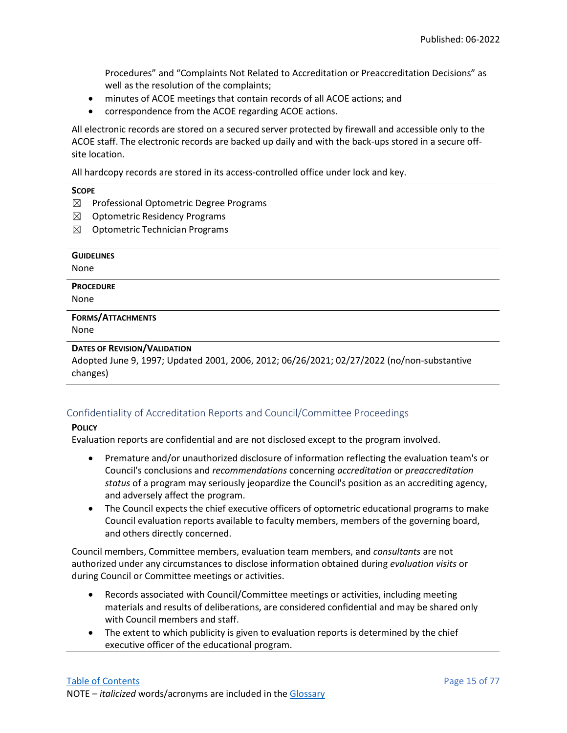Procedures" and "Complaints Not Related to Accreditation or Preaccreditation Decisions" as well as the resolution of the complaints;

- minutes of ACOE meetings that contain records of all ACOE actions; and
- correspondence from the ACOE regarding ACOE actions.

All electronic records are stored on a secured server protected by firewall and accessible only to the ACOE staff. The electronic records are backed up daily and with the back-ups stored in a secure off-site location.

All hardcopy records are stored in its access-controlled office under lock and key.

**SCOPE**

☒ Professional Optometric Degree Programs

☒ Optometric Residency Programs

☒ Optometric Technician Programs

**GUIDELINES**

None

**PROCEDURE**

None

**FORMS/ATTACHMENTS**

None

**DATES OF REVISION/VALIDATION**

Adopted June 9, 1997; Updated 2001, 2006, 2012; 06/26/2021; 02/27/2022 (no/non-substantive changes)

## Confidentiality of Accreditation Reports and Council/Committee Proceedings

**POLICY**

Evaluation reports are confidential and are not disclosed except to the program involved.

- Premature and/or unauthorized disclosure of information reflecting the evaluation team's or Council's conclusions and *recommendations* concerning *accreditation* or *preaccreditation status* of a program may seriously jeopardize the Council's position as an accrediting agency, and adversely affect the program.
- The Council expects the chief executive officers of optometric educational programs to make Council evaluation reports available to faculty members, members of the governing board, and others directly concerned.

Council members, Committee members, evaluation team members, and *consultants* are not authorized under any circumstances to disclose information obtained during *evaluation visits* or during Council or Committee meetings or activities.

- Records associated with Council/Committee meetings or activities, including meeting materials and results of deliberations, are considered confidential and may be shared only with Council members and staff.
- The extent to which publicity is given to evaluation reports is determined by the chief executive officer of the educational program.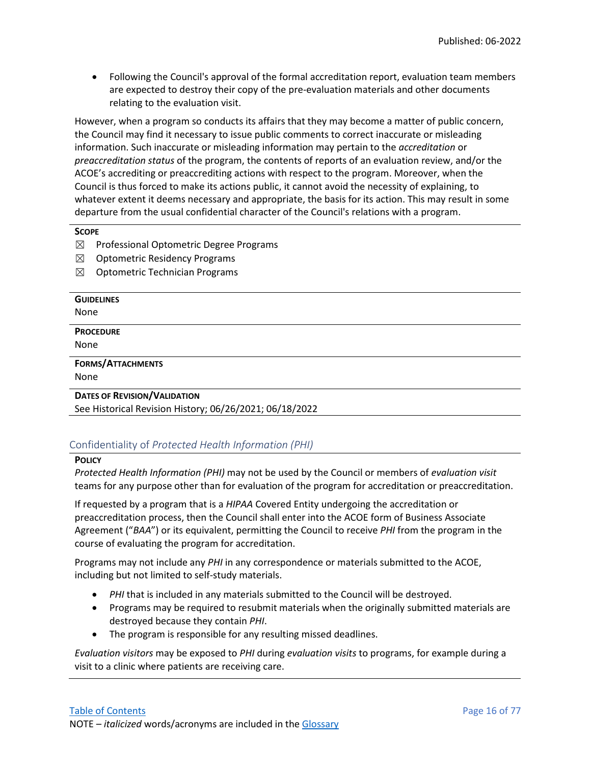- Following the Council's approval of the formal accreditation report, evaluation team members are expected to destroy their copy of the pre-evaluation materials and other documents relating to the evaluation visit.

However, when a program so conducts its affairs that they may become a matter of public concern, the Council may find it necessary to issue public comments to correct inaccurate or misleading information. Such inaccurate or misleading information may pertain to the *accreditation* or *preaccreditation status* of the program, the contents of reports of an evaluation review, and/or the ACOE's accrediting or preaccrediting actions with respect to the program. Moreover, when the Council is thus forced to make its actions public, it cannot avoid the necessity of explaining, to whatever extent it deems necessary and appropriate, the basis for its action. This may result in some departure from the usual confidential character of the Council's relations with a program.

**SCOPE**

☒ Professional Optometric Degree Programs

☒ Optometric Residency Programs

☒ Optometric Technician Programs

**GUIDELINES**

None

**PROCEDURE**

None

**FORMS/ATTACHMENTS**

None

**DATES OF REVISION/VALIDATION**

See Historical Revision History; 06/26/2021; 06/18/2022

## Confidentiality of *Protected Health Information (PHI)*

**POLICY**

*Protected Health Information (PHI)* may not be used by the Council or members of *evaluation visit* teams for any purpose other than for evaluation of the program for accreditation or preaccreditation.

If requested by a program that is a *HIPAA* Covered Entity undergoing the accreditation or preaccreditation process, then the Council shall enter into the ACOE form of Business Associate Agreement ("*BAA*") or its equivalent, permitting the Council to receive *PHI* from the program in the course of evaluating the program for accreditation.

Programs may not include any *PHI* in any correspondence or materials submitted to the ACOE, including but not limited to self-study materials.

- *PHI* that is included in any materials submitted to the Council will be destroyed.
- Programs may be required to resubmit materials when the originally submitted materials are destroyed because they contain *PHI*.
- The program is responsible for any resulting missed deadlines.

*Evaluation visitors* may be exposed to *PHI* during *evaluation visits* to programs, for example during a visit to a clinic where patients are receiving care.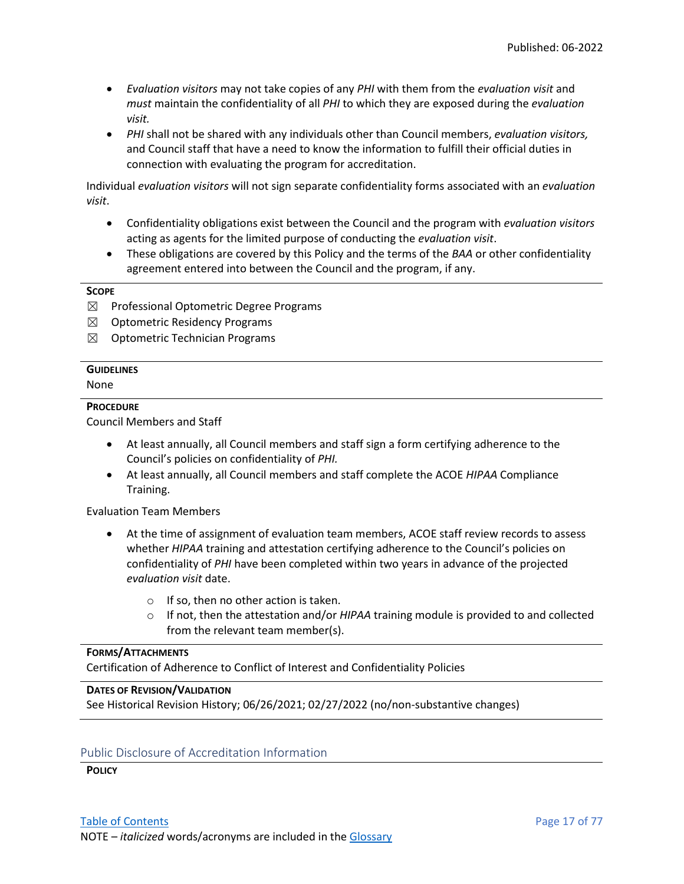- *Evaluation visitors* may not take copies of any *PHI* with them from the *evaluation visit* and *must* maintain the confidentiality of all *PHI* to which they are exposed during the *evaluation visit.*
- *PHI* shall not be shared with any individuals other than Council members, *evaluation visitors,* and Council staff that have a need to know the information to fulfill their official duties in connection with evaluating the program for accreditation.

Individual *evaluation visitors* will not sign separate confidentiality forms associated with an *evaluation visit*.

- Confidentiality obligations exist between the Council and the program with *evaluation visitors* acting as agents for the limited purpose of conducting the *evaluation visit*.
- These obligations are covered by this Policy and the terms of the *BAA* or other confidentiality agreement entered into between the Council and the program, if any.

**SCOPE**

☒ Professional Optometric Degree Programs

☒ Optometric Residency Programs

☒ Optometric Technician Programs

**GUIDELINES**

None

**PROCEDURE**

Council Members and Staff

- At least annually, all Council members and staff sign a form certifying adherence to the Council's policies on confidentiality of *PHI.*
- At least annually, all Council members and staff complete the ACOE *HIPAA* Compliance Training.

Evaluation Team Members

- At the time of assignment of evaluation team members, ACOE staff review records to assess whether *HIPAA* training and attestation certifying adherence to the Council's policies on confidentiality of *PHI* have been completed within two years in advance of the projected *evaluation visit* date.
    - If so, then no other action is taken.
    - If not, then the attestation and/or *HIPAA* training module is provided to and collected from the relevant team member(s).

**FORMS/ATTACHMENTS**

Certification of Adherence to Conflict of Interest and Confidentiality Policies

**DATES OF REVISION/VALIDATION**

See Historical Revision History; 06/26/2021; 02/27/2022 (no/non-substantive changes)

## Public Disclosure of Accreditation Information

**POLICY**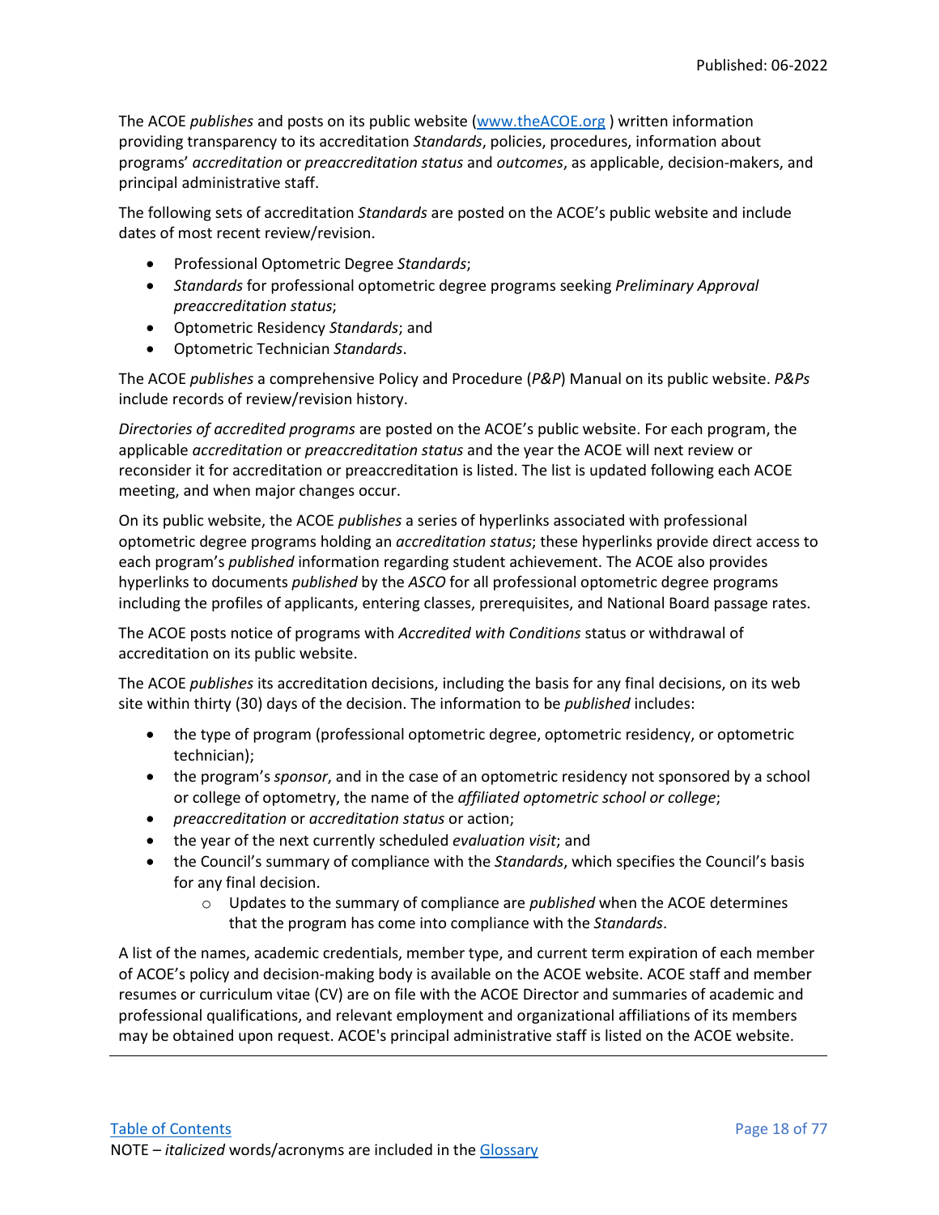The ACOE *publishes* and posts on its public website ([www.theACOE.org](www.theACOE.org) ) written information providing transparency to its accreditation *Standards*, policies, procedures, information about programs' *accreditation* or *preaccreditation status* and *outcomes*, as applicable, decision-makers, and principal administrative staff.

The following sets of accreditation *Standards* are posted on the ACOE's public website and include dates of most recent review/revision.

- Professional Optometric Degree *Standards*;
- *Standards* for professional optometric degree programs seeking *Preliminary Approval preaccreditation status*;
- Optometric Residency *Standards*; and
- Optometric Technician *Standards*.

The ACOE *publishes* a comprehensive Policy and Procedure (*P&P*) Manual on its public website. *P&Ps* include records of review/revision history.

*Directories of accredited programs* are posted on the ACOE's public website. For each program, the applicable *accreditation* or *preaccreditation status* and the year the ACOE will next review or reconsider it for accreditation or preaccreditation is listed. The list is updated following each ACOE meeting, and when major changes occur.

On its public website, the ACOE *publishes* a series of hyperlinks associated with professional optometric degree programs holding an *accreditation status*; these hyperlinks provide direct access to each program's *published* information regarding student achievement. The ACOE also provides hyperlinks to documents *published* by the *ASCO* for all professional optometric degree programs including the profiles of applicants, entering classes, prerequisites, and National Board passage rates.

The ACOE posts notice of programs with *Accredited with Conditions* status or withdrawal of accreditation on its public website.

The ACOE *publishes* its accreditation decisions, including the basis for any final decisions, on its web site within thirty (30) days of the decision. The information to be *published* includes:

- the type of program (professional optometric degree, optometric residency, or optometric technician);
- the program's *sponsor*, and in the case of an optometric residency not sponsored by a school or college of optometry, the name of the *affiliated optometric school or college*;
- *preaccreditation* or *accreditation status* or action;
- the year of the next currently scheduled *evaluation visit*; and
- the Council's summary of compliance with the *Standards*, which specifies the Council's basis for any final decision.
    - Updates to the summary of compliance are *published* when the ACOE determines that the program has come into compliance with the *Standards*.

A list of the names, academic credentials, member type, and current term expiration of each member of ACOE's policy and decision-making body is available on the ACOE website. ACOE staff and member resumes or curriculum vitae (CV) are on file with the ACOE Director and summaries of academic and professional qualifications, and relevant employment and organizational affiliations of its members may be obtained upon request. ACOE's principal administrative staff is listed on the ACOE website.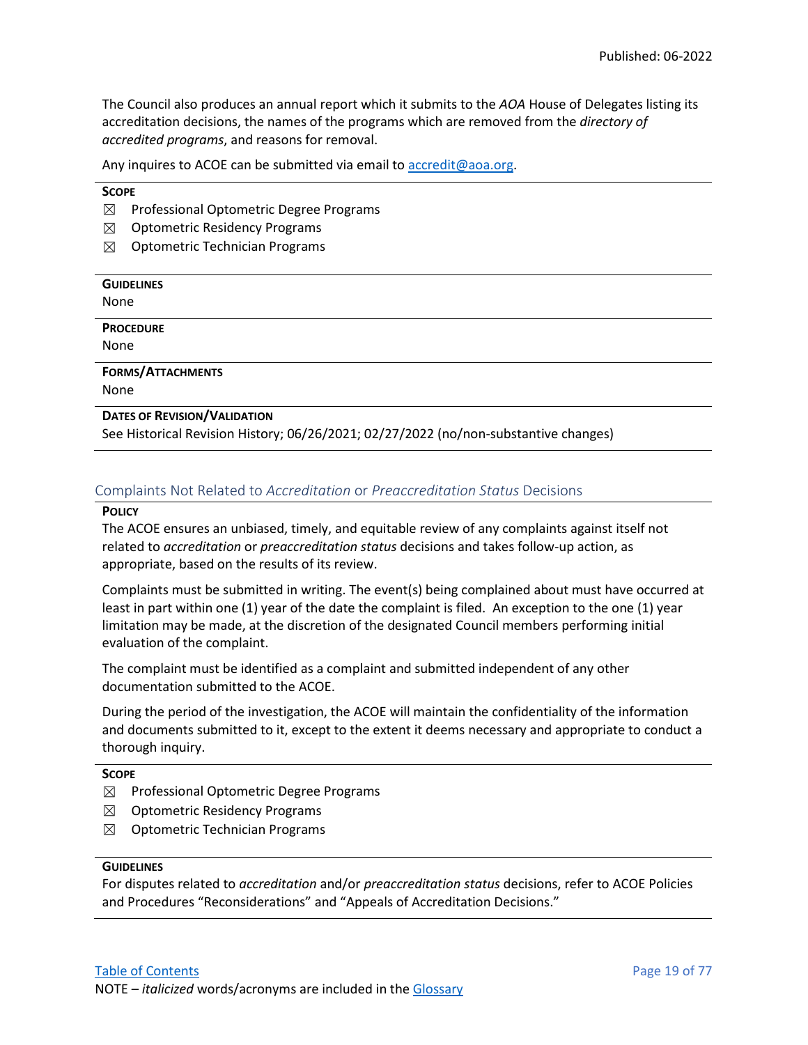The Council also produces an annual report which it submits to the *AOA* House of Delegates listing its accreditation decisions, the names of the programs which are removed from the *directory of accredited programs*, and reasons for removal.

Any inquires to ACOE can be submitted via email to [accredit@aoa.org](mailto:accredit@aoa.org).

**SCOPE**

☒ Professional Optometric Degree Programs

☒ Optometric Residency Programs

☒ Optometric Technician Programs

**GUIDELINES**

None

**PROCEDURE**

None

**FORMS/ATTACHMENTS**

None

**DATES OF REVISION/VALIDATION**

See Historical Revision History; 06/26/2021; 02/27/2022 (no/non-substantive changes)

## Complaints Not Related to *Accreditation* or *Preaccreditation Status* Decisions

**POLICY**

The ACOE ensures an unbiased, timely, and equitable review of any complaints against itself not related to *accreditation* or *preaccreditation status* decisions and takes follow-up action, as appropriate, based on the results of its review.

Complaints must be submitted in writing. The event(s) being complained about must have occurred at least in part within one (1) year of the date the complaint is filed. An exception to the one (1) year limitation may be made, at the discretion of the designated Council members performing initial evaluation of the complaint.

The complaint must be identified as a complaint and submitted independent of any other documentation submitted to the ACOE.

During the period of the investigation, the ACOE will maintain the confidentiality of the information and documents submitted to it, except to the extent it deems necessary and appropriate to conduct a thorough inquiry.

**SCOPE**

☒ Professional Optometric Degree Programs

☒ Optometric Residency Programs

☒ Optometric Technician Programs

**GUIDELINES**

For disputes related to *accreditation* and/or *preaccreditation status* decisions, refer to ACOE Policies and Procedures "Reconsiderations" and "Appeals of Accreditation Decisions."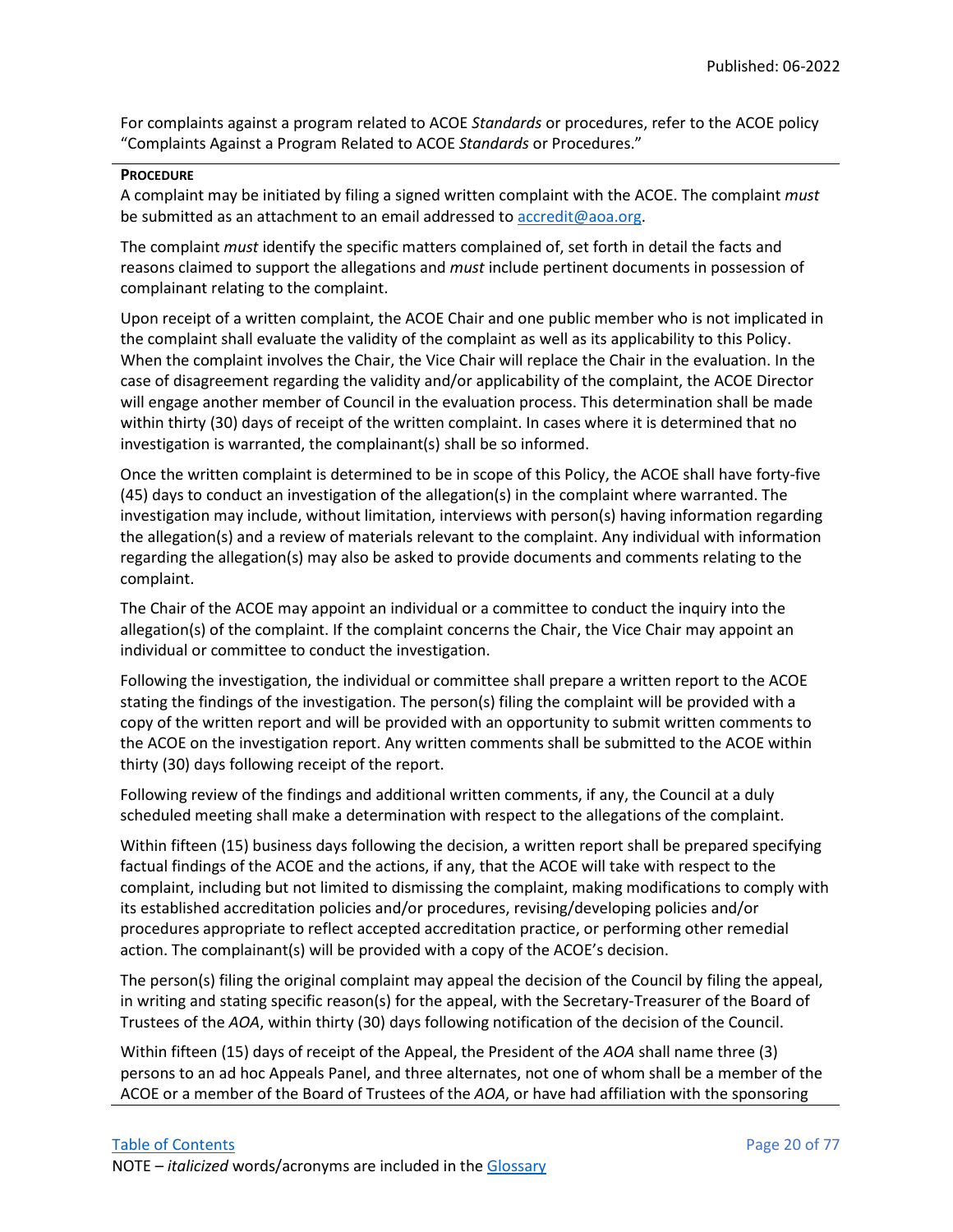For complaints against a program related to ACOE *Standards* or procedures, refer to the ACOE policy "Complaints Against a Program Related to ACOE *Standards* or Procedures."

**PROCEDURE**

A complaint may be initiated by filing a signed written complaint with the ACOE. The complaint *must* be submitted as an attachment to an email addressed to [accredit@aoa.org](mailto:accredit@aoa.org).

The complaint *must* identify the specific matters complained of, set forth in detail the facts and reasons claimed to support the allegations and *must* include pertinent documents in possession of complainant relating to the complaint.

Upon receipt of a written complaint, the ACOE Chair and one public member who is not implicated in the complaint shall evaluate the validity of the complaint as well as its applicability to this Policy. When the complaint involves the Chair, the Vice Chair will replace the Chair in the evaluation. In the case of disagreement regarding the validity and/or applicability of the complaint, the ACOE Director will engage another member of Council in the evaluation process. This determination shall be made within thirty (30) days of receipt of the written complaint. In cases where it is determined that no investigation is warranted, the complainant(s) shall be so informed.

Once the written complaint is determined to be in scope of this Policy, the ACOE shall have forty-five (45) days to conduct an investigation of the allegation(s) in the complaint where warranted. The investigation may include, without limitation, interviews with person(s) having information regarding the allegation(s) and a review of materials relevant to the complaint. Any individual with information regarding the allegation(s) may also be asked to provide documents and comments relating to the complaint.

The Chair of the ACOE may appoint an individual or a committee to conduct the inquiry into the allegation(s) of the complaint. If the complaint concerns the Chair, the Vice Chair may appoint an individual or committee to conduct the investigation.

Following the investigation, the individual or committee shall prepare a written report to the ACOE stating the findings of the investigation. The person(s) filing the complaint will be provided with a copy of the written report and will be provided with an opportunity to submit written comments to the ACOE on the investigation report. Any written comments shall be submitted to the ACOE within thirty (30) days following receipt of the report.

Following review of the findings and additional written comments, if any, the Council at a duly scheduled meeting shall make a determination with respect to the allegations of the complaint.

Within fifteen (15) business days following the decision, a written report shall be prepared specifying factual findings of the ACOE and the actions, if any, that the ACOE will take with respect to the complaint, including but not limited to dismissing the complaint, making modifications to comply with its established accreditation policies and/or procedures, revising/developing policies and/or procedures appropriate to reflect accepted accreditation practice, or performing other remedial action. The complainant(s) will be provided with a copy of the ACOE's decision.

The person(s) filing the original complaint may appeal the decision of the Council by filing the appeal, in writing and stating specific reason(s) for the appeal, with the Secretary-Treasurer of the Board of Trustees of the *AOA*, within thirty (30) days following notification of the decision of the Council.

Within fifteen (15) days of receipt of the Appeal, the President of the *AOA* shall name three (3) persons to an ad hoc Appeals Panel, and three alternates, not one of whom shall be a member of the ACOE or a member of the Board of Trustees of the *AOA*, or have had affiliation with the sponsoring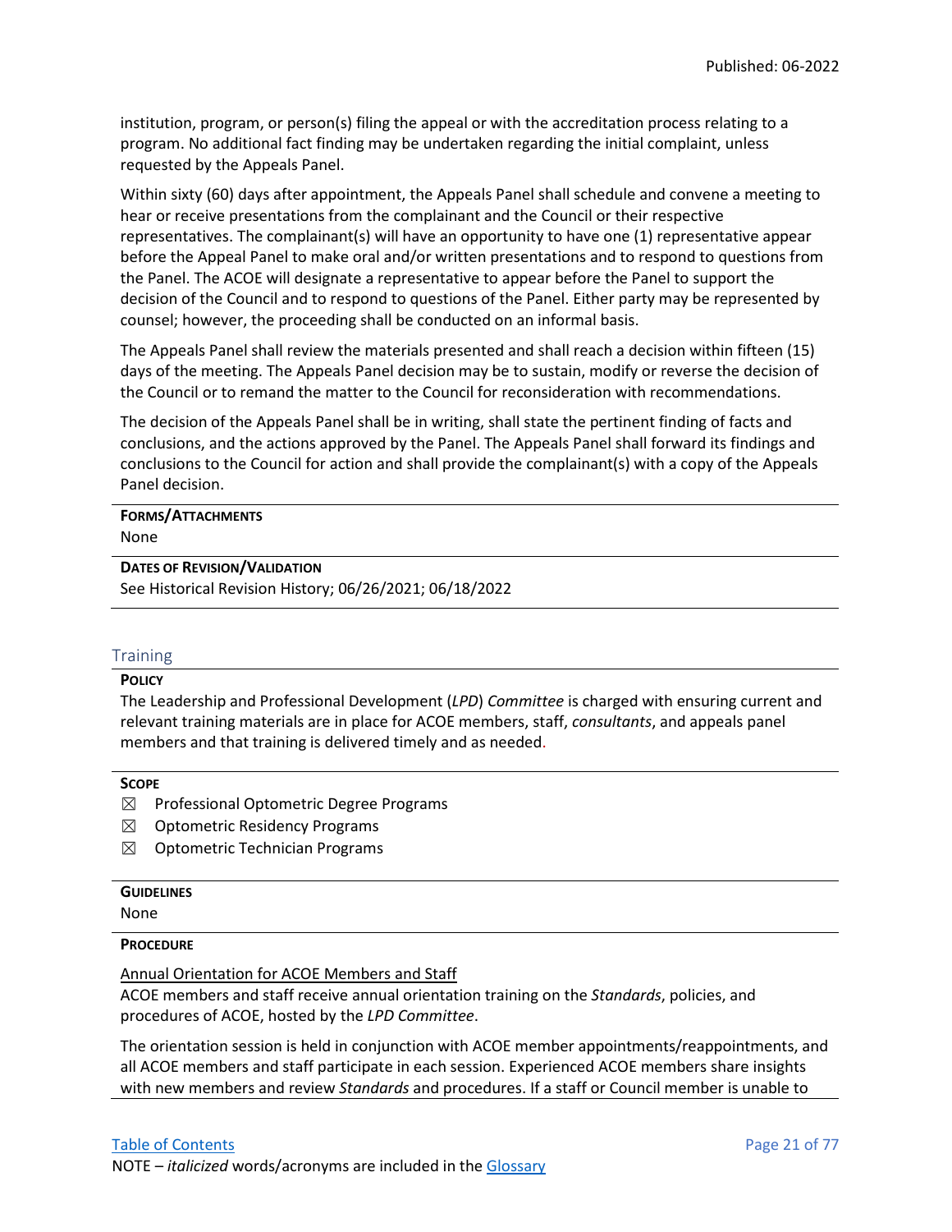institution, program, or person(s) filing the appeal or with the accreditation process relating to a program. No additional fact finding may be undertaken regarding the initial complaint, unless requested by the Appeals Panel.

Within sixty (60) days after appointment, the Appeals Panel shall schedule and convene a meeting to hear or receive presentations from the complainant and the Council or their respective representatives. The complainant(s) will have an opportunity to have one (1) representative appear before the Appeal Panel to make oral and/or written presentations and to respond to questions from the Panel. The ACOE will designate a representative to appear before the Panel to support the decision of the Council and to respond to questions of the Panel. Either party may be represented by counsel; however, the proceeding shall be conducted on an informal basis.

The Appeals Panel shall review the materials presented and shall reach a decision within fifteen (15) days of the meeting. The Appeals Panel decision may be to sustain, modify or reverse the decision of the Council or to remand the matter to the Council for reconsideration with recommendations.

The decision of the Appeals Panel shall be in writing, shall state the pertinent finding of facts and conclusions, and the actions approved by the Panel. The Appeals Panel shall forward its findings and conclusions to the Council for action and shall provide the complainant(s) with a copy of the Appeals Panel decision.

**FORMS/ATTACHMENTS**

None

**DATES OF REVISION/VALIDATION**

See Historical Revision History; 06/26/2021; 06/18/2022

## Training

**POLICY**

The Leadership and Professional Development (*LPD*) *Committee* is charged with ensuring current and relevant training materials are in place for ACOE members, staff, *consultants*, and appeals panel members and that training is delivered timely and as needed.

**SCOPE**

- ☒ Professional Optometric Degree Programs
- ☒ Optometric Residency Programs
- ☒ Optometric Technician Programs

**GUIDELINES**

None

**PROCEDURE**

Annual Orientation for ACOE Members and Staff

ACOE members and staff receive annual orientation training on the *Standards*, policies, and procedures of ACOE, hosted by the *LPD Committee*.

The orientation session is held in conjunction with ACOE member appointments/reappointments, and all ACOE members and staff participate in each session. Experienced ACOE members share insights with new members and review *Standards* and procedures. If a staff or Council member is unable to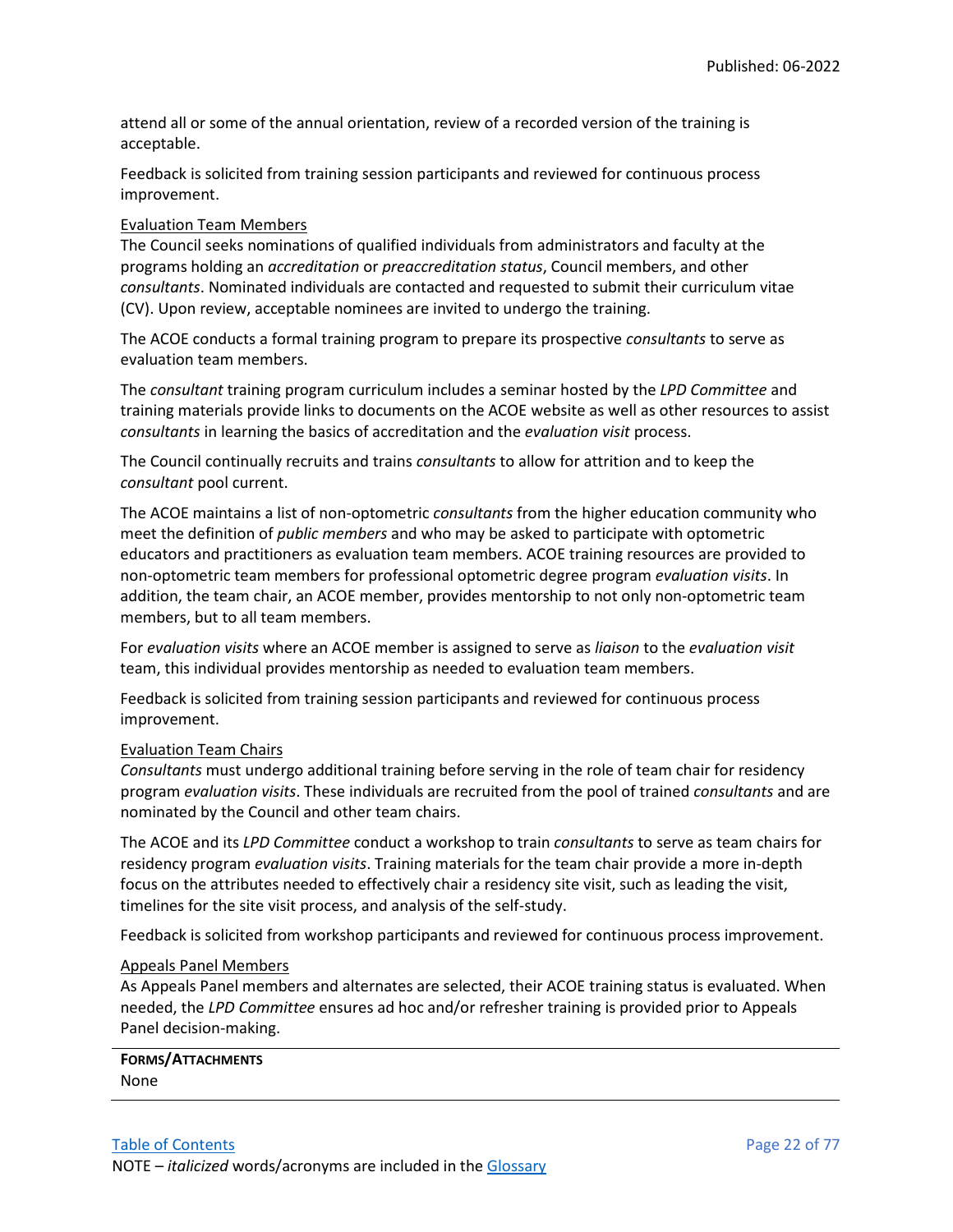attend all or some of the annual orientation, review of a recorded version of the training is acceptable.

Feedback is solicited from training session participants and reviewed for continuous process improvement.

Evaluation Team Members

The Council seeks nominations of qualified individuals from administrators and faculty at the programs holding an *accreditation* or *preaccreditation status*, Council members, and other *consultants*. Nominated individuals are contacted and requested to submit their curriculum vitae (CV). Upon review, acceptable nominees are invited to undergo the training.

The ACOE conducts a formal training program to prepare its prospective *consultants* to serve as evaluation team members.

The *consultant* training program curriculum includes a seminar hosted by the *LPD Committee* and training materials provide links to documents on the ACOE website as well as other resources to assist *consultants* in learning the basics of accreditation and the *evaluation visit* process.

The Council continually recruits and trains *consultants* to allow for attrition and to keep the *consultant* pool current.

The ACOE maintains a list of non-optometric *consultants* from the higher education community who meet the definition of *public members* and who may be asked to participate with optometric educators and practitioners as evaluation team members. ACOE training resources are provided to non-optometric team members for professional optometric degree program *evaluation visits*. In addition, the team chair, an ACOE member, provides mentorship to not only non-optometric team members, but to all team members.

For *evaluation visits* where an ACOE member is assigned to serve as *liaison* to the *evaluation visit* team, this individual provides mentorship as needed to evaluation team members.

Feedback is solicited from training session participants and reviewed for continuous process improvement.

Evaluation Team Chairs

*Consultants* must undergo additional training before serving in the role of team chair for residency program *evaluation visits*. These individuals are recruited from the pool of trained *consultants* and are nominated by the Council and other team chairs.

The ACOE and its *LPD Committee* conduct a workshop to train *consultants* to serve as team chairs for residency program *evaluation visits*. Training materials for the team chair provide a more in-depth focus on the attributes needed to effectively chair a residency site visit, such as leading the visit, timelines for the site visit process, and analysis of the self-study.

Feedback is solicited from workshop participants and reviewed for continuous process improvement.

Appeals Panel Members

As Appeals Panel members and alternates are selected, their ACOE training status is evaluated. When needed, the *LPD Committee* ensures ad hoc and/or refresher training is provided prior to Appeals Panel decision-making.

**FORMS/ATTACHMENTS**

None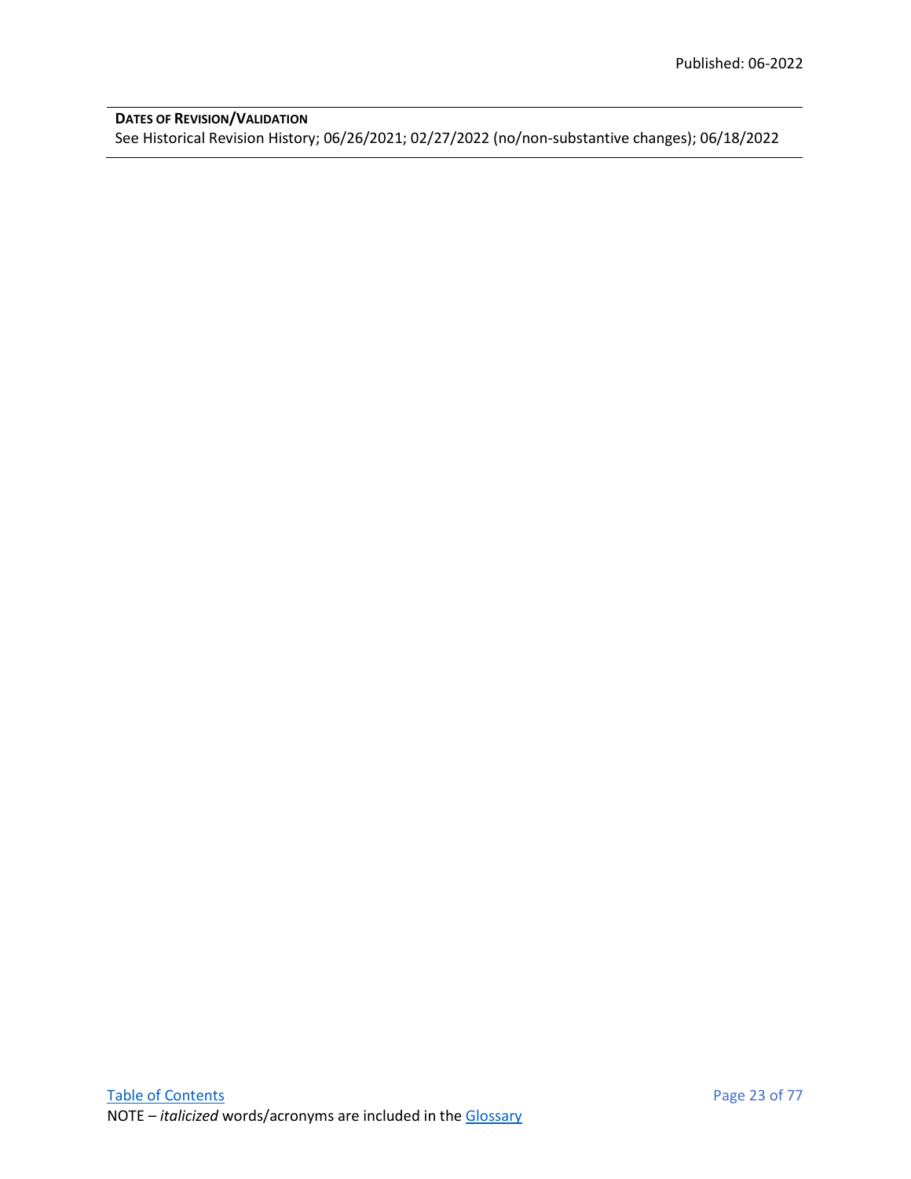**Dates of Revision/Validation**

See Historical Revision History; 06/26/2021; 02/27/2022 (no/non-substantive changes); 06/18/2022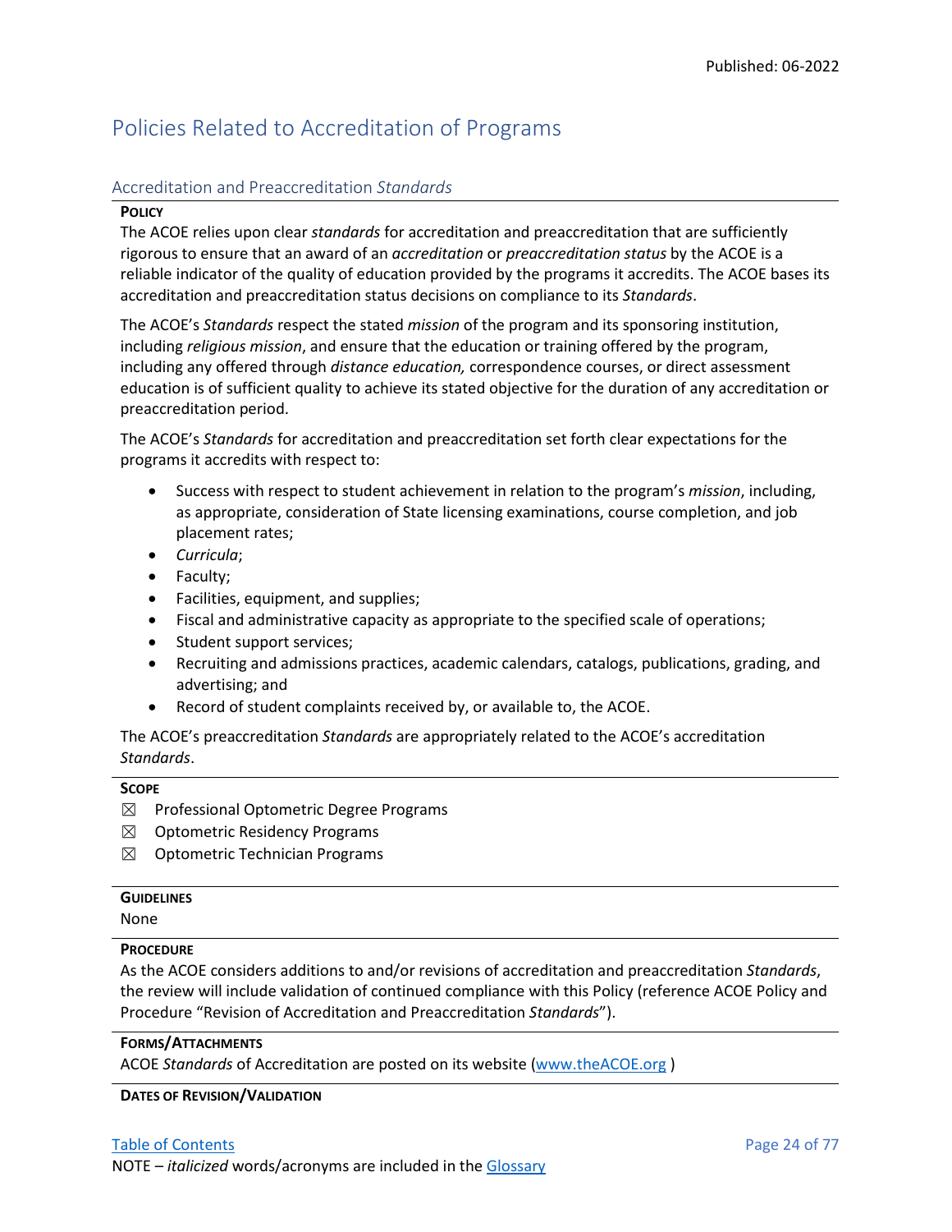# Policies Related to Accreditation of Programs

## Accreditation and Preaccreditation *Standards*

**POLICY**

The ACOE relies upon clear *standards* for accreditation and preaccreditation that are sufficiently rigorous to ensure that an award of an *accreditation* or *preaccreditation status* by the ACOE is a reliable indicator of the quality of education provided by the programs it accredits. The ACOE bases its accreditation and preaccreditation status decisions on compliance to its *Standards*.

The ACOE's *Standards* respect the stated *mission* of the program and its sponsoring institution, including *religious mission*, and ensure that the education or training offered by the program, including any offered through *distance education,* correspondence courses, or direct assessment education is of sufficient quality to achieve its stated objective for the duration of any accreditation or preaccreditation period.

The ACOE's *Standards* for accreditation and preaccreditation set forth clear expectations for the programs it accredits with respect to:

- Success with respect to student achievement in relation to the program's *mission*, including, as appropriate, consideration of State licensing examinations, course completion, and job placement rates;
- *Curricula*;
- Faculty;
- Facilities, equipment, and supplies;
- Fiscal and administrative capacity as appropriate to the specified scale of operations;
- Student support services;
- Recruiting and admissions practices, academic calendars, catalogs, publications, grading, and advertising; and
- Record of student complaints received by, or available to, the ACOE.

The ACOE's preaccreditation *Standards* are appropriately related to the ACOE's accreditation *Standards*.

**SCOPE**

☒ Professional Optometric Degree Programs
☒ Optometric Residency Programs
☒ Optometric Technician Programs

**GUIDELINES**

None

**PROCEDURE**

As the ACOE considers additions to and/or revisions of accreditation and preaccreditation *Standards*, the review will include validation of continued compliance with this Policy (reference ACOE Policy and Procedure "Revision of Accreditation and Preaccreditation *Standards*").

**FORMS/ATTACHMENTS**

ACOE *Standards* of Accreditation are posted on its website (www.theACOE.org )

**DATES OF REVISION/VALIDATION**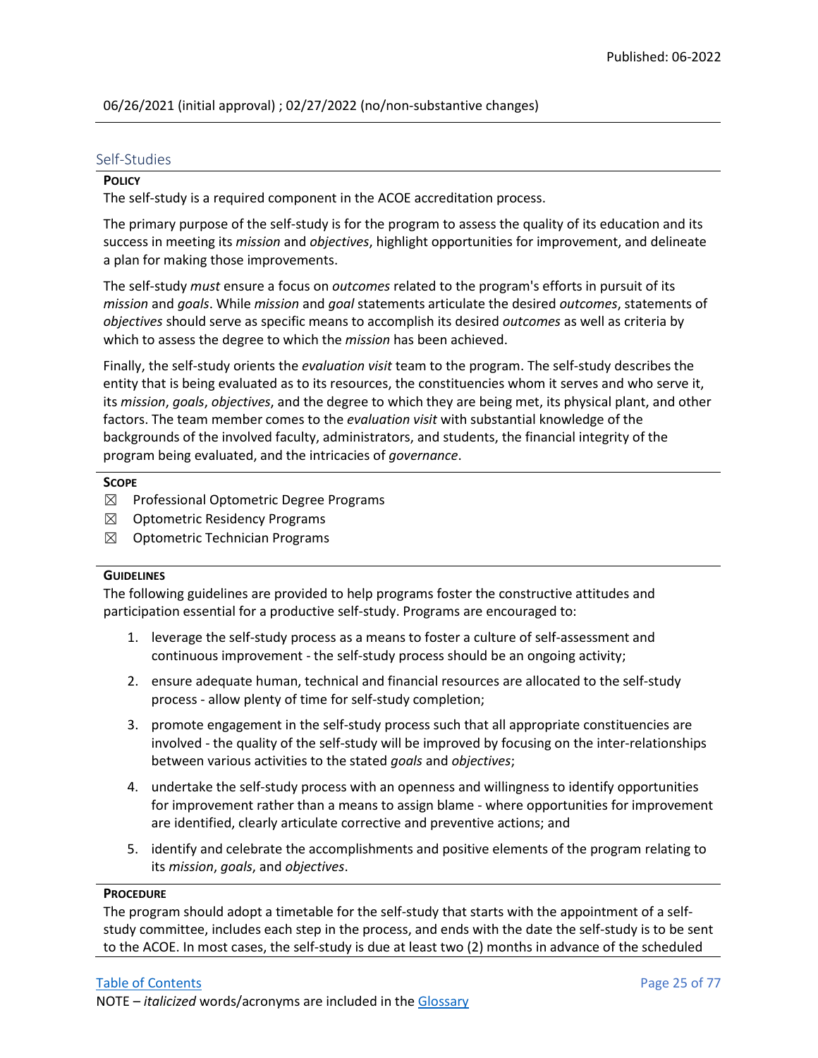06/26/2021 (initial approval) ; 02/27/2022 (no/non-substantive changes)

## Self-Studies

**POLICY**

The self-study is a required component in the ACOE accreditation process.

The primary purpose of the self-study is for the program to assess the quality of its education and its success in meeting its *mission* and *objectives*, highlight opportunities for improvement, and delineate a plan for making those improvements.

The self-study *must* ensure a focus on *outcomes* related to the program's efforts in pursuit of its *mission* and *goals*. While *mission* and *goal* statements articulate the desired *outcomes*, statements of *objectives* should serve as specific means to accomplish its desired *outcomes* as well as criteria by which to assess the degree to which the *mission* has been achieved.

Finally, the self-study orients the *evaluation visit* team to the program. The self-study describes the entity that is being evaluated as to its resources, the constituencies whom it serves and who serve it, its *mission*, *goals*, *objectives*, and the degree to which they are being met, its physical plant, and other factors. The team member comes to the *evaluation visit* with substantial knowledge of the backgrounds of the involved faculty, administrators, and students, the financial integrity of the program being evaluated, and the intricacies of *governance*.

**SCOPE**

☒ Professional Optometric Degree Programs

☒ Optometric Residency Programs

☒ Optometric Technician Programs

**GUIDELINES**

The following guidelines are provided to help programs foster the constructive attitudes and participation essential for a productive self-study. Programs are encouraged to:

1. leverage the self-study process as a means to foster a culture of self-assessment and continuous improvement - the self-study process should be an ongoing activity;
2. ensure adequate human, technical and financial resources are allocated to the self-study process - allow plenty of time for self-study completion;
3. promote engagement in the self-study process such that all appropriate constituencies are involved - the quality of the self-study will be improved by focusing on the inter-relationships between various activities to the stated *goals* and *objectives*;
4. undertake the self-study process with an openness and willingness to identify opportunities for improvement rather than a means to assign blame - where opportunities for improvement are identified, clearly articulate corrective and preventive actions; and
5. identify and celebrate the accomplishments and positive elements of the program relating to its *mission*, *goals*, and *objectives*.

**PROCEDURE**

The program should adopt a timetable for the self-study that starts with the appointment of a self-study committee, includes each step in the process, and ends with the date the self-study is to be sent to the ACOE. In most cases, the self-study is due at least two (2) months in advance of the scheduled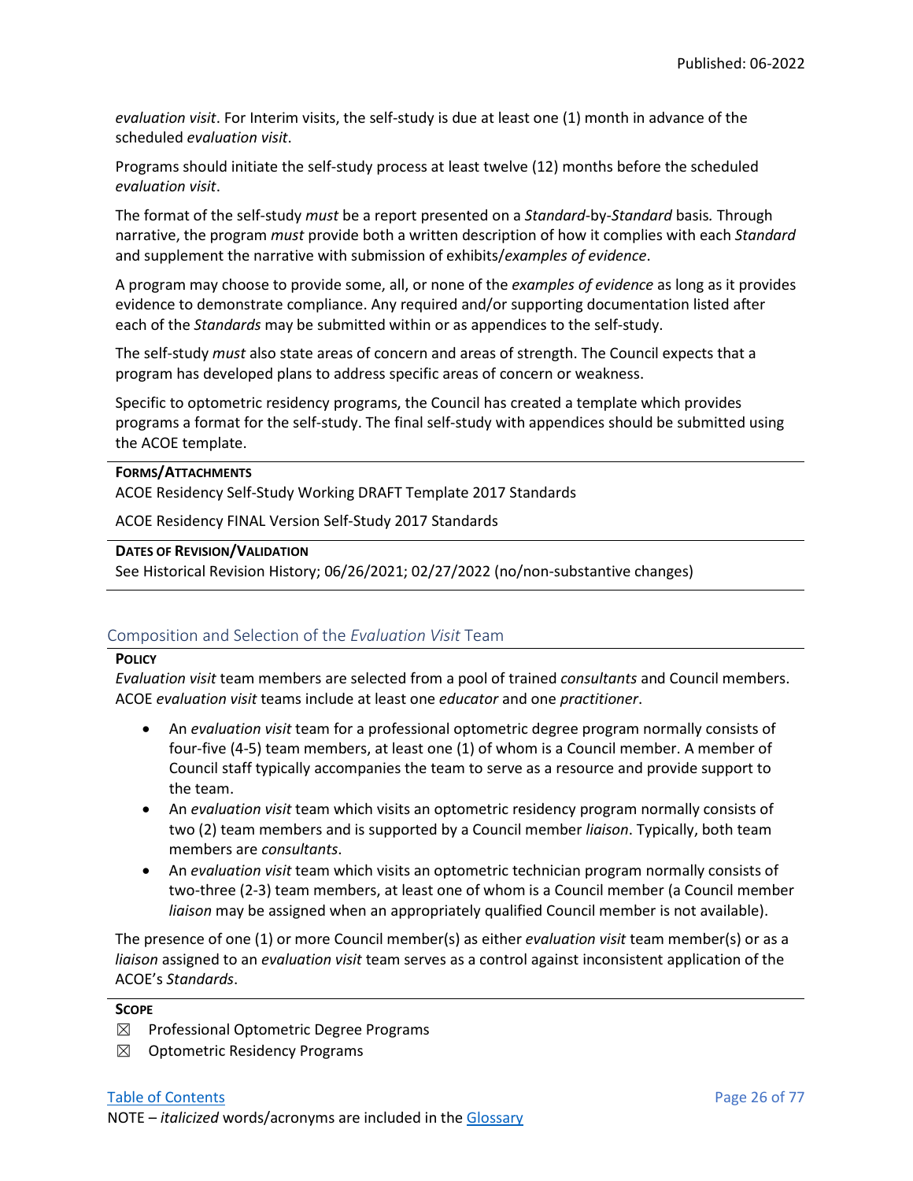*evaluation visit*. For Interim visits, the self-study is due at least one (1) month in advance of the scheduled *evaluation visit*.

Programs should initiate the self-study process at least twelve (12) months before the scheduled *evaluation visit*.

The format of the self-study *must* be a report presented on a *Standard*-by-*Standard* basis*.* Through narrative, the program *must* provide both a written description of how it complies with each *Standard* and supplement the narrative with submission of exhibits/*examples of evidence*.

A program may choose to provide some, all, or none of the *examples of evidence* as long as it provides evidence to demonstrate compliance. Any required and/or supporting documentation listed after each of the *Standards* may be submitted within or as appendices to the self-study.

The self-study *must* also state areas of concern and areas of strength. The Council expects that a program has developed plans to address specific areas of concern or weakness.

Specific to optometric residency programs, the Council has created a template which provides programs a format for the self-study. The final self-study with appendices should be submitted using the ACOE template.

**FORMS/ATTACHMENTS**

ACOE Residency Self-Study Working DRAFT Template 2017 Standards

ACOE Residency FINAL Version Self-Study 2017 Standards

**DATES OF REVISION/VALIDATION**

See Historical Revision History; 06/26/2021; 02/27/2022 (no/non-substantive changes)

## Composition and Selection of the *Evaluation Visit* Team

**POLICY**

*Evaluation visit* team members are selected from a pool of trained *consultants* and Council members. ACOE *evaluation visit* teams include at least one *educator* and one *practitioner*.

- An *evaluation visit* team for a professional optometric degree program normally consists of four-five (4-5) team members, at least one (1) of whom is a Council member. A member of Council staff typically accompanies the team to serve as a resource and provide support to the team.
- An *evaluation visit* team which visits an optometric residency program normally consists of two (2) team members and is supported by a Council member *liaison*. Typically, both team members are *consultants*.
- An *evaluation visit* team which visits an optometric technician program normally consists of two-three (2-3) team members, at least one of whom is a Council member (a Council member *liaison* may be assigned when an appropriately qualified Council member is not available).

The presence of one (1) or more Council member(s) as either *evaluation visit* team member(s) or as a *liaison* assigned to an *evaluation visit* team serves as a control against inconsistent application of the ACOE's *Standards*.

**SCOPE**

☒ Professional Optometric Degree Programs

☒ Optometric Residency Programs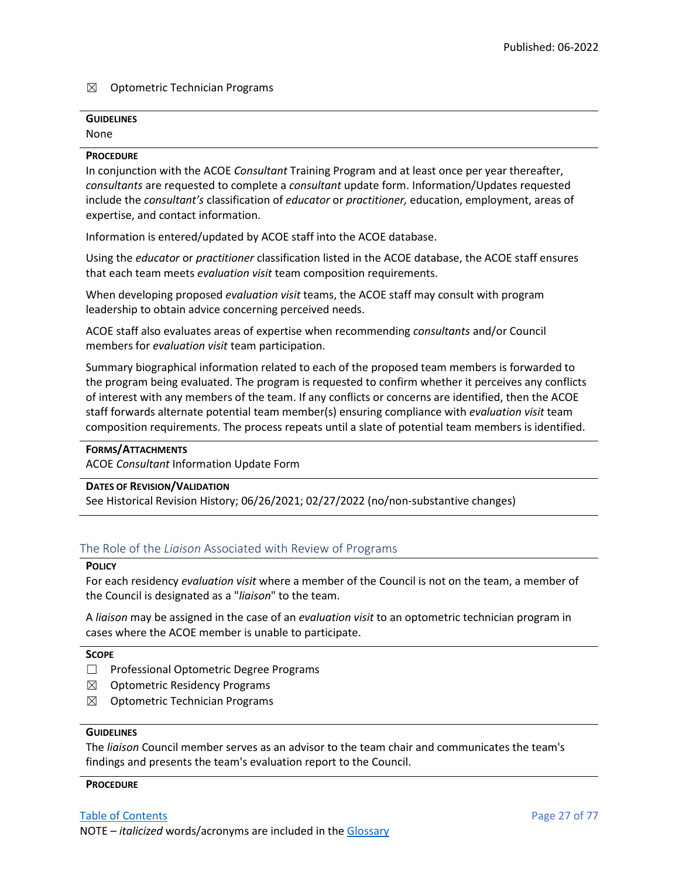☒ Optometric Technician Programs

**GUIDELINES**

None

**PROCEDURE**

In conjunction with the ACOE *Consultant* Training Program and at least once per year thereafter, *consultants* are requested to complete a *consultant* update form. Information/Updates requested include the *consultant's* classification of *educator* or *practitioner,* education, employment, areas of expertise, and contact information.

Information is entered/updated by ACOE staff into the ACOE database.

Using the *educator* or *practitioner* classification listed in the ACOE database, the ACOE staff ensures that each team meets *evaluation visit* team composition requirements.

When developing proposed *evaluation visit* teams, the ACOE staff may consult with program leadership to obtain advice concerning perceived needs.

ACOE staff also evaluates areas of expertise when recommending *consultants* and/or Council members for *evaluation visit* team participation.

Summary biographical information related to each of the proposed team members is forwarded to the program being evaluated. The program is requested to confirm whether it perceives any conflicts of interest with any members of the team. If any conflicts or concerns are identified, then the ACOE staff forwards alternate potential team member(s) ensuring compliance with *evaluation visit* team composition requirements. The process repeats until a slate of potential team members is identified.

**FORMS/ATTACHMENTS**

ACOE *Consultant* Information Update Form

**DATES OF REVISION/VALIDATION**

See Historical Revision History; 06/26/2021; 02/27/2022 (no/non-substantive changes)

## The Role of the *Liaison* Associated with Review of Programs

**POLICY**

For each residency *evaluation visit* where a member of the Council is not on the team, a member of the Council is designated as a "*liaison*" to the team.

A *liaison* may be assigned in the case of an *evaluation visit* to an optometric technician program in cases where the ACOE member is unable to participate.

**SCOPE**

☐ Professional Optometric Degree Programs

☒ Optometric Residency Programs

☒ Optometric Technician Programs

**GUIDELINES**

The *liaison* Council member serves as an advisor to the team chair and communicates the team's findings and presents the team's evaluation report to the Council.

**PROCEDURE**

NOTE – *italicized* words/acronyms are included in the Glossary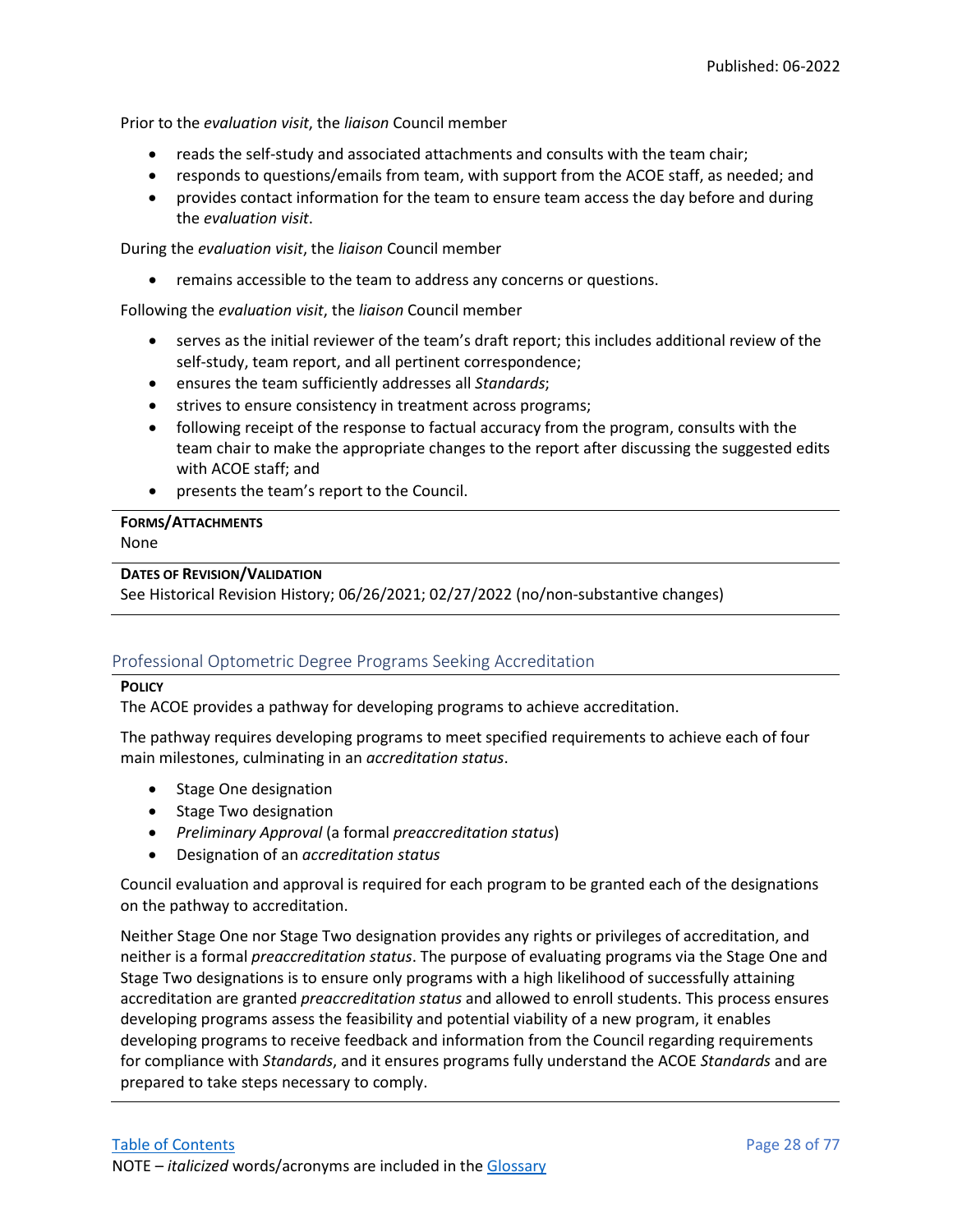Prior to the *evaluation visit*, the *liaison* Council member

- reads the self-study and associated attachments and consults with the team chair;
- responds to questions/emails from team, with support from the ACOE staff, as needed; and
- provides contact information for the team to ensure team access the day before and during the *evaluation visit*.

During the *evaluation visit*, the *liaison* Council member

- remains accessible to the team to address any concerns or questions.

Following the *evaluation visit*, the *liaison* Council member

- serves as the initial reviewer of the team's draft report; this includes additional review of the self-study, team report, and all pertinent correspondence;
- ensures the team sufficiently addresses all *Standards*;
- strives to ensure consistency in treatment across programs;
- following receipt of the response to factual accuracy from the program, consults with the team chair to make the appropriate changes to the report after discussing the suggested edits with ACOE staff; and
- presents the team's report to the Council.

**FORMS/ATTACHMENTS**

None

**DATES OF REVISION/VALIDATION**

See Historical Revision History; 06/26/2021; 02/27/2022 (no/non-substantive changes)

## Professional Optometric Degree Programs Seeking Accreditation

**POLICY**

The ACOE provides a pathway for developing programs to achieve accreditation.

The pathway requires developing programs to meet specified requirements to achieve each of four main milestones, culminating in an *accreditation status*.

- Stage One designation
- Stage Two designation
- *Preliminary Approval* (a formal *preaccreditation status*)
- Designation of an *accreditation status*

Council evaluation and approval is required for each program to be granted each of the designations on the pathway to accreditation.

Neither Stage One nor Stage Two designation provides any rights or privileges of accreditation, and neither is a formal *preaccreditation status*. The purpose of evaluating programs via the Stage One and Stage Two designations is to ensure only programs with a high likelihood of successfully attaining accreditation are granted *preaccreditation status* and allowed to enroll students. This process ensures developing programs assess the feasibility and potential viability of a new program, it enables developing programs to receive feedback and information from the Council regarding requirements for compliance with *Standards*, and it ensures programs fully understand the ACOE *Standards* and are prepared to take steps necessary to comply.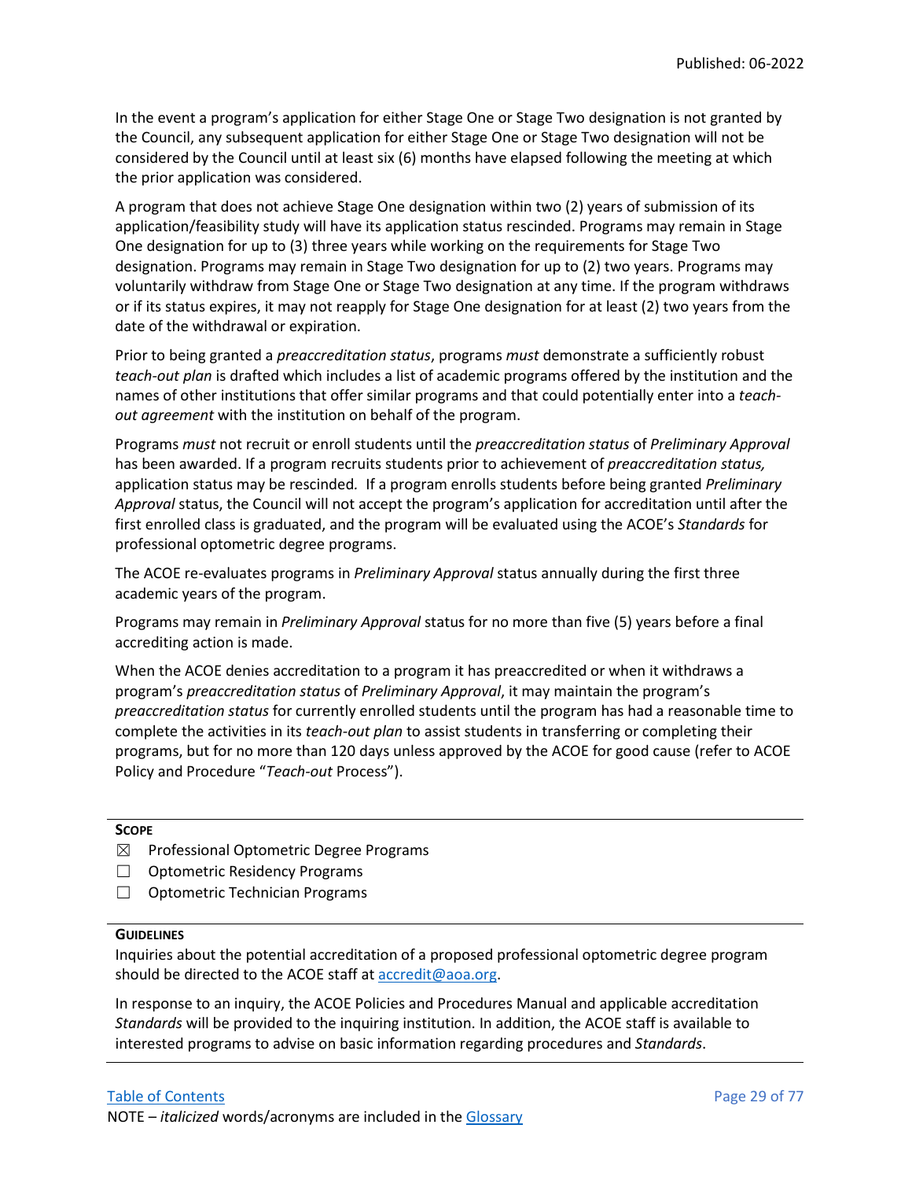In the event a program's application for either Stage One or Stage Two designation is not granted by the Council, any subsequent application for either Stage One or Stage Two designation will not be considered by the Council until at least six (6) months have elapsed following the meeting at which the prior application was considered.

A program that does not achieve Stage One designation within two (2) years of submission of its application/feasibility study will have its application status rescinded. Programs may remain in Stage One designation for up to (3) three years while working on the requirements for Stage Two designation. Programs may remain in Stage Two designation for up to (2) two years. Programs may voluntarily withdraw from Stage One or Stage Two designation at any time. If the program withdraws or if its status expires, it may not reapply for Stage One designation for at least (2) two years from the date of the withdrawal or expiration.

Prior to being granted a *preaccreditation status*, programs *must* demonstrate a sufficiently robust *teach-out plan* is drafted which includes a list of academic programs offered by the institution and the names of other institutions that offer similar programs and that could potentially enter into a *teach-out agreement* with the institution on behalf of the program.

Programs *must* not recruit or enroll students until the *preaccreditation status* of *Preliminary Approval* has been awarded. If a program recruits students prior to achievement of *preaccreditation status,* application status may be rescinded*.* If a program enrolls students before being granted *Preliminary Approval* status, the Council will not accept the program's application for accreditation until after the first enrolled class is graduated, and the program will be evaluated using the ACOE's *Standards* for professional optometric degree programs.

The ACOE re-evaluates programs in *Preliminary Approval* status annually during the first three academic years of the program.

Programs may remain in *Preliminary Approval* status for no more than five (5) years before a final accrediting action is made.

When the ACOE denies accreditation to a program it has preaccredited or when it withdraws a program's *preaccreditation status* of *Preliminary Approval*, it may maintain the program's *preaccreditation status* for currently enrolled students until the program has had a reasonable time to complete the activities in its *teach-out plan* to assist students in transferring or completing their programs, but for no more than 120 days unless approved by the ACOE for good cause (refer to ACOE Policy and Procedure "*Teach-out* Process").

**SCOPE**

- ☒ Professional Optometric Degree Programs
- ☐ Optometric Residency Programs
- ☐ Optometric Technician Programs

**GUIDELINES**

Inquiries about the potential accreditation of a proposed professional optometric degree program should be directed to the ACOE staff at accredit@aoa.org.

In response to an inquiry, the ACOE Policies and Procedures Manual and applicable accreditation *Standards* will be provided to the inquiring institution. In addition, the ACOE staff is available to interested programs to advise on basic information regarding procedures and *Standards*.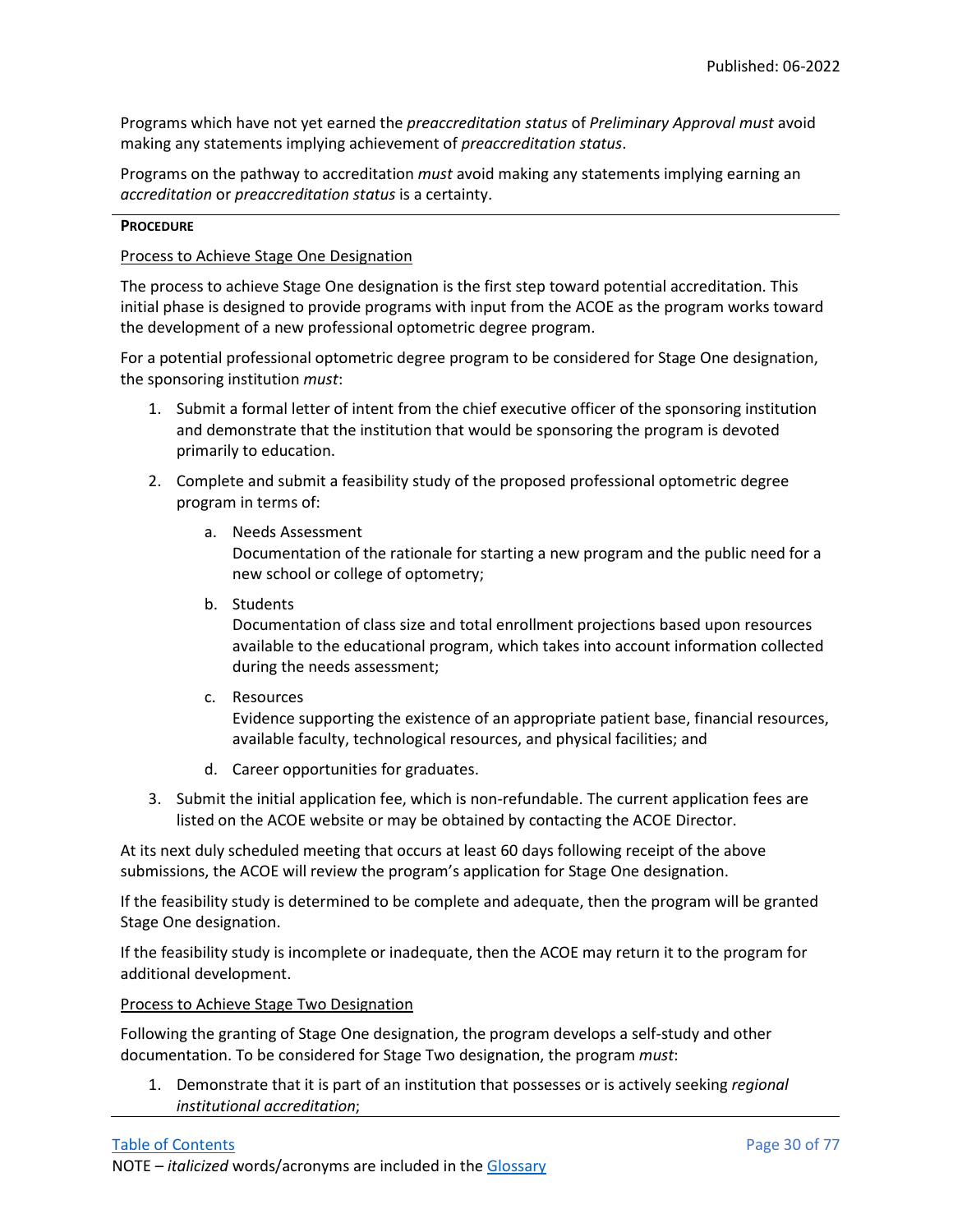Programs which have not yet earned the *preaccreditation status* of *Preliminary Approval must* avoid making any statements implying achievement of *preaccreditation status*.

Programs on the pathway to accreditation *must* avoid making any statements implying earning an *accreditation* or *preaccreditation status* is a certainty.

---

**PROCEDURE**

Process to Achieve Stage One Designation

The process to achieve Stage One designation is the first step toward potential accreditation. This initial phase is designed to provide programs with input from the ACOE as the program works toward the development of a new professional optometric degree program.

For a potential professional optometric degree program to be considered for Stage One designation, the sponsoring institution *must*:

1. Submit a formal letter of intent from the chief executive officer of the sponsoring institution and demonstrate that the institution that would be sponsoring the program is devoted primarily to education.
2. Complete and submit a feasibility study of the proposed professional optometric degree program in terms of:
    a. Needs Assessment
       Documentation of the rationale for starting a new program and the public need for a new school or college of optometry;
    b. Students
       Documentation of class size and total enrollment projections based upon resources available to the educational program, which takes into account information collected during the needs assessment;
    c. Resources
       Evidence supporting the existence of an appropriate patient base, financial resources, available faculty, technological resources, and physical facilities; and
    d. Career opportunities for graduates.
3. Submit the initial application fee, which is non-refundable. The current application fees are listed on the ACOE website or may be obtained by contacting the ACOE Director.

At its next duly scheduled meeting that occurs at least 60 days following receipt of the above submissions, the ACOE will review the program's application for Stage One designation.

If the feasibility study is determined to be complete and adequate, then the program will be granted Stage One designation.

If the feasibility study is incomplete or inadequate, then the ACOE may return it to the program for additional development.

Process to Achieve Stage Two Designation

Following the granting of Stage One designation, the program develops a self-study and other documentation. To be considered for Stage Two designation, the program *must*:

1. Demonstrate that it is part of an institution that possesses or is actively seeking *regional institutional accreditation*;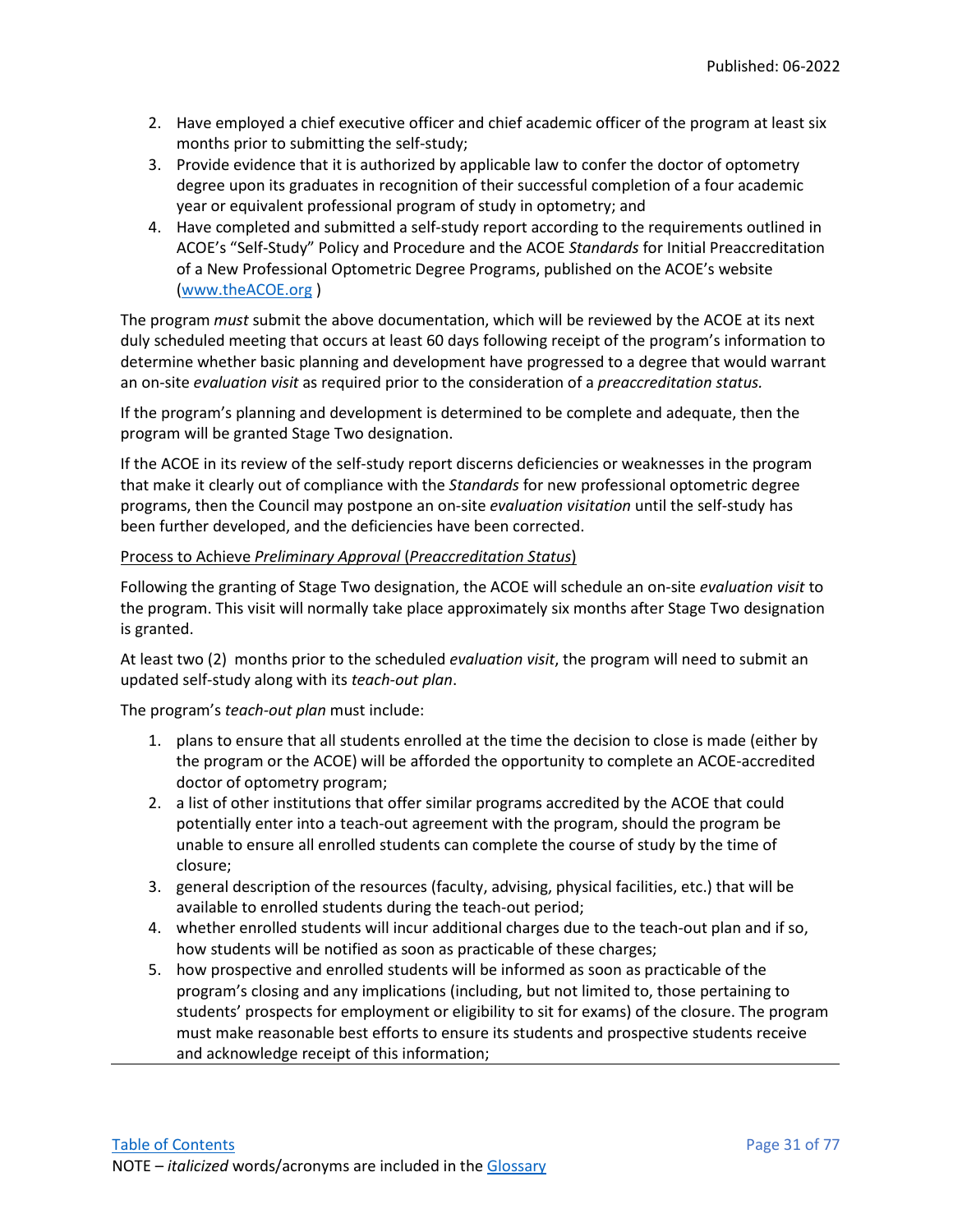2. Have employed a chief executive officer and chief academic officer of the program at least six months prior to submitting the self-study;
3. Provide evidence that it is authorized by applicable law to confer the doctor of optometry degree upon its graduates in recognition of their successful completion of a four academic year or equivalent professional program of study in optometry; and
4. Have completed and submitted a self-study report according to the requirements outlined in ACOE's "Self-Study" Policy and Procedure and the ACOE *Standards* for Initial Preaccreditation of a New Professional Optometric Degree Programs, published on the ACOE's website ([www.theACOE.org](http://www.theACOE.org) )

The program *must* submit the above documentation, which will be reviewed by the ACOE at its next duly scheduled meeting that occurs at least 60 days following receipt of the program's information to determine whether basic planning and development have progressed to a degree that would warrant an on-site *evaluation visit* as required prior to the consideration of a *preaccreditation status.*

If the program's planning and development is determined to be complete and adequate, then the program will be granted Stage Two designation.

If the ACOE in its review of the self-study report discerns deficiencies or weaknesses in the program that make it clearly out of compliance with the *Standards* for new professional optometric degree programs, then the Council may postpone an on-site *evaluation visitation* until the self-study has been further developed, and the deficiencies have been corrected.

Process to Achieve *Preliminary Approval* (*Preaccreditation Status*)

Following the granting of Stage Two designation, the ACOE will schedule an on-site *evaluation visit* to the program. This visit will normally take place approximately six months after Stage Two designation is granted.

At least two (2) months prior to the scheduled *evaluation visit*, the program will need to submit an updated self-study along with its *teach-out plan*.

The program's *teach-out plan* must include:

1. plans to ensure that all students enrolled at the time the decision to close is made (either by the program or the ACOE) will be afforded the opportunity to complete an ACOE-accredited doctor of optometry program;
2. a list of other institutions that offer similar programs accredited by the ACOE that could potentially enter into a teach-out agreement with the program, should the program be unable to ensure all enrolled students can complete the course of study by the time of closure;
3. general description of the resources (faculty, advising, physical facilities, etc.) that will be available to enrolled students during the teach-out period;
4. whether enrolled students will incur additional charges due to the teach-out plan and if so, how students will be notified as soon as practicable of these charges;
5. how prospective and enrolled students will be informed as soon as practicable of the program's closing and any implications (including, but not limited to, those pertaining to students' prospects for employment or eligibility to sit for exams) of the closure. The program must make reasonable best efforts to ensure its students and prospective students receive and acknowledge receipt of this information;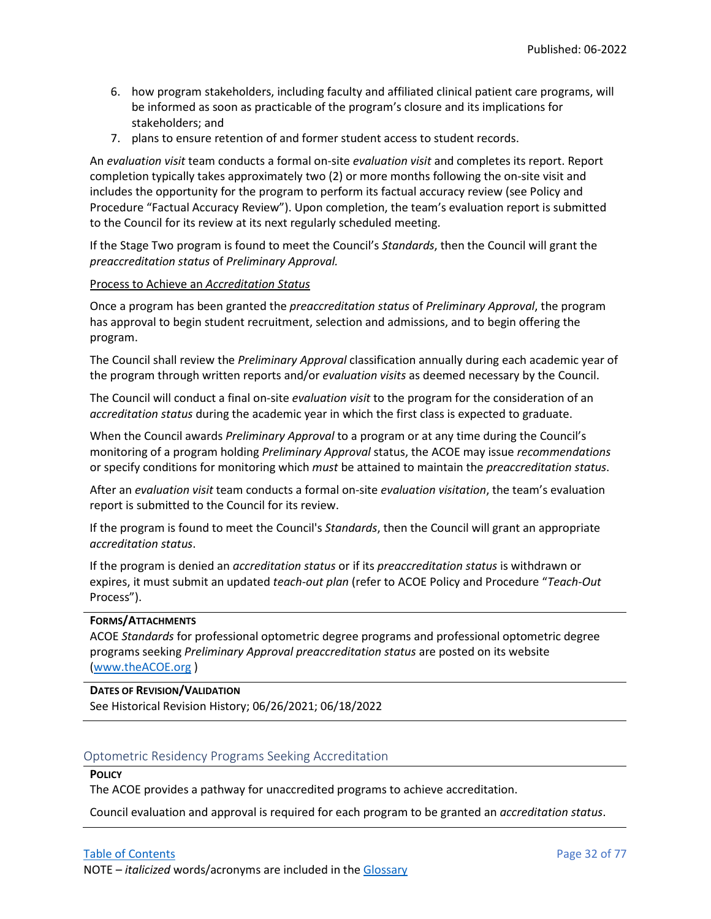6. how program stakeholders, including faculty and affiliated clinical patient care programs, will be informed as soon as practicable of the program's closure and its implications for stakeholders; and
7. plans to ensure retention of and former student access to student records.

An *evaluation visit* team conducts a formal on-site *evaluation visit* and completes its report. Report completion typically takes approximately two (2) or more months following the on-site visit and includes the opportunity for the program to perform its factual accuracy review (see Policy and Procedure "Factual Accuracy Review"). Upon completion, the team's evaluation report is submitted to the Council for its review at its next regularly scheduled meeting.

If the Stage Two program is found to meet the Council's *Standards*, then the Council will grant the *preaccreditation status* of *Preliminary Approval.*

<u>Process to Achieve an *Accreditation Status*</u>

Once a program has been granted the *preaccreditation status* of *Preliminary Approval*, the program has approval to begin student recruitment, selection and admissions, and to begin offering the program.

The Council shall review the *Preliminary Approval* classification annually during each academic year of the program through written reports and/or *evaluation visits* as deemed necessary by the Council.

The Council will conduct a final on-site *evaluation visit* to the program for the consideration of an *accreditation status* during the academic year in which the first class is expected to graduate.

When the Council awards *Preliminary Approval* to a program or at any time during the Council's monitoring of a program holding *Preliminary Approval* status, the ACOE may issue *recommendations* or specify conditions for monitoring which *must* be attained to maintain the *preaccreditation status*.

After an *evaluation visit* team conducts a formal on-site *evaluation visitation*, the team's evaluation report is submitted to the Council for its review.

If the program is found to meet the Council's *Standards*, then the Council will grant an appropriate *accreditation status*.

If the program is denied an *accreditation status* or if its *preaccreditation status* is withdrawn or expires, it must submit an updated *teach-out plan* (refer to ACOE Policy and Procedure "*Teach-Out* Process").

**FORMS/ATTACHMENTS**

ACOE *Standards* for professional optometric degree programs and professional optometric degree programs seeking *Preliminary Approval preaccreditation status* are posted on its website ([www.theACOE.org](www.theACOE.org) )

**DATES OF REVISION/VALIDATION**

See Historical Revision History; 06/26/2021; 06/18/2022

## Optometric Residency Programs Seeking Accreditation

**POLICY**

The ACOE provides a pathway for unaccredited programs to achieve accreditation.

Council evaluation and approval is required for each program to be granted an *accreditation status*.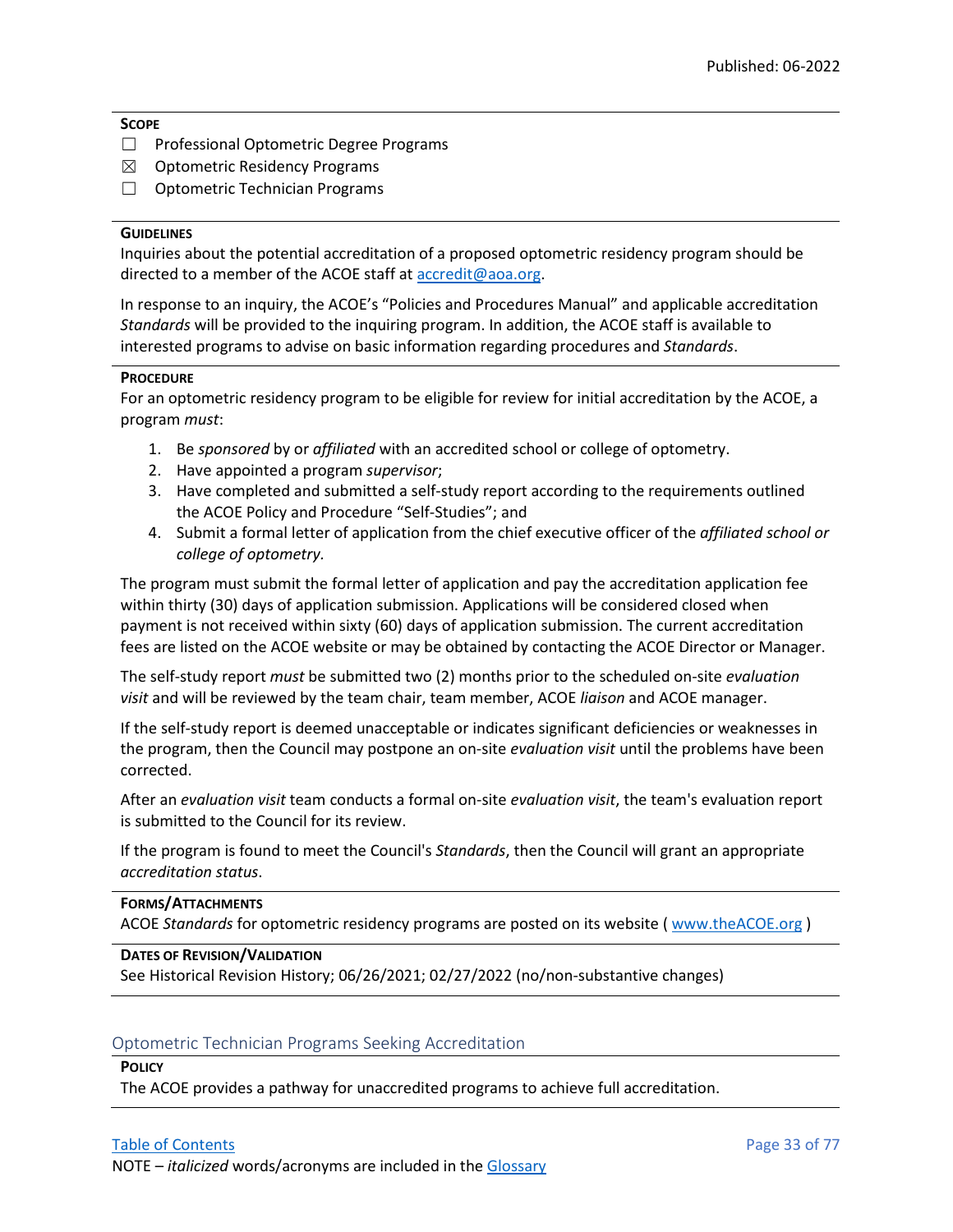**Scope**

- ☐ Professional Optometric Degree Programs
- ☒ Optometric Residency Programs
- ☐ Optometric Technician Programs

**Guidelines**

Inquiries about the potential accreditation of a proposed optometric residency program should be directed to a member of the ACOE staff at accredit@aoa.org.

In response to an inquiry, the ACOE's "Policies and Procedures Manual" and applicable accreditation *Standards* will be provided to the inquiring program. In addition, the ACOE staff is available to interested programs to advise on basic information regarding procedures and *Standards*.

**Procedure**

For an optometric residency program to be eligible for review for initial accreditation by the ACOE, a program *must*:

1. Be *sponsored* by or *affiliated* with an accredited school or college of optometry.
2. Have appointed a program *supervisor*;
3. Have completed and submitted a self-study report according to the requirements outlined the ACOE Policy and Procedure "Self-Studies"; and
4. Submit a formal letter of application from the chief executive officer of the *affiliated school or college of optometry.*

The program must submit the formal letter of application and pay the accreditation application fee within thirty (30) days of application submission. Applications will be considered closed when payment is not received within sixty (60) days of application submission. The current accreditation fees are listed on the ACOE website or may be obtained by contacting the ACOE Director or Manager.

The self-study report *must* be submitted two (2) months prior to the scheduled on-site *evaluation visit* and will be reviewed by the team chair, team member, ACOE *liaison* and ACOE manager.

If the self-study report is deemed unacceptable or indicates significant deficiencies or weaknesses in the program, then the Council may postpone an on-site *evaluation visit* until the problems have been corrected.

After an *evaluation visit* team conducts a formal on-site *evaluation visit*, the team's evaluation report is submitted to the Council for its review.

If the program is found to meet the Council's *Standards*, then the Council will grant an appropriate *accreditation status*.

**Forms/Attachments**

ACOE *Standards* for optometric residency programs are posted on its website ( www.theACOE.org )

**Dates of Revision/Validation**

See Historical Revision History; 06/26/2021; 02/27/2022 (no/non-substantive changes)

## Optometric Technician Programs Seeking Accreditation

**Policy**

The ACOE provides a pathway for unaccredited programs to achieve full accreditation.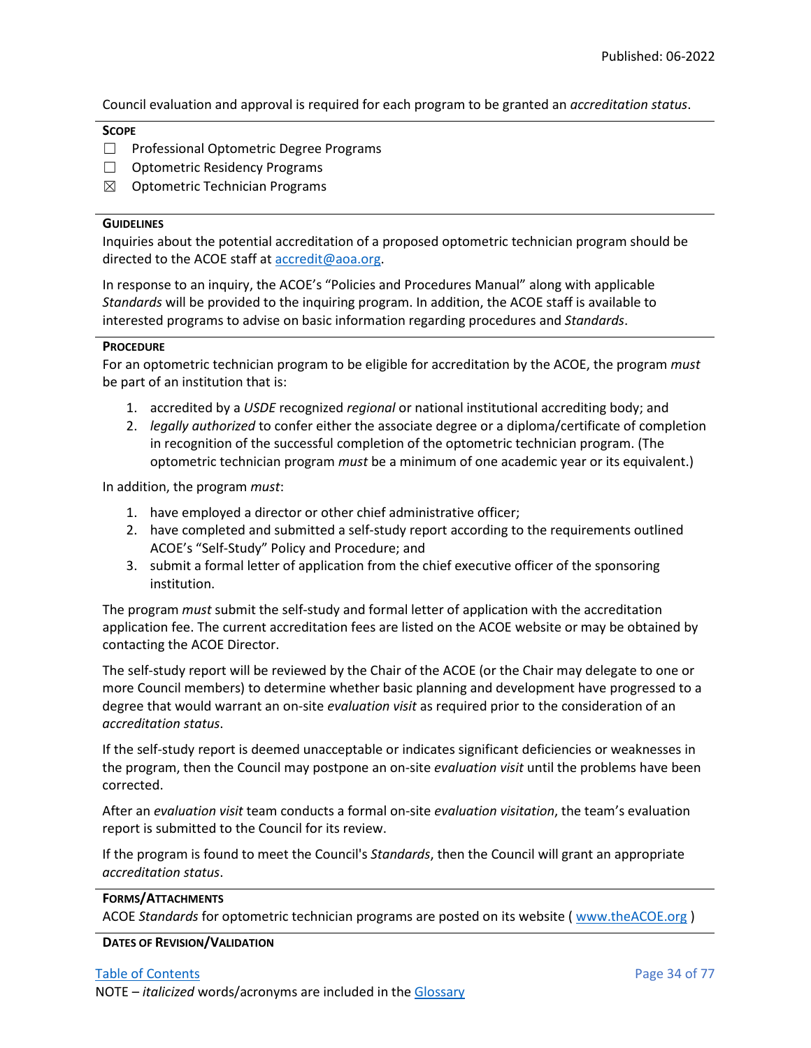Council evaluation and approval is required for each program to be granted an *accreditation status*.

**SCOPE**

☐ Professional Optometric Degree Programs
☐ Optometric Residency Programs
☒ Optometric Technician Programs

**GUIDELINES**

Inquiries about the potential accreditation of a proposed optometric technician program should be directed to the ACOE staff at accredit@aoa.org.

In response to an inquiry, the ACOE's "Policies and Procedures Manual" along with applicable *Standards* will be provided to the inquiring program. In addition, the ACOE staff is available to interested programs to advise on basic information regarding procedures and *Standards*.

**PROCEDURE**

For an optometric technician program to be eligible for accreditation by the ACOE, the program *must* be part of an institution that is:

1. accredited by a *USDE* recognized *regional* or national institutional accrediting body; and
2. *legally authorized* to confer either the associate degree or a diploma/certificate of completion in recognition of the successful completion of the optometric technician program. (The optometric technician program *must* be a minimum of one academic year or its equivalent.)

In addition, the program *must*:

1. have employed a director or other chief administrative officer;
2. have completed and submitted a self-study report according to the requirements outlined ACOE's "Self-Study" Policy and Procedure; and
3. submit a formal letter of application from the chief executive officer of the sponsoring institution.

The program *must* submit the self-study and formal letter of application with the accreditation application fee. The current accreditation fees are listed on the ACOE website or may be obtained by contacting the ACOE Director.

The self-study report will be reviewed by the Chair of the ACOE (or the Chair may delegate to one or more Council members) to determine whether basic planning and development have progressed to a degree that would warrant an on-site *evaluation visit* as required prior to the consideration of an *accreditation status*.

If the self-study report is deemed unacceptable or indicates significant deficiencies or weaknesses in the program, then the Council may postpone an on-site *evaluation visit* until the problems have been corrected.

After an *evaluation visit* team conducts a formal on-site *evaluation visitation*, the team's evaluation report is submitted to the Council for its review.

If the program is found to meet the Council's *Standards*, then the Council will grant an appropriate *accreditation status*.

**FORMS/ATTACHMENTS**

ACOE *Standards* for optometric technician programs are posted on its website ( www.theACOE.org )

**DATES OF REVISION/VALIDATION**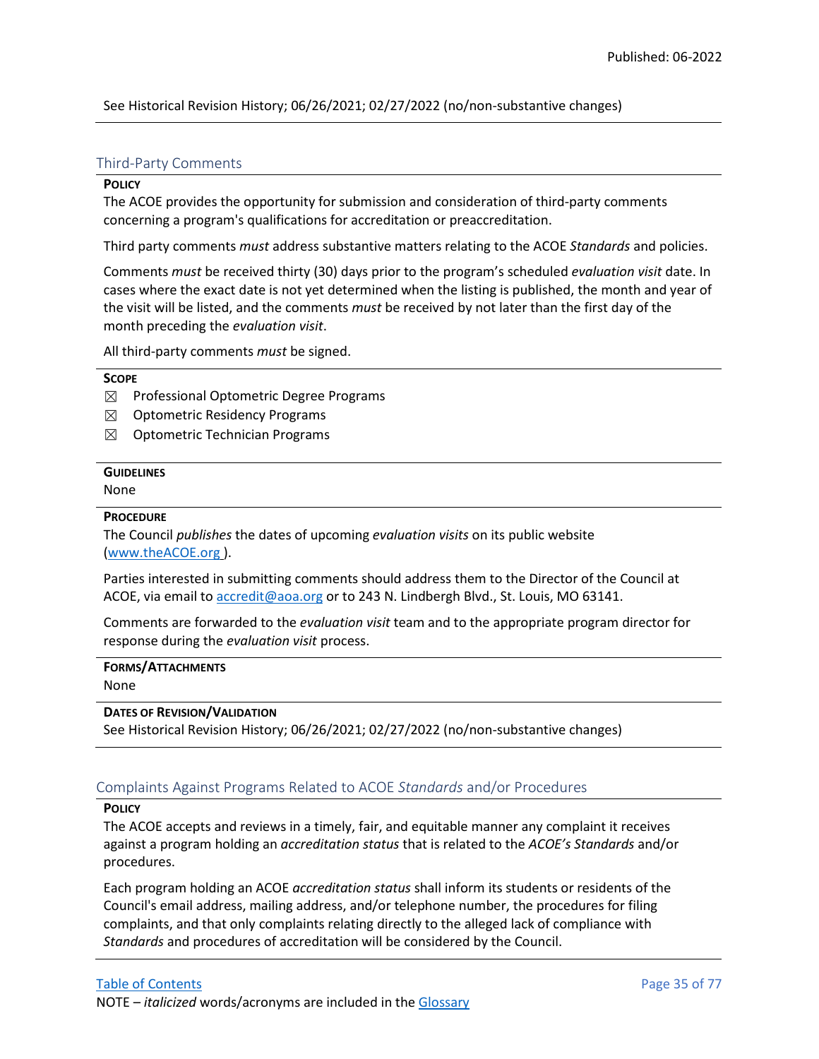See Historical Revision History; 06/26/2021; 02/27/2022 (no/non-substantive changes)

## Third-Party Comments

**POLICY**

The ACOE provides the opportunity for submission and consideration of third-party comments concerning a program's qualifications for accreditation or preaccreditation.

Third party comments *must* address substantive matters relating to the ACOE *Standards* and policies.

Comments *must* be received thirty (30) days prior to the program's scheduled *evaluation visit* date. In cases where the exact date is not yet determined when the listing is published, the month and year of the visit will be listed, and the comments *must* be received by not later than the first day of the month preceding the *evaluation visit*.

All third-party comments *must* be signed.

**SCOPE**

☒ Professional Optometric Degree Programs
☒ Optometric Residency Programs
☒ Optometric Technician Programs

**GUIDELINES**

None

**PROCEDURE**

The Council *publishes* the dates of upcoming *evaluation visits* on its public website (www.theACOE.org ).

Parties interested in submitting comments should address them to the Director of the Council at ACOE, via email to accredit@aoa.org or to 243 N. Lindbergh Blvd., St. Louis, MO 63141.

Comments are forwarded to the *evaluation visit* team and to the appropriate program director for response during the *evaluation visit* process.

**FORMS/ATTACHMENTS**

None

**DATES OF REVISION/VALIDATION**

See Historical Revision History; 06/26/2021; 02/27/2022 (no/non-substantive changes)

## Complaints Against Programs Related to ACOE *Standards* and/or Procedures

**POLICY**

The ACOE accepts and reviews in a timely, fair, and equitable manner any complaint it receives against a program holding an *accreditation status* that is related to the *ACOE's Standards* and/or procedures.

Each program holding an ACOE *accreditation status* shall inform its students or residents of the Council's email address, mailing address, and/or telephone number, the procedures for filing complaints, and that only complaints relating directly to the alleged lack of compliance with *Standards* and procedures of accreditation will be considered by the Council.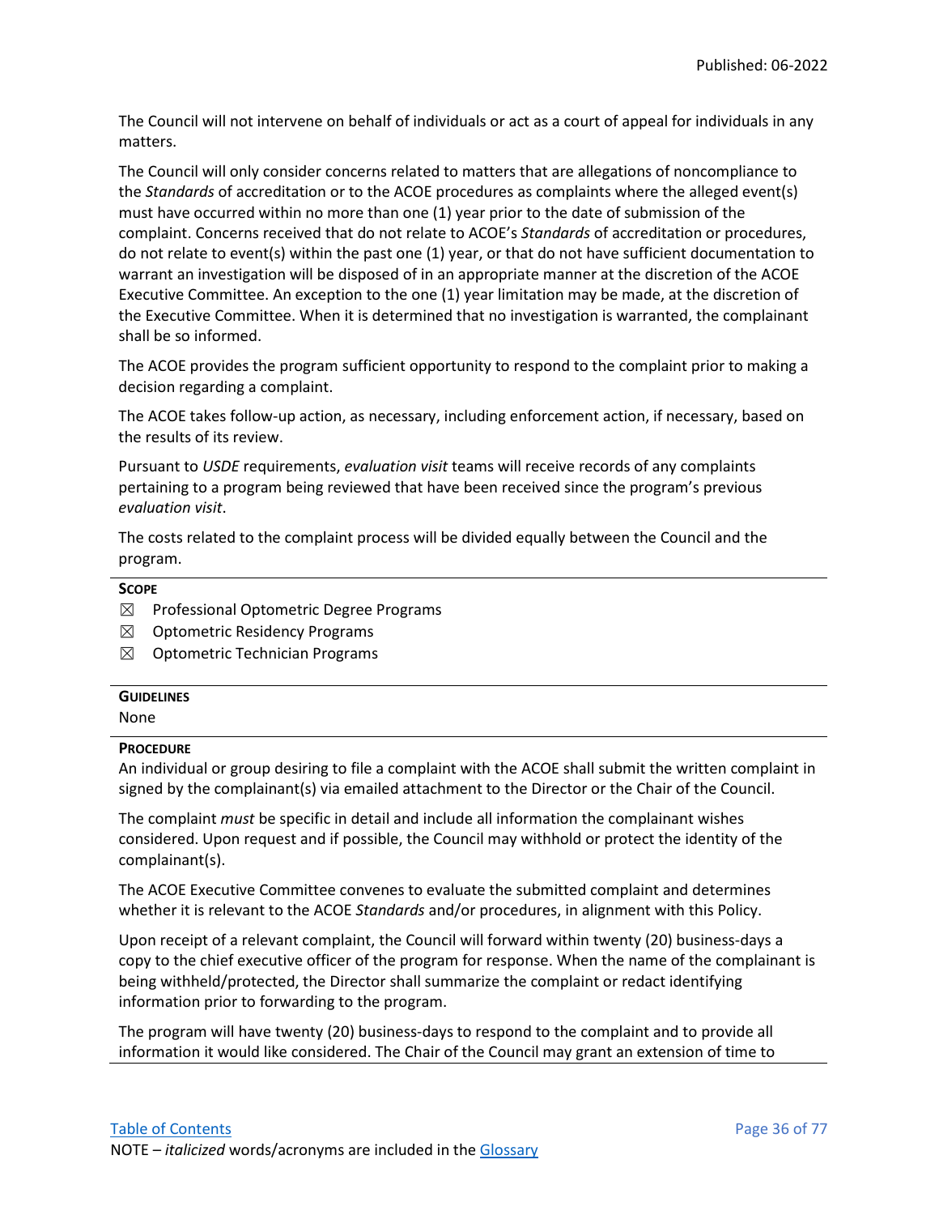The Council will not intervene on behalf of individuals or act as a court of appeal for individuals in any matters.

The Council will only consider concerns related to matters that are allegations of noncompliance to the *Standards* of accreditation or to the ACOE procedures as complaints where the alleged event(s) must have occurred within no more than one (1) year prior to the date of submission of the complaint. Concerns received that do not relate to ACOE's *Standards* of accreditation or procedures, do not relate to event(s) within the past one (1) year, or that do not have sufficient documentation to warrant an investigation will be disposed of in an appropriate manner at the discretion of the ACOE Executive Committee. An exception to the one (1) year limitation may be made, at the discretion of the Executive Committee. When it is determined that no investigation is warranted, the complainant shall be so informed.

The ACOE provides the program sufficient opportunity to respond to the complaint prior to making a decision regarding a complaint.

The ACOE takes follow-up action, as necessary, including enforcement action, if necessary, based on the results of its review.

Pursuant to *USDE* requirements, *evaluation visit* teams will receive records of any complaints pertaining to a program being reviewed that have been received since the program's previous *evaluation visit*.

The costs related to the complaint process will be divided equally between the Council and the program.

**SCOPE**

- ☒ Professional Optometric Degree Programs
- ☒ Optometric Residency Programs
- ☒ Optometric Technician Programs

**GUIDELINES**

None

**PROCEDURE**

An individual or group desiring to file a complaint with the ACOE shall submit the written complaint in signed by the complainant(s) via emailed attachment to the Director or the Chair of the Council.

The complaint *must* be specific in detail and include all information the complainant wishes considered. Upon request and if possible, the Council may withhold or protect the identity of the complainant(s).

The ACOE Executive Committee convenes to evaluate the submitted complaint and determines whether it is relevant to the ACOE *Standards* and/or procedures, in alignment with this Policy.

Upon receipt of a relevant complaint, the Council will forward within twenty (20) business-days a copy to the chief executive officer of the program for response. When the name of the complainant is being withheld/protected, the Director shall summarize the complaint or redact identifying information prior to forwarding to the program.

The program will have twenty (20) business-days to respond to the complaint and to provide all information it would like considered. The Chair of the Council may grant an extension of time to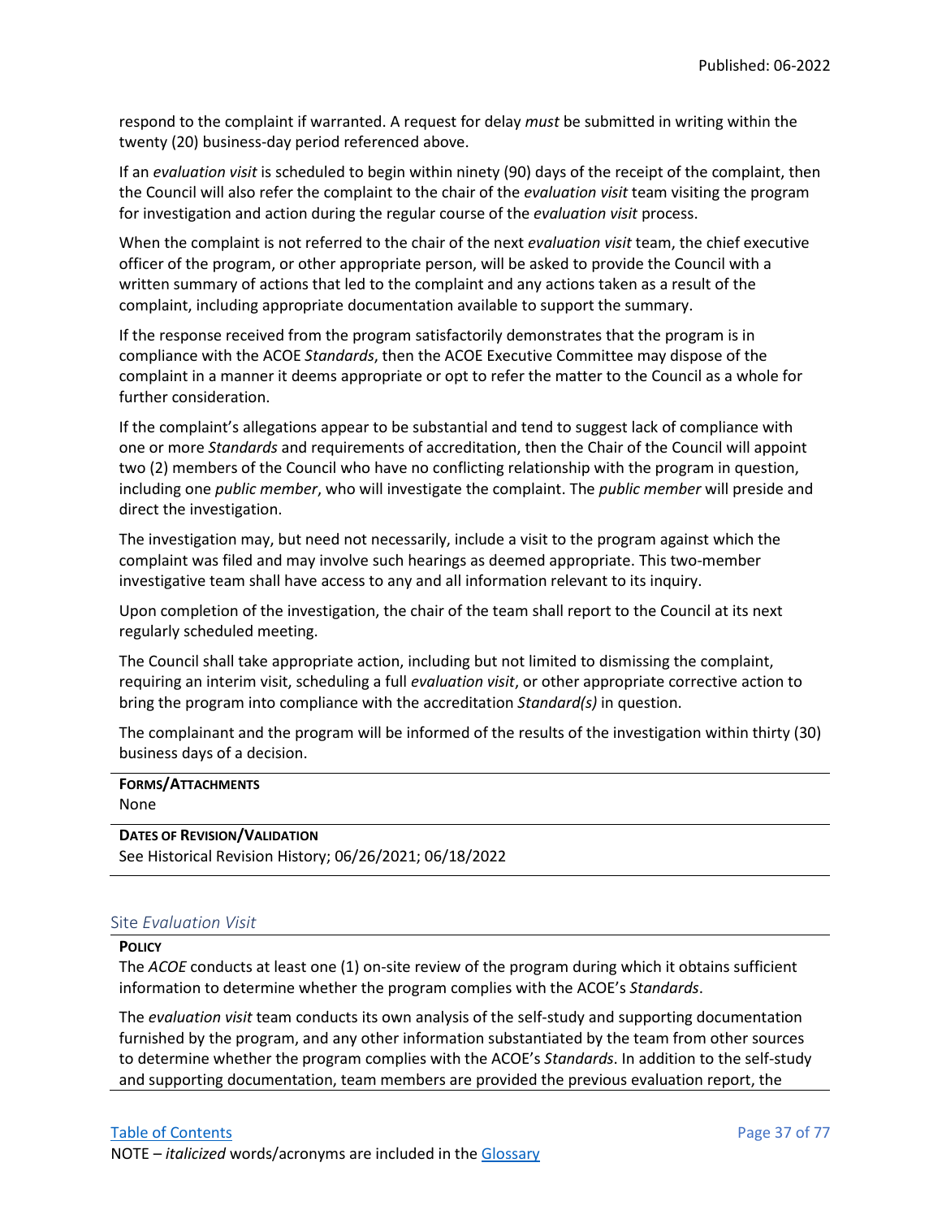respond to the complaint if warranted. A request for delay *must* be submitted in writing within the twenty (20) business-day period referenced above.

If an *evaluation visit* is scheduled to begin within ninety (90) days of the receipt of the complaint, then the Council will also refer the complaint to the chair of the *evaluation visit* team visiting the program for investigation and action during the regular course of the *evaluation visit* process.

When the complaint is not referred to the chair of the next *evaluation visit* team, the chief executive officer of the program, or other appropriate person, will be asked to provide the Council with a written summary of actions that led to the complaint and any actions taken as a result of the complaint, including appropriate documentation available to support the summary.

If the response received from the program satisfactorily demonstrates that the program is in compliance with the ACOE *Standards*, then the ACOE Executive Committee may dispose of the complaint in a manner it deems appropriate or opt to refer the matter to the Council as a whole for further consideration.

If the complaint's allegations appear to be substantial and tend to suggest lack of compliance with one or more *Standards* and requirements of accreditation, then the Chair of the Council will appoint two (2) members of the Council who have no conflicting relationship with the program in question, including one *public member*, who will investigate the complaint. The *public member* will preside and direct the investigation.

The investigation may, but need not necessarily, include a visit to the program against which the complaint was filed and may involve such hearings as deemed appropriate. This two-member investigative team shall have access to any and all information relevant to its inquiry.

Upon completion of the investigation, the chair of the team shall report to the Council at its next regularly scheduled meeting.

The Council shall take appropriate action, including but not limited to dismissing the complaint, requiring an interim visit, scheduling a full *evaluation visit*, or other appropriate corrective action to bring the program into compliance with the accreditation *Standard(s)* in question.

The complainant and the program will be informed of the results of the investigation within thirty (30) business days of a decision.

**FORMS/ATTACHMENTS**
None

**DATES OF REVISION/VALIDATION**
See Historical Revision History; 06/26/2021; 06/18/2022

## Site *Evaluation Visit*

**POLICY**

The *ACOE* conducts at least one (1) on-site review of the program during which it obtains sufficient information to determine whether the program complies with the ACOE's *Standards*.

The *evaluation visit* team conducts its own analysis of the self-study and supporting documentation furnished by the program, and any other information substantiated by the team from other sources to determine whether the program complies with the ACOE's *Standards*. In addition to the self-study and supporting documentation, team members are provided the previous evaluation report, the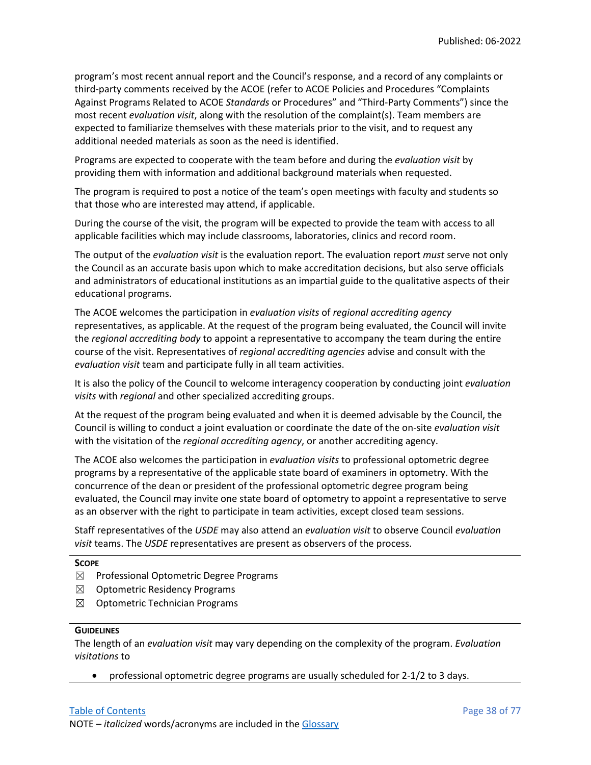program's most recent annual report and the Council's response, and a record of any complaints or third-party comments received by the ACOE (refer to ACOE Policies and Procedures "Complaints Against Programs Related to ACOE *Standards* or Procedures" and "Third-Party Comments") since the most recent *evaluation visit*, along with the resolution of the complaint(s). Team members are expected to familiarize themselves with these materials prior to the visit, and to request any additional needed materials as soon as the need is identified.

Programs are expected to cooperate with the team before and during the *evaluation visit* by providing them with information and additional background materials when requested.

The program is required to post a notice of the team's open meetings with faculty and students so that those who are interested may attend, if applicable.

During the course of the visit, the program will be expected to provide the team with access to all applicable facilities which may include classrooms, laboratories, clinics and record room.

The output of the *evaluation visit* is the evaluation report. The evaluation report *must* serve not only the Council as an accurate basis upon which to make accreditation decisions, but also serve officials and administrators of educational institutions as an impartial guide to the qualitative aspects of their educational programs.

The ACOE welcomes the participation in *evaluation visits* of *regional accrediting agency* representatives, as applicable. At the request of the program being evaluated, the Council will invite the *regional accrediting body* to appoint a representative to accompany the team during the entire course of the visit. Representatives of *regional accrediting agencies* advise and consult with the *evaluation visit* team and participate fully in all team activities.

It is also the policy of the Council to welcome interagency cooperation by conducting joint *evaluation visits* with *regional* and other specialized accrediting groups.

At the request of the program being evaluated and when it is deemed advisable by the Council, the Council is willing to conduct a joint evaluation or coordinate the date of the on-site *evaluation visit* with the visitation of the *regional accrediting agency*, or another accrediting agency.

The ACOE also welcomes the participation in *evaluation visits* to professional optometric degree programs by a representative of the applicable state board of examiners in optometry. With the concurrence of the dean or president of the professional optometric degree program being evaluated, the Council may invite one state board of optometry to appoint a representative to serve as an observer with the right to participate in team activities, except closed team sessions.

Staff representatives of the *USDE* may also attend an *evaluation visit* to observe Council *evaluation visit* teams. The *USDE* representatives are present as observers of the process.

**SCOPE**

- ☒ Professional Optometric Degree Programs
- ☒ Optometric Residency Programs
- ☒ Optometric Technician Programs

**GUIDELINES**

The length of an *evaluation visit* may vary depending on the complexity of the program. *Evaluation visitations* to

- professional optometric degree programs are usually scheduled for 2-1/2 to 3 days.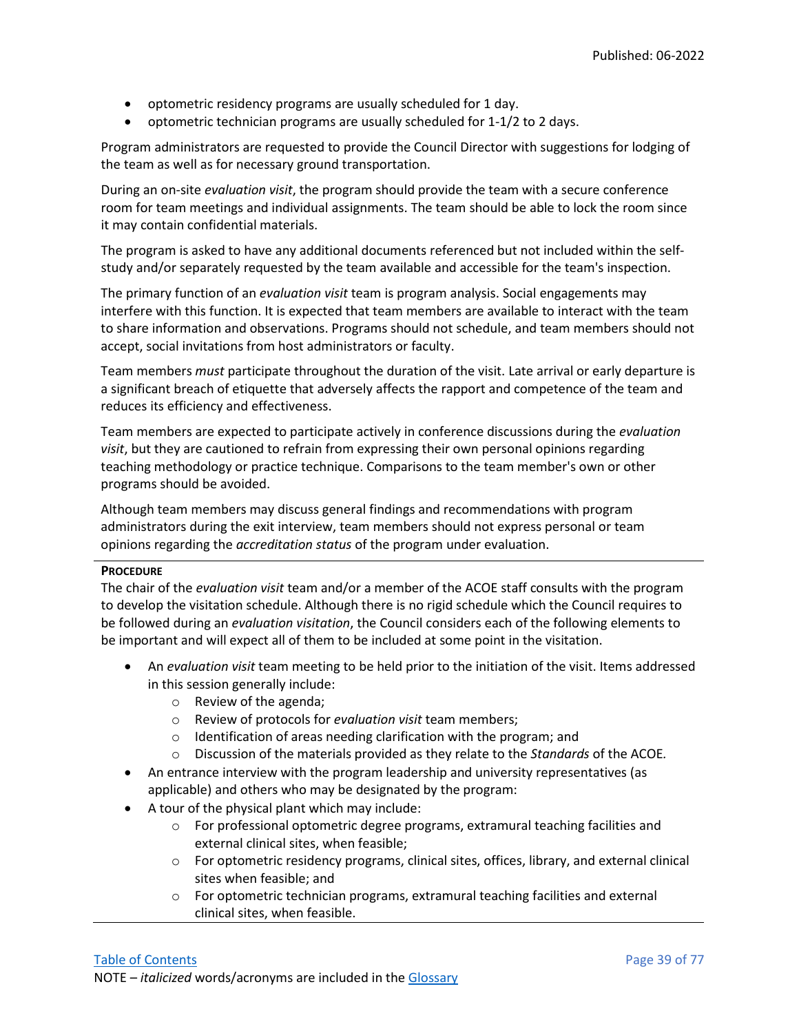- optometric residency programs are usually scheduled for 1 day.
- optometric technician programs are usually scheduled for 1-1/2 to 2 days.

Program administrators are requested to provide the Council Director with suggestions for lodging of the team as well as for necessary ground transportation.

During an on-site *evaluation visit*, the program should provide the team with a secure conference room for team meetings and individual assignments. The team should be able to lock the room since it may contain confidential materials.

The program is asked to have any additional documents referenced but not included within the self-study and/or separately requested by the team available and accessible for the team's inspection.

The primary function of an *evaluation visit* team is program analysis. Social engagements may interfere with this function. It is expected that team members are available to interact with the team to share information and observations. Programs should not schedule, and team members should not accept, social invitations from host administrators or faculty.

Team members *must* participate throughout the duration of the visit. Late arrival or early departure is a significant breach of etiquette that adversely affects the rapport and competence of the team and reduces its efficiency and effectiveness.

Team members are expected to participate actively in conference discussions during the *evaluation visit*, but they are cautioned to refrain from expressing their own personal opinions regarding teaching methodology or practice technique. Comparisons to the team member's own or other programs should be avoided.

Although team members may discuss general findings and recommendations with program administrators during the exit interview, team members should not express personal or team opinions regarding the *accreditation status* of the program under evaluation.

**PROCEDURE**

The chair of the *evaluation visit* team and/or a member of the ACOE staff consults with the program to develop the visitation schedule. Although there is no rigid schedule which the Council requires to be followed during an *evaluation visitation*, the Council considers each of the following elements to be important and will expect all of them to be included at some point in the visitation.

- An *evaluation visit* team meeting to be held prior to the initiation of the visit. Items addressed in this session generally include:
  - Review of the agenda;
  - Review of protocols for *evaluation visit* team members;
  - Identification of areas needing clarification with the program; and
  - Discussion of the materials provided as they relate to the *Standards* of the ACOE.
- An entrance interview with the program leadership and university representatives (as applicable) and others who may be designated by the program:
- A tour of the physical plant which may include:
  - For professional optometric degree programs, extramural teaching facilities and external clinical sites, when feasible;
  - For optometric residency programs, clinical sites, offices, library, and external clinical sites when feasible; and
  - For optometric technician programs, extramural teaching facilities and external clinical sites, when feasible.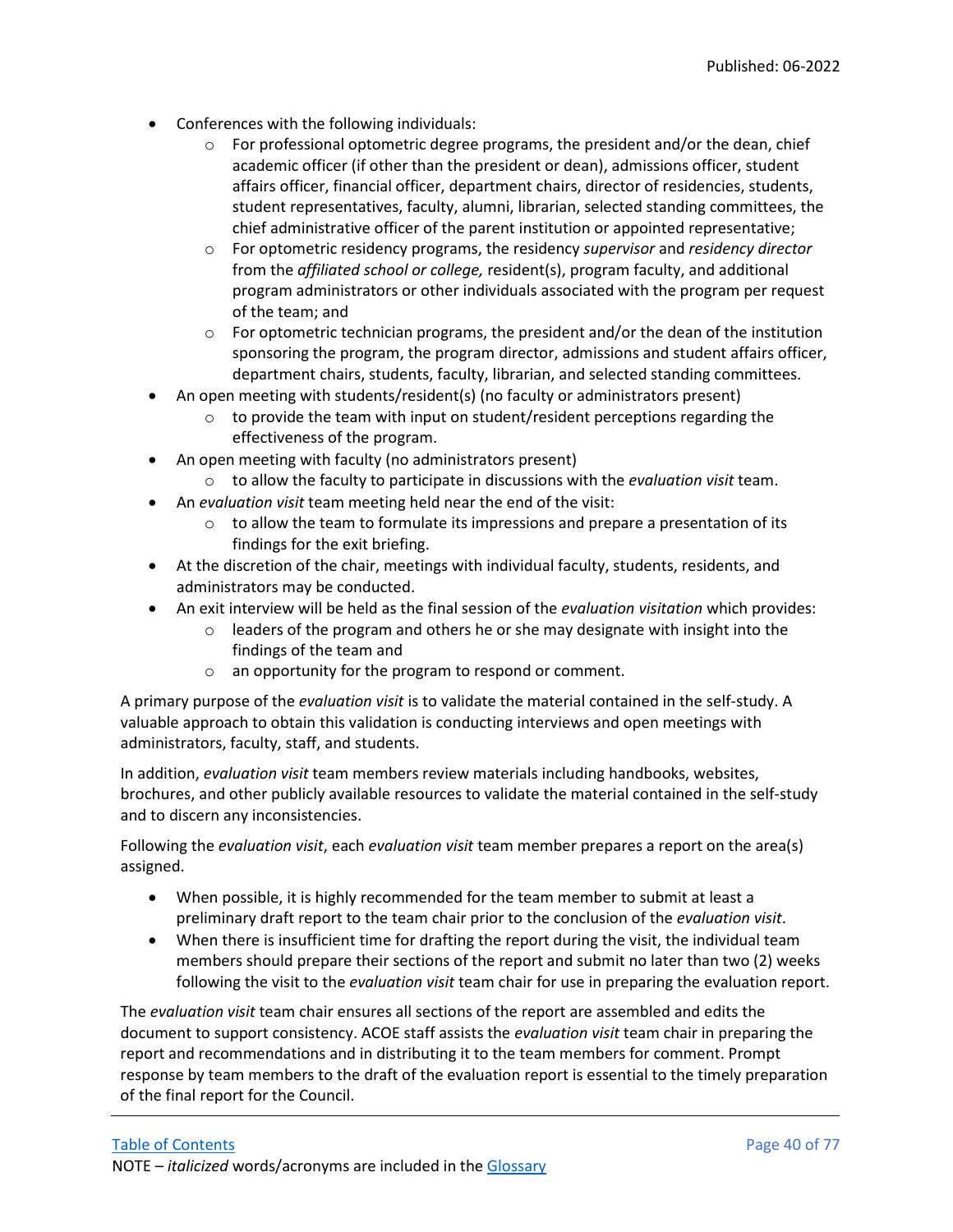- Conferences with the following individuals:
    - For professional optometric degree programs, the president and/or the dean, chief academic officer (if other than the president or dean), admissions officer, student affairs officer, financial officer, department chairs, director of residencies, students, student representatives, faculty, alumni, librarian, selected standing committees, the chief administrative officer of the parent institution or appointed representative;
    - For optometric residency programs, the residency *supervisor* and *residency director* from the *affiliated school or college,* resident(s), program faculty, and additional program administrators or other individuals associated with the program per request of the team; and
    - For optometric technician programs, the president and/or the dean of the institution sponsoring the program, the program director, admissions and student affairs officer, department chairs, students, faculty, librarian, and selected standing committees.
- An open meeting with students/resident(s) (no faculty or administrators present)
    - to provide the team with input on student/resident perceptions regarding the effectiveness of the program.
- An open meeting with faculty (no administrators present)
    - to allow the faculty to participate in discussions with the *evaluation visit* team.
- An *evaluation visit* team meeting held near the end of the visit:
    - to allow the team to formulate its impressions and prepare a presentation of its findings for the exit briefing.
- At the discretion of the chair, meetings with individual faculty, students, residents, and administrators may be conducted.
- An exit interview will be held as the final session of the *evaluation visitation* which provides:
    - leaders of the program and others he or she may designate with insight into the findings of the team and
    - an opportunity for the program to respond or comment.

A primary purpose of the *evaluation visit* is to validate the material contained in the self-study. A valuable approach to obtain this validation is conducting interviews and open meetings with administrators, faculty, staff, and students.

In addition, *evaluation visit* team members review materials including handbooks, websites, brochures, and other publicly available resources to validate the material contained in the self-study and to discern any inconsistencies.

Following the *evaluation visit*, each *evaluation visit* team member prepares a report on the area(s) assigned.

- When possible, it is highly recommended for the team member to submit at least a preliminary draft report to the team chair prior to the conclusion of the *evaluation visit*.
- When there is insufficient time for drafting the report during the visit, the individual team members should prepare their sections of the report and submit no later than two (2) weeks following the visit to the *evaluation visit* team chair for use in preparing the evaluation report.

The *evaluation visit* team chair ensures all sections of the report are assembled and edits the document to support consistency. ACOE staff assists the *evaluation visit* team chair in preparing the report and recommendations and in distributing it to the team members for comment. Prompt response by team members to the draft of the evaluation report is essential to the timely preparation of the final report for the Council.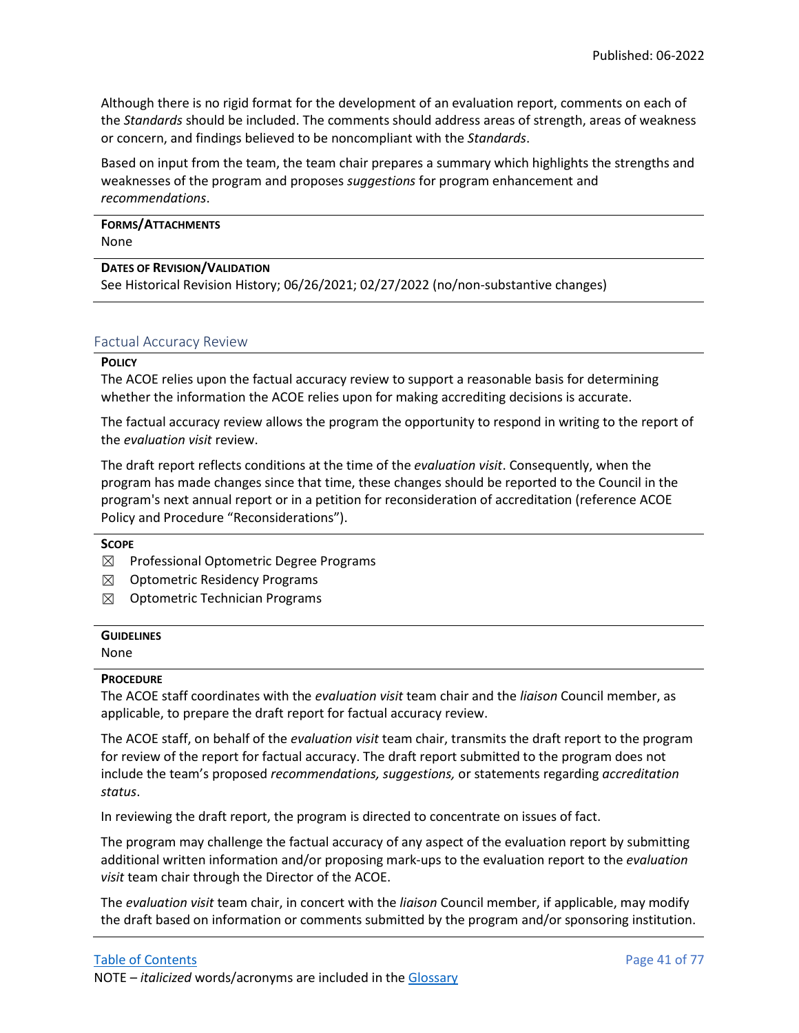Although there is no rigid format for the development of an evaluation report, comments on each of the *Standards* should be included. The comments should address areas of strength, areas of weakness or concern, and findings believed to be noncompliant with the *Standards*.

Based on input from the team, the team chair prepares a summary which highlights the strengths and weaknesses of the program and proposes *suggestions* for program enhancement and *recommendations*.

**FORMS/ATTACHMENTS**
None

**DATES OF REVISION/VALIDATION**
See Historical Revision History; 06/26/2021; 02/27/2022 (no/non-substantive changes)

## Factual Accuracy Review

**POLICY**
The ACOE relies upon the factual accuracy review to support a reasonable basis for determining whether the information the ACOE relies upon for making accrediting decisions is accurate.

The factual accuracy review allows the program the opportunity to respond in writing to the report of the *evaluation visit* review.

The draft report reflects conditions at the time of the *evaluation visit*. Consequently, when the program has made changes since that time, these changes should be reported to the Council in the program's next annual report or in a petition for reconsideration of accreditation (reference ACOE Policy and Procedure "Reconsiderations").

**SCOPE**

- ☒ Professional Optometric Degree Programs
- ☒ Optometric Residency Programs
- ☒ Optometric Technician Programs

**GUIDELINES**
None

**PROCEDURE**
The ACOE staff coordinates with the *evaluation visit* team chair and the *liaison* Council member, as applicable, to prepare the draft report for factual accuracy review.

The ACOE staff, on behalf of the *evaluation visit* team chair, transmits the draft report to the program for review of the report for factual accuracy. The draft report submitted to the program does not include the team's proposed *recommendations, suggestions,* or statements regarding *accreditation status*.

In reviewing the draft report, the program is directed to concentrate on issues of fact.

The program may challenge the factual accuracy of any aspect of the evaluation report by submitting additional written information and/or proposing mark-ups to the evaluation report to the *evaluation visit* team chair through the Director of the ACOE.

The *evaluation visit* team chair, in concert with the *liaison* Council member, if applicable, may modify the draft based on information or comments submitted by the program and/or sponsoring institution.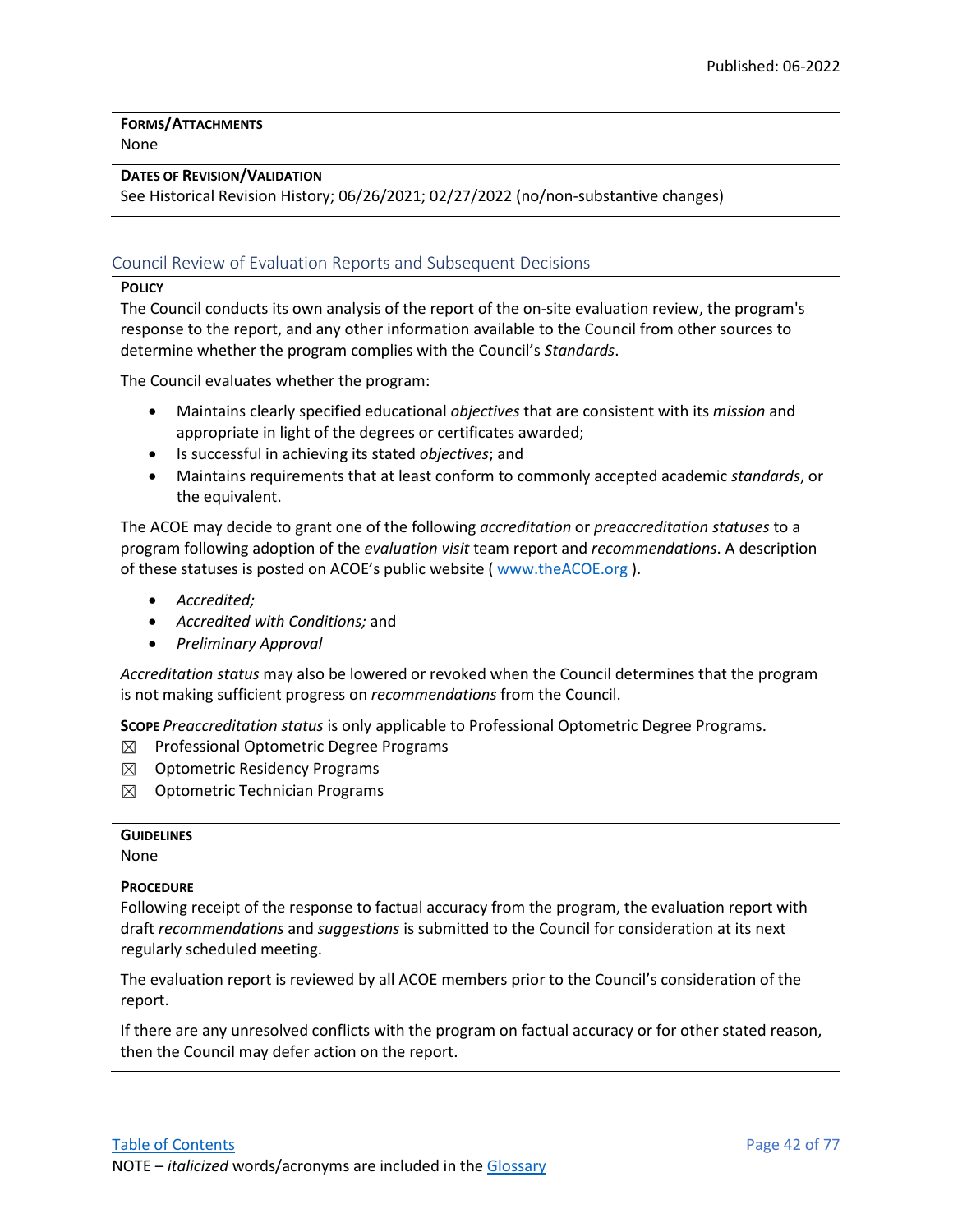**Forms/Attachments**
None

**Dates of Revision/Validation**
See Historical Revision History; 06/26/2021; 02/27/2022 (no/non-substantive changes)

## Council Review of Evaluation Reports and Subsequent Decisions

**Policy**
The Council conducts its own analysis of the report of the on-site evaluation review, the program's response to the report, and any other information available to the Council from other sources to determine whether the program complies with the Council's *Standards*.

The Council evaluates whether the program:

- Maintains clearly specified educational *objectives* that are consistent with its *mission* and appropriate in light of the degrees or certificates awarded;
- Is successful in achieving its stated *objectives*; and
- Maintains requirements that at least conform to commonly accepted academic *standards*, or the equivalent.

The ACOE may decide to grant one of the following *accreditation* or *preaccreditation statuses* to a program following adoption of the *evaluation visit* team report and *recommendations*. A description of these statuses is posted on ACOE's public website ( www.theACOE.org ).

- *Accredited;*
- *Accredited with Conditions;* and
- *Preliminary Approval*

*Accreditation status* may also be lowered or revoked when the Council determines that the program is not making sufficient progress on *recommendations* from the Council.

**Scope** *Preaccreditation status* is only applicable to Professional Optometric Degree Programs.

☒ Professional Optometric Degree Programs
☒ Optometric Residency Programs
☒ Optometric Technician Programs

**Guidelines**
None

**Procedure**
Following receipt of the response to factual accuracy from the program, the evaluation report with draft *recommendations* and *suggestions* is submitted to the Council for consideration at its next regularly scheduled meeting.

The evaluation report is reviewed by all ACOE members prior to the Council's consideration of the report.

If there are any unresolved conflicts with the program on factual accuracy or for other stated reason, then the Council may defer action on the report.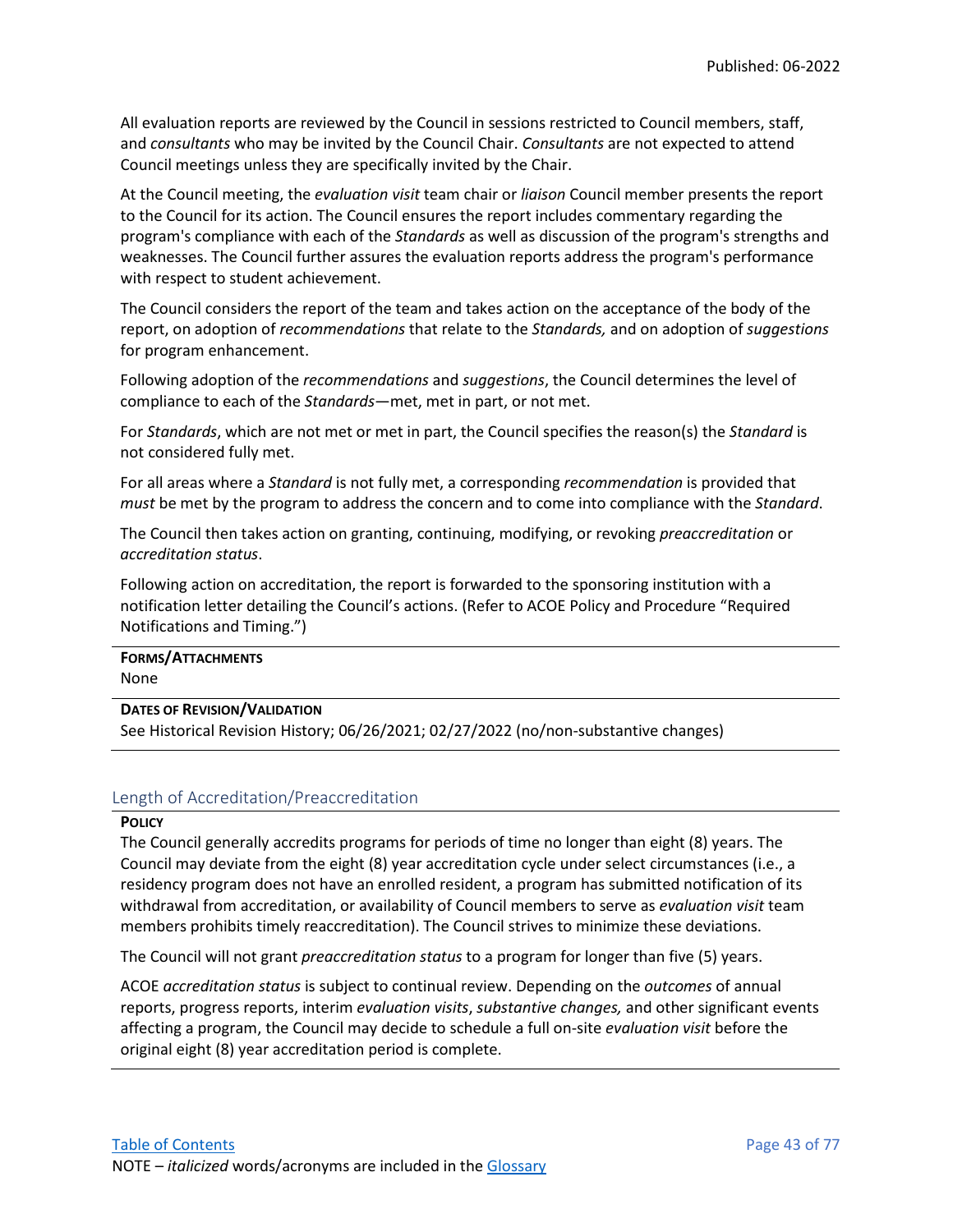All evaluation reports are reviewed by the Council in sessions restricted to Council members, staff, and *consultants* who may be invited by the Council Chair. *Consultants* are not expected to attend Council meetings unless they are specifically invited by the Chair.

At the Council meeting, the *evaluation visit* team chair or *liaison* Council member presents the report to the Council for its action. The Council ensures the report includes commentary regarding the program's compliance with each of the *Standards* as well as discussion of the program's strengths and weaknesses. The Council further assures the evaluation reports address the program's performance with respect to student achievement.

The Council considers the report of the team and takes action on the acceptance of the body of the report, on adoption of *recommendations* that relate to the *Standards,* and on adoption of *suggestions* for program enhancement.

Following adoption of the *recommendations* and *suggestions*, the Council determines the level of compliance to each of the *Standards*—met, met in part, or not met.

For *Standards*, which are not met or met in part, the Council specifies the reason(s) the *Standard* is not considered fully met.

For all areas where a *Standard* is not fully met, a corresponding *recommendation* is provided that *must* be met by the program to address the concern and to come into compliance with the *Standard*.

The Council then takes action on granting, continuing, modifying, or revoking *preaccreditation* or *accreditation status*.

Following action on accreditation, the report is forwarded to the sponsoring institution with a notification letter detailing the Council's actions. (Refer to ACOE Policy and Procedure "Required Notifications and Timing.")

**FORMS/ATTACHMENTS**
None

**DATES OF REVISION/VALIDATION**
See Historical Revision History; 06/26/2021; 02/27/2022 (no/non-substantive changes)

## Length of Accreditation/Preaccreditation

**POLICY**
The Council generally accredits programs for periods of time no longer than eight (8) years. The Council may deviate from the eight (8) year accreditation cycle under select circumstances (i.e., a residency program does not have an enrolled resident, a program has submitted notification of its withdrawal from accreditation, or availability of Council members to serve as *evaluation visit* team members prohibits timely reaccreditation). The Council strives to minimize these deviations.

The Council will not grant *preaccreditation status* to a program for longer than five (5) years.

ACOE *accreditation status* is subject to continual review. Depending on the *outcomes* of annual reports, progress reports, interim *evaluation visits*, *substantive changes,* and other significant events affecting a program, the Council may decide to schedule a full on-site *evaluation visit* before the original eight (8) year accreditation period is complete.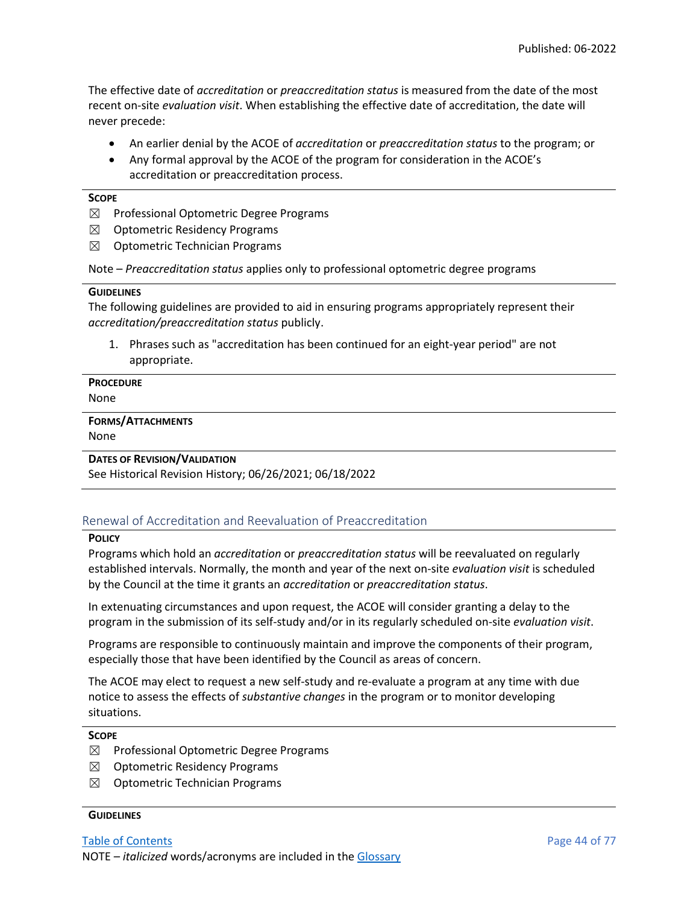The effective date of *accreditation* or *preaccreditation status* is measured from the date of the most recent on-site *evaluation visit*. When establishing the effective date of accreditation, the date will never precede:

- An earlier denial by the ACOE of *accreditation* or *preaccreditation status* to the program; or
- Any formal approval by the ACOE of the program for consideration in the ACOE's accreditation or preaccreditation process.

**SCOPE**

☒ Professional Optometric Degree Programs

☒ Optometric Residency Programs

☒ Optometric Technician Programs

Note – *Preaccreditation status* applies only to professional optometric degree programs

**GUIDELINES**

The following guidelines are provided to aid in ensuring programs appropriately represent their *accreditation/preaccreditation status* publicly.

1. Phrases such as "accreditation has been continued for an eight-year period" are not appropriate.

**PROCEDURE**

None

**FORMS/ATTACHMENTS**

None

**DATES OF REVISION/VALIDATION**

See Historical Revision History; 06/26/2021; 06/18/2022

## Renewal of Accreditation and Reevaluation of Preaccreditation

**POLICY**

Programs which hold an *accreditation* or *preaccreditation status* will be reevaluated on regularly established intervals. Normally, the month and year of the next on-site *evaluation visit* is scheduled by the Council at the time it grants an *accreditation* or *preaccreditation status*.

In extenuating circumstances and upon request, the ACOE will consider granting a delay to the program in the submission of its self-study and/or in its regularly scheduled on-site *evaluation visit*.

Programs are responsible to continuously maintain and improve the components of their program, especially those that have been identified by the Council as areas of concern.

The ACOE may elect to request a new self-study and re-evaluate a program at any time with due notice to assess the effects of *substantive changes* in the program or to monitor developing situations.

**SCOPE**

☒ Professional Optometric Degree Programs

☒ Optometric Residency Programs

☒ Optometric Technician Programs

**GUIDELINES**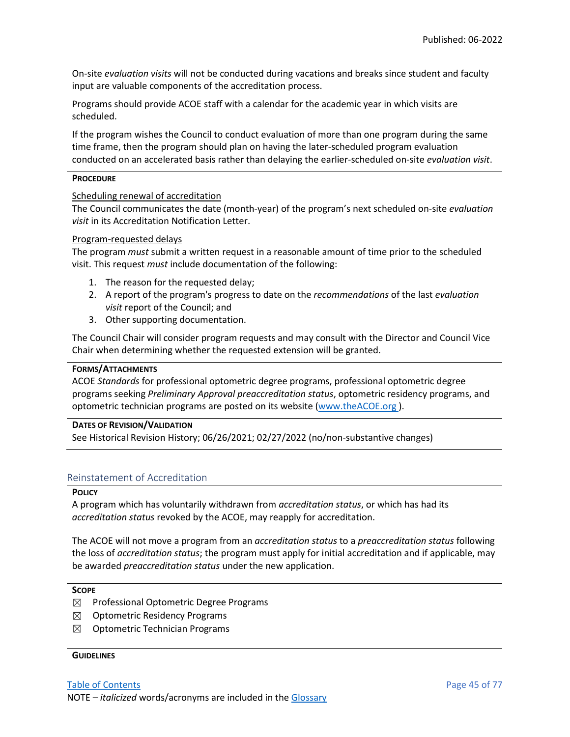On-site *evaluation visits* will not be conducted during vacations and breaks since student and faculty input are valuable components of the accreditation process.

Programs should provide ACOE staff with a calendar for the academic year in which visits are scheduled.

If the program wishes the Council to conduct evaluation of more than one program during the same time frame, then the program should plan on having the later-scheduled program evaluation conducted on an accelerated basis rather than delaying the earlier-scheduled on-site *evaluation visit*.

**PROCEDURE**

Scheduling renewal of accreditation

The Council communicates the date (month-year) of the program's next scheduled on-site *evaluation visit* in its Accreditation Notification Letter.

Program-requested delays

The program *must* submit a written request in a reasonable amount of time prior to the scheduled visit. This request *must* include documentation of the following:

1. The reason for the requested delay;
2. A report of the program's progress to date on the *recommendations* of the last *evaluation visit* report of the Council; and
3. Other supporting documentation.

The Council Chair will consider program requests and may consult with the Director and Council Vice Chair when determining whether the requested extension will be granted.

**FORMS/ATTACHMENTS**

ACOE *Standards* for professional optometric degree programs, professional optometric degree programs seeking *Preliminary Approval preaccreditation status*, optometric residency programs, and optometric technician programs are posted on its website (www.theACOE.org ).

**DATES OF REVISION/VALIDATION**

See Historical Revision History; 06/26/2021; 02/27/2022 (no/non-substantive changes)

## Reinstatement of Accreditation

**POLICY**

A program which has voluntarily withdrawn from *accreditation status*, or which has had its *accreditation status* revoked by the ACOE, may reapply for accreditation.

The ACOE will not move a program from an *accreditation status* to a *preaccreditation status* following the loss of *accreditation status*; the program must apply for initial accreditation and if applicable, may be awarded *preaccreditation status* under the new application.

**SCOPE**

☒ Professional Optometric Degree Programs

☒ Optometric Residency Programs

☒ Optometric Technician Programs

**GUIDELINES**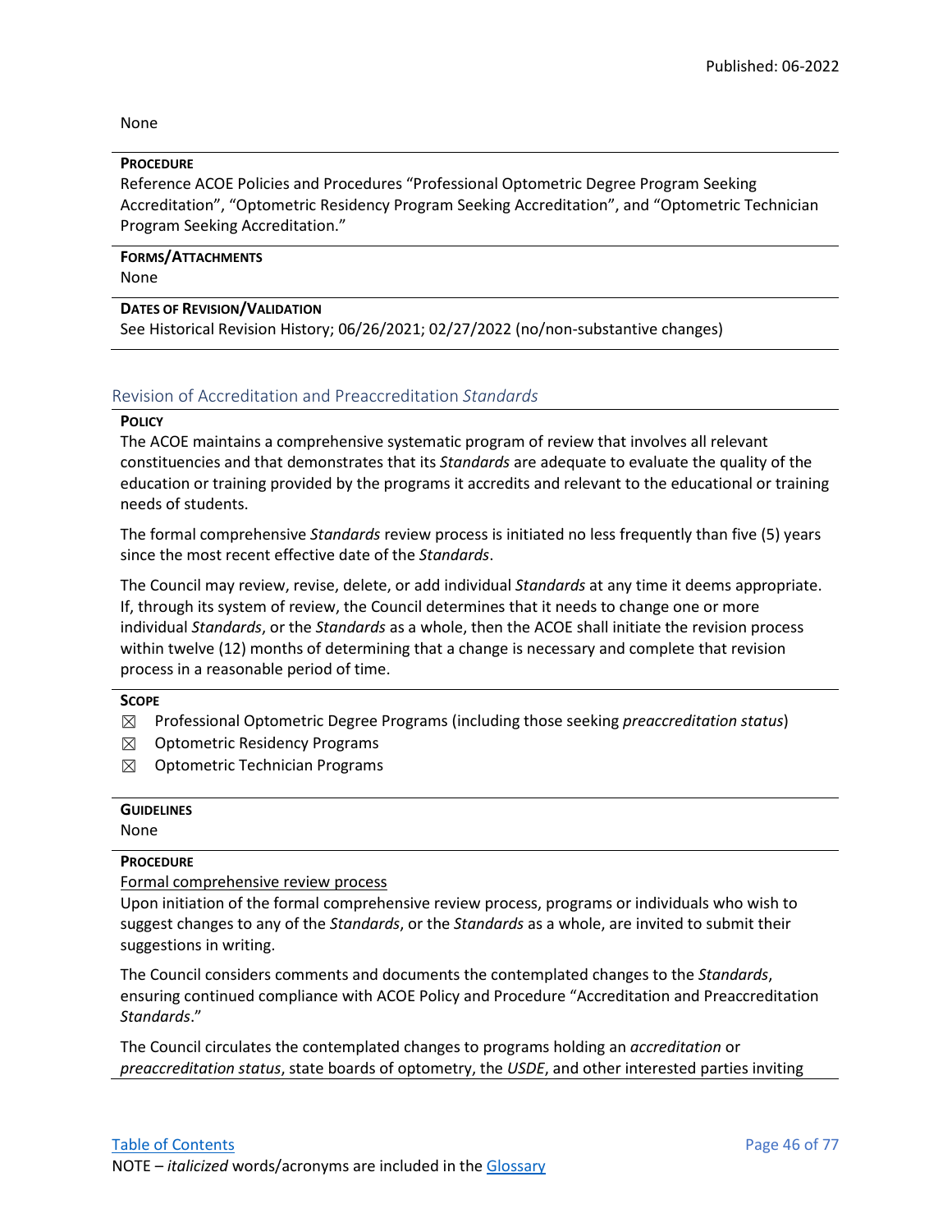None

**PROCEDURE**

Reference ACOE Policies and Procedures "Professional Optometric Degree Program Seeking Accreditation", "Optometric Residency Program Seeking Accreditation", and "Optometric Technician Program Seeking Accreditation."

**FORMS/ATTACHMENTS**

None

**DATES OF REVISION/VALIDATION**

See Historical Revision History; 06/26/2021; 02/27/2022 (no/non-substantive changes)

## Revision of Accreditation and Preaccreditation *Standards*

**POLICY**

The ACOE maintains a comprehensive systematic program of review that involves all relevant constituencies and that demonstrates that its *Standards* are adequate to evaluate the quality of the education or training provided by the programs it accredits and relevant to the educational or training needs of students.

The formal comprehensive *Standards* review process is initiated no less frequently than five (5) years since the most recent effective date of the *Standards*.

The Council may review, revise, delete, or add individual *Standards* at any time it deems appropriate. If, through its system of review, the Council determines that it needs to change one or more individual *Standards*, or the *Standards* as a whole, then the ACOE shall initiate the revision process within twelve (12) months of determining that a change is necessary and complete that revision process in a reasonable period of time.

**SCOPE**

- ☒ Professional Optometric Degree Programs (including those seeking *preaccreditation status*)
- ☒ Optometric Residency Programs
- ☒ Optometric Technician Programs

**GUIDELINES**

None

**PROCEDURE**

Formal comprehensive review process

Upon initiation of the formal comprehensive review process, programs or individuals who wish to suggest changes to any of the *Standards*, or the *Standards* as a whole, are invited to submit their suggestions in writing.

The Council considers comments and documents the contemplated changes to the *Standards*, ensuring continued compliance with ACOE Policy and Procedure "Accreditation and Preaccreditation *Standards*."

The Council circulates the contemplated changes to programs holding an *accreditation* or *preaccreditation status*, state boards of optometry, the *USDE*, and other interested parties inviting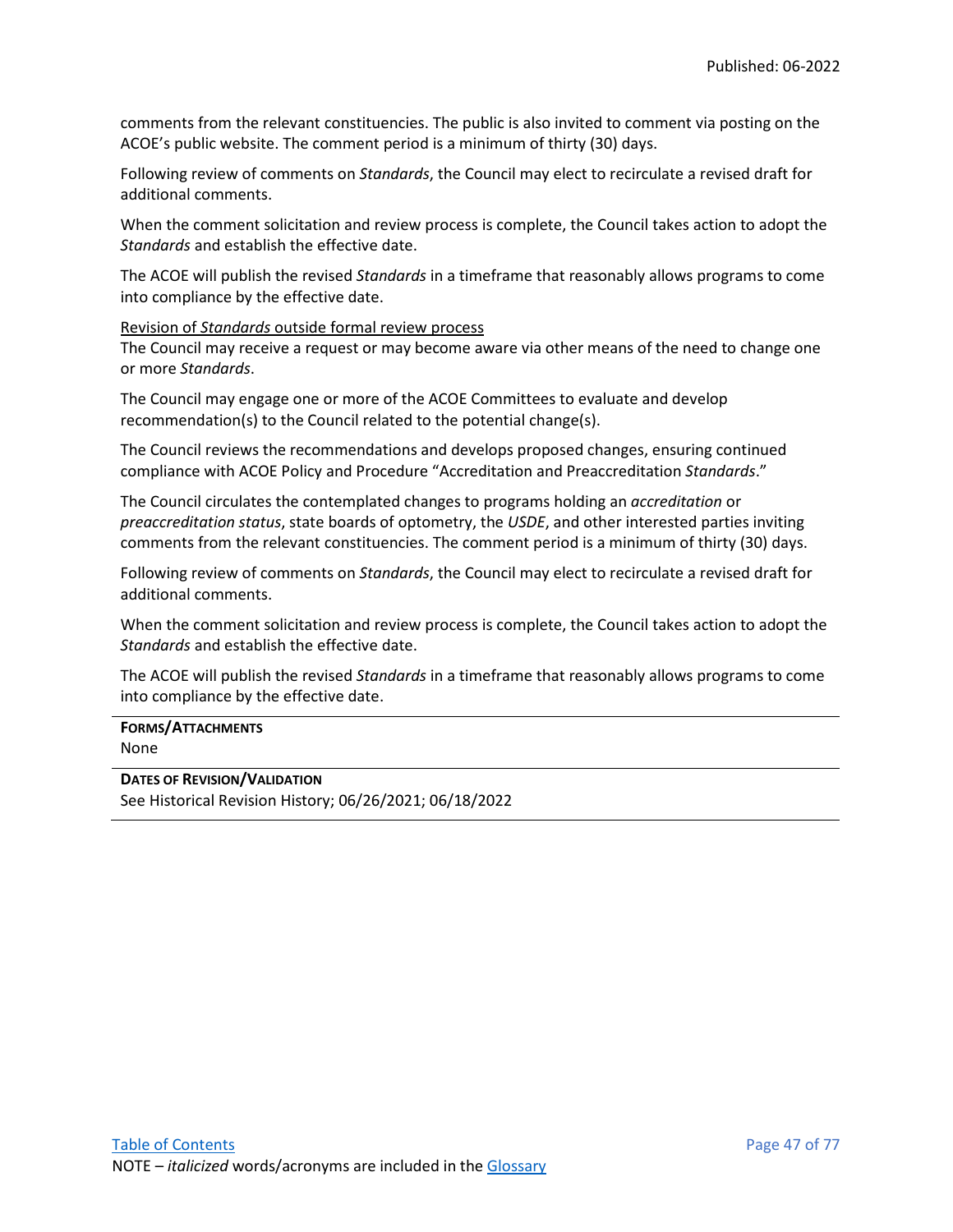comments from the relevant constituencies. The public is also invited to comment via posting on the ACOE's public website. The comment period is a minimum of thirty (30) days.

Following review of comments on *Standards*, the Council may elect to recirculate a revised draft for additional comments.

When the comment solicitation and review process is complete, the Council takes action to adopt the *Standards* and establish the effective date.

The ACOE will publish the revised *Standards* in a timeframe that reasonably allows programs to come into compliance by the effective date.

<u>Revision of *Standards* outside formal review process</u>

The Council may receive a request or may become aware via other means of the need to change one or more *Standards*.

The Council may engage one or more of the ACOE Committees to evaluate and develop recommendation(s) to the Council related to the potential change(s).

The Council reviews the recommendations and develops proposed changes, ensuring continued compliance with ACOE Policy and Procedure "Accreditation and Preaccreditation *Standards*."

The Council circulates the contemplated changes to programs holding an *accreditation* or *preaccreditation status*, state boards of optometry, the *USDE*, and other interested parties inviting comments from the relevant constituencies. The comment period is a minimum of thirty (30) days.

Following review of comments on *Standards*, the Council may elect to recirculate a revised draft for additional comments.

When the comment solicitation and review process is complete, the Council takes action to adopt the *Standards* and establish the effective date.

The ACOE will publish the revised *Standards* in a timeframe that reasonably allows programs to come into compliance by the effective date.

**FORMS/ATTACHMENTS**

None

**DATES OF REVISION/VALIDATION**

See Historical Revision History; 06/26/2021; 06/18/2022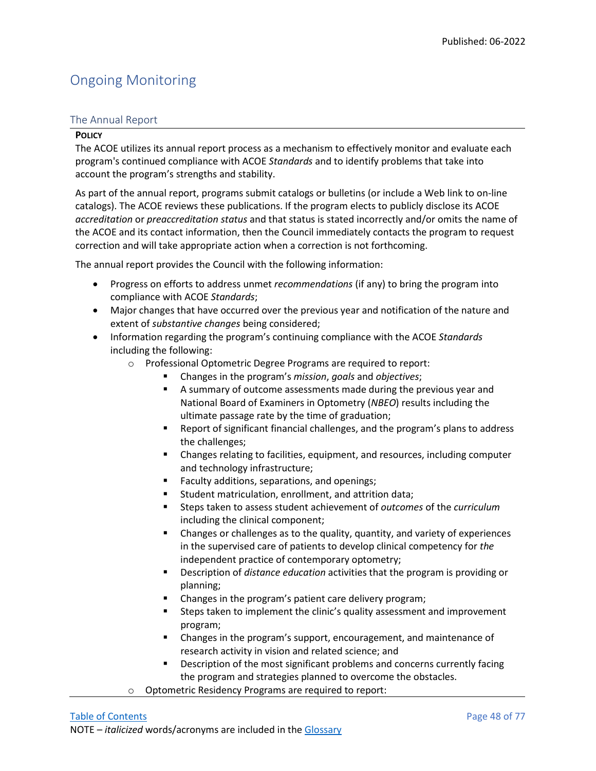# Ongoing Monitoring

## The Annual Report

**POLICY**

The ACOE utilizes its annual report process as a mechanism to effectively monitor and evaluate each program's continued compliance with ACOE *Standards* and to identify problems that take into account the program's strengths and stability.

As part of the annual report, programs submit catalogs or bulletins (or include a Web link to on-line catalogs). The ACOE reviews these publications. If the program elects to publicly disclose its ACOE *accreditation* or *preaccreditation status* and that status is stated incorrectly and/or omits the name of the ACOE and its contact information, then the Council immediately contacts the program to request correction and will take appropriate action when a correction is not forthcoming.

The annual report provides the Council with the following information:

- Progress on efforts to address unmet *recommendations* (if any) to bring the program into compliance with ACOE *Standards*;
- Major changes that have occurred over the previous year and notification of the nature and extent of *substantive changes* being considered;
- Information regarding the program's continuing compliance with the ACOE *Standards* including the following:
  - Professional Optometric Degree Programs are required to report:
    - Changes in the program's *mission*, *goals* and *objectives*;
    - A summary of outcome assessments made during the previous year and National Board of Examiners in Optometry (*NBEO*) results including the ultimate passage rate by the time of graduation;
    - Report of significant financial challenges, and the program's plans to address the challenges;
    - Changes relating to facilities, equipment, and resources, including computer and technology infrastructure;
    - Faculty additions, separations, and openings;
    - Student matriculation, enrollment, and attrition data;
    - Steps taken to assess student achievement of *outcomes* of the *curriculum* including the clinical component;
    - Changes or challenges as to the quality, quantity, and variety of experiences in the supervised care of patients to develop clinical competency for *the* independent practice of contemporary optometry;
    - Description of *distance education* activities that the program is providing or planning;
    - Changes in the program's patient care delivery program;
    - Steps taken to implement the clinic's quality assessment and improvement program;
    - Changes in the program's support, encouragement, and maintenance of research activity in vision and related science; and
    - Description of the most significant problems and concerns currently facing the program and strategies planned to overcome the obstacles.
  - Optometric Residency Programs are required to report: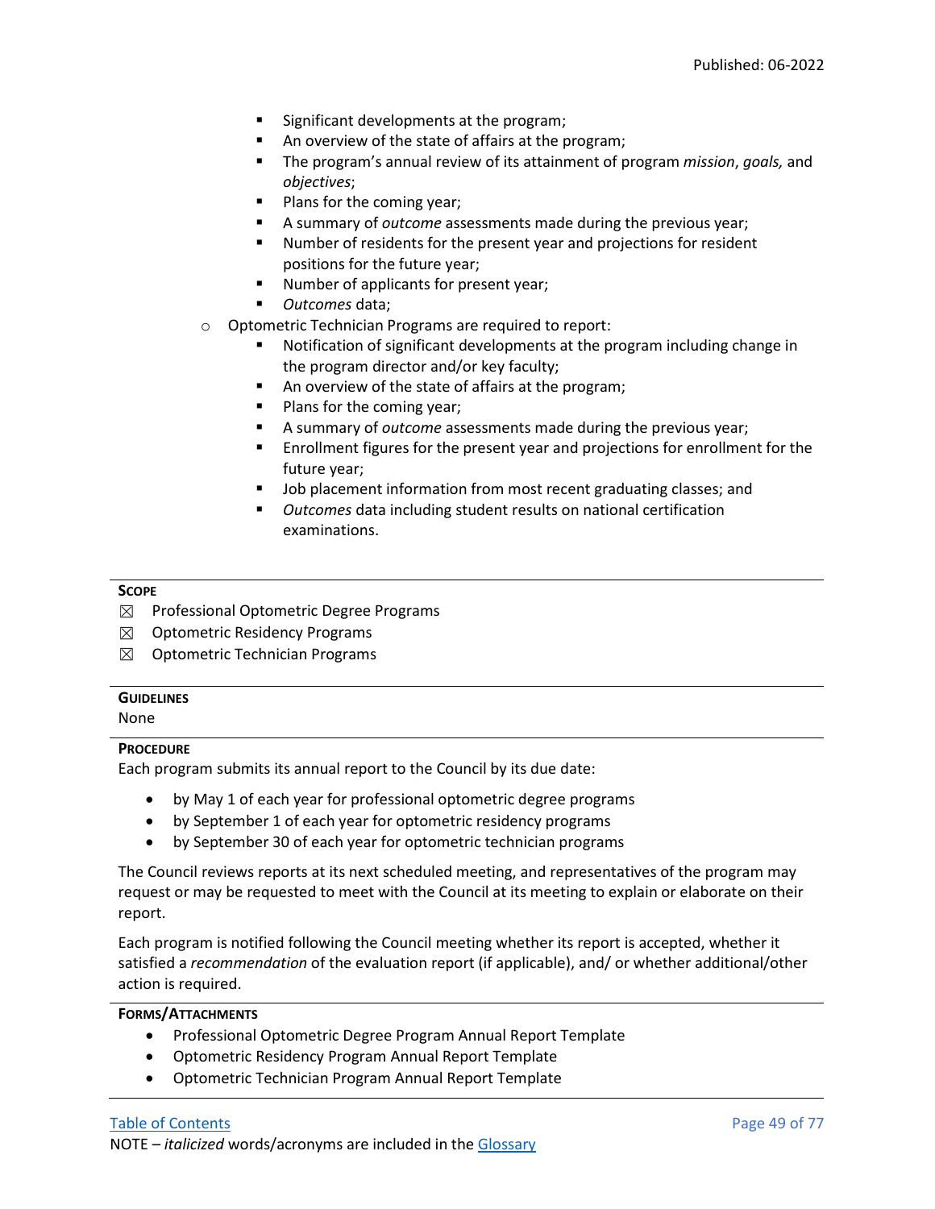- Significant developments at the program;
    - An overview of the state of affairs at the program;
    - The program's annual review of its attainment of program *mission*, *goals,* and *objectives*;
    - Plans for the coming year;
    - A summary of *outcome* assessments made during the previous year;
    - Number of residents for the present year and projections for resident positions for the future year;
    - Number of applicants for present year;
    - *Outcomes* data;
  - Optometric Technician Programs are required to report:
    - Notification of significant developments at the program including change in the program director and/or key faculty;
    - An overview of the state of affairs at the program;
    - Plans for the coming year;
    - A summary of *outcome* assessments made during the previous year;
    - Enrollment figures for the present year and projections for enrollment for the future year;
    - Job placement information from most recent graduating classes; and
    - *Outcomes* data including student results on national certification examinations.

**SCOPE**

☒ Professional Optometric Degree Programs

☒ Optometric Residency Programs

☒ Optometric Technician Programs

**GUIDELINES**

None

**PROCEDURE**

Each program submits its annual report to the Council by its due date:

- by May 1 of each year for professional optometric degree programs
- by September 1 of each year for optometric residency programs
- by September 30 of each year for optometric technician programs

The Council reviews reports at its next scheduled meeting, and representatives of the program may request or may be requested to meet with the Council at its meeting to explain or elaborate on their report.

Each program is notified following the Council meeting whether its report is accepted, whether it satisfied a *recommendation* of the evaluation report (if applicable), and/ or whether additional/other action is required.

**FORMS/ATTACHMENTS**

- Professional Optometric Degree Program Annual Report Template
- Optometric Residency Program Annual Report Template
- Optometric Technician Program Annual Report Template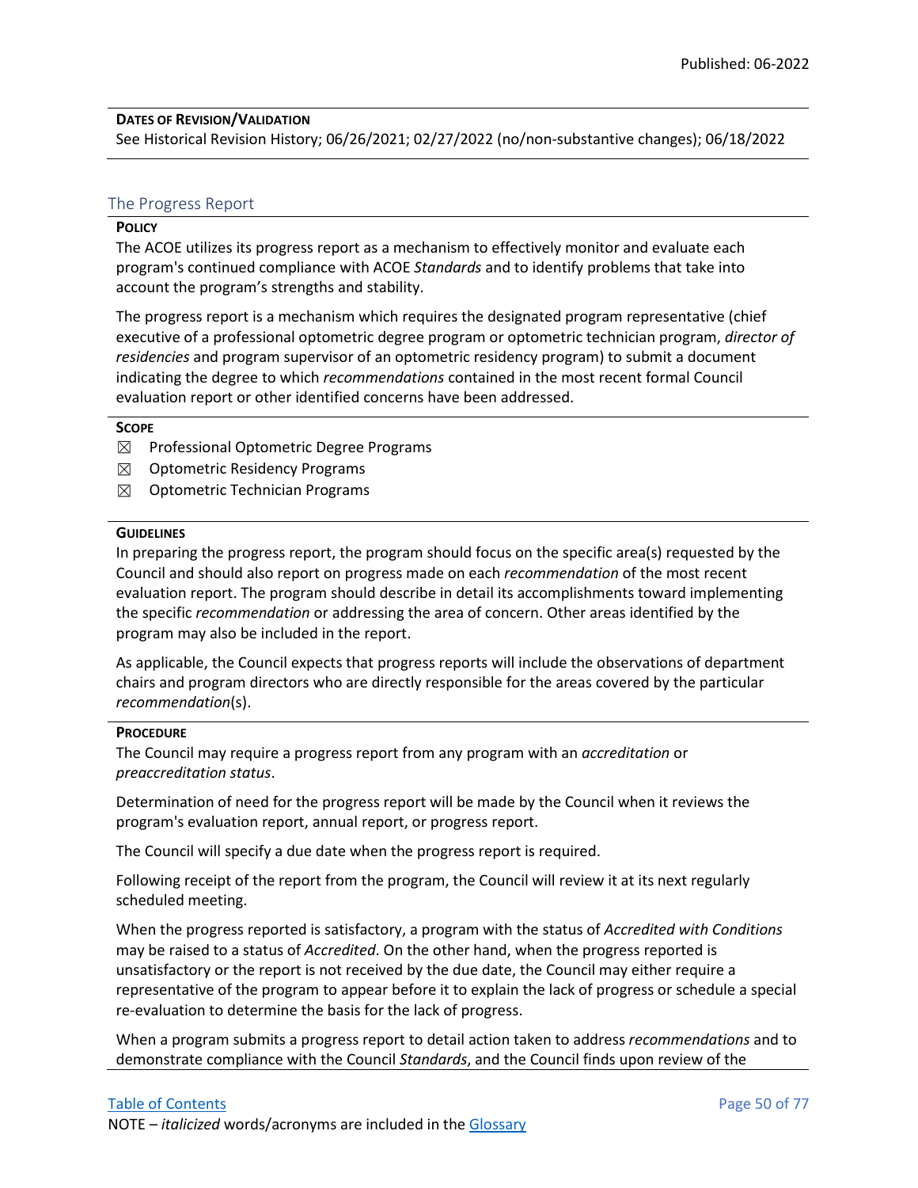**Dates of Revision/Validation**

See Historical Revision History; 06/26/2021; 02/27/2022 (no/non-substantive changes); 06/18/2022

## The Progress Report

**Policy**

The ACOE utilizes its progress report as a mechanism to effectively monitor and evaluate each program's continued compliance with ACOE *Standards* and to identify problems that take into account the program's strengths and stability.

The progress report is a mechanism which requires the designated program representative (chief executive of a professional optometric degree program or optometric technician program, *director of residencies* and program supervisor of an optometric residency program) to submit a document indicating the degree to which *recommendations* contained in the most recent formal Council evaluation report or other identified concerns have been addressed.

**Scope**

- ☒ Professional Optometric Degree Programs
- ☒ Optometric Residency Programs
- ☒ Optometric Technician Programs

**Guidelines**

In preparing the progress report, the program should focus on the specific area(s) requested by the Council and should also report on progress made on each *recommendation* of the most recent evaluation report. The program should describe in detail its accomplishments toward implementing the specific *recommendation* or addressing the area of concern. Other areas identified by the program may also be included in the report.

As applicable, the Council expects that progress reports will include the observations of department chairs and program directors who are directly responsible for the areas covered by the particular *recommendation*(s).

**Procedure**

The Council may require a progress report from any program with an *accreditation* or *preaccreditation status*.

Determination of need for the progress report will be made by the Council when it reviews the program's evaluation report, annual report, or progress report.

The Council will specify a due date when the progress report is required.

Following receipt of the report from the program, the Council will review it at its next regularly scheduled meeting.

When the progress reported is satisfactory, a program with the status of *Accredited with Conditions* may be raised to a status of *Accredited*. On the other hand, when the progress reported is unsatisfactory or the report is not received by the due date, the Council may either require a representative of the program to appear before it to explain the lack of progress or schedule a special re-evaluation to determine the basis for the lack of progress.

When a program submits a progress report to detail action taken to address *recommendations* and to demonstrate compliance with the Council *Standards*, and the Council finds upon review of the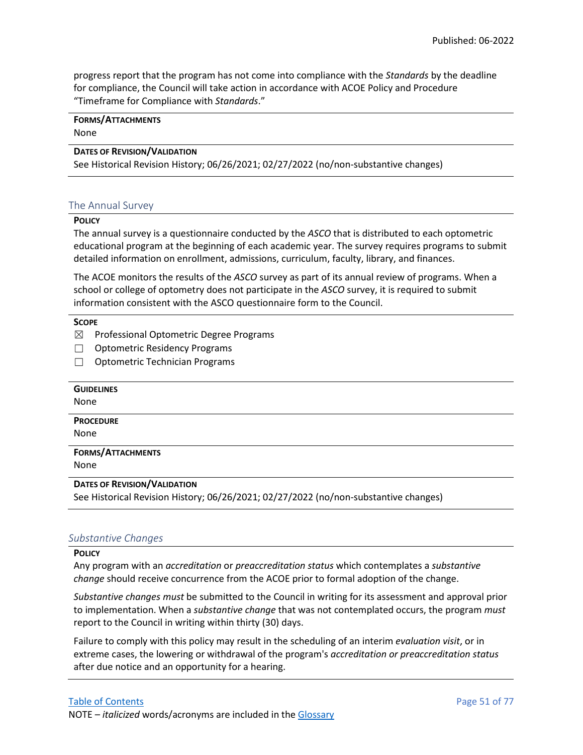progress report that the program has not come into compliance with the *Standards* by the deadline for compliance, the Council will take action in accordance with ACOE Policy and Procedure "Timeframe for Compliance with *Standards*."

**FORMS/ATTACHMENTS**

None

**DATES OF REVISION/VALIDATION**

See Historical Revision History; 06/26/2021; 02/27/2022 (no/non-substantive changes)

## The Annual Survey

**POLICY**

The annual survey is a questionnaire conducted by the *ASCO* that is distributed to each optometric educational program at the beginning of each academic year. The survey requires programs to submit detailed information on enrollment, admissions, curriculum, faculty, library, and finances.

The ACOE monitors the results of the *ASCO* survey as part of its annual review of programs. When a school or college of optometry does not participate in the *ASCO* survey, it is required to submit information consistent with the ASCO questionnaire form to the Council.

**SCOPE**

☒ Professional Optometric Degree Programs

☐ Optometric Residency Programs

☐ Optometric Technician Programs

**GUIDELINES**

None

**PROCEDURE**

None

**FORMS/ATTACHMENTS**

None

**DATES OF REVISION/VALIDATION**

See Historical Revision History; 06/26/2021; 02/27/2022 (no/non-substantive changes)

## *Substantive Changes*

**POLICY**

Any program with an *accreditation* or *preaccreditation status* which contemplates a *substantive change* should receive concurrence from the ACOE prior to formal adoption of the change.

*Substantive changes must* be submitted to the Council in writing for its assessment and approval prior to implementation. When a *substantive change* that was not contemplated occurs, the program *must* report to the Council in writing within thirty (30) days.

Failure to comply with this policy may result in the scheduling of an interim *evaluation visit*, or in extreme cases, the lowering or withdrawal of the program's *accreditation or preaccreditation status* after due notice and an opportunity for a hearing.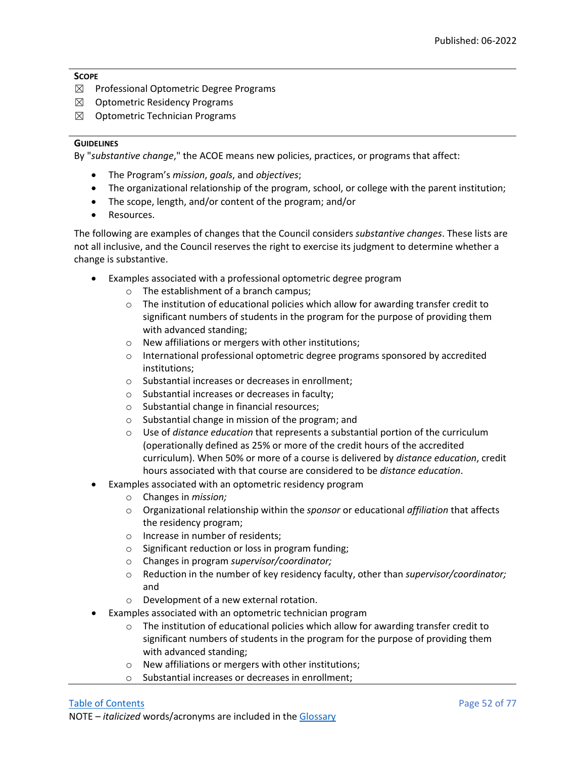**SCOPE**

☒ Professional Optometric Degree Programs
☒ Optometric Residency Programs
☒ Optometric Technician Programs

**GUIDELINES**

By "*substantive change*," the ACOE means new policies, practices, or programs that affect:

- The Program's *mission*, *goals*, and *objectives*;
- The organizational relationship of the program, school, or college with the parent institution;
- The scope, length, and/or content of the program; and/or
- Resources.

The following are examples of changes that the Council considers *substantive changes*. These lists are not all inclusive, and the Council reserves the right to exercise its judgment to determine whether a change is substantive.

- Examples associated with a professional optometric degree program
  - The establishment of a branch campus;
  - The institution of educational policies which allow for awarding transfer credit to significant numbers of students in the program for the purpose of providing them with advanced standing;
  - New affiliations or mergers with other institutions;
  - International professional optometric degree programs sponsored by accredited institutions;
  - Substantial increases or decreases in enrollment;
  - Substantial increases or decreases in faculty;
  - Substantial change in financial resources;
  - Substantial change in mission of the program; and
  - Use of *distance education* that represents a substantial portion of the curriculum (operationally defined as 25% or more of the credit hours of the accredited curriculum). When 50% or more of a course is delivered by *distance education*, credit hours associated with that course are considered to be *distance education*.
- Examples associated with an optometric residency program
  - Changes in *mission;*
  - Organizational relationship within the *sponsor* or educational *affiliation* that affects the residency program;
  - Increase in number of residents;
  - Significant reduction or loss in program funding;
  - Changes in program *supervisor/coordinator;*
  - Reduction in the number of key residency faculty, other than *supervisor/coordinator;* and
  - Development of a new external rotation.
- Examples associated with an optometric technician program
  - The institution of educational policies which allow for awarding transfer credit to significant numbers of students in the program for the purpose of providing them with advanced standing;
  - New affiliations or mergers with other institutions;
  - Substantial increases or decreases in enrollment;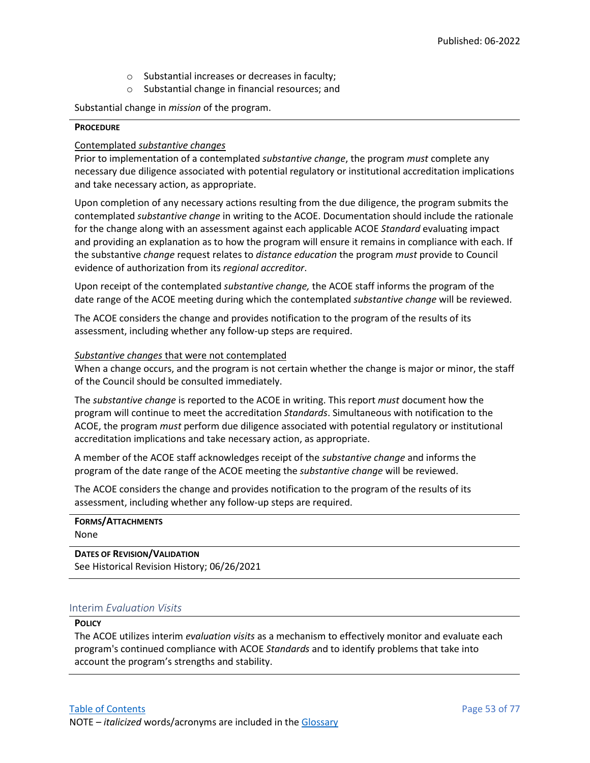- Substantial increases or decreases in faculty;
- Substantial change in financial resources; and

Substantial change in *mission* of the program.

**PROCEDURE**

Contemplated *substantive changes*

Prior to implementation of a contemplated *substantive change*, the program *must* complete any necessary due diligence associated with potential regulatory or institutional accreditation implications and take necessary action, as appropriate.

Upon completion of any necessary actions resulting from the due diligence, the program submits the contemplated *substantive change* in writing to the ACOE. Documentation should include the rationale for the change along with an assessment against each applicable ACOE *Standard* evaluating impact and providing an explanation as to how the program will ensure it remains in compliance with each. If the substantive *change* request relates to *distance education* the program *must* provide to Council evidence of authorization from its *regional accreditor*.

Upon receipt of the contemplated *substantive change,* the ACOE staff informs the program of the date range of the ACOE meeting during which the contemplated *substantive change* will be reviewed.

The ACOE considers the change and provides notification to the program of the results of its assessment, including whether any follow-up steps are required.

*Substantive changes* that were not contemplated

When a change occurs, and the program is not certain whether the change is major or minor, the staff of the Council should be consulted immediately.

The *substantive change* is reported to the ACOE in writing. This report *must* document how the program will continue to meet the accreditation *Standards*. Simultaneous with notification to the ACOE, the program *must* perform due diligence associated with potential regulatory or institutional accreditation implications and take necessary action, as appropriate.

A member of the ACOE staff acknowledges receipt of the *substantive change* and informs the program of the date range of the ACOE meeting the *substantive change* will be reviewed.

The ACOE considers the change and provides notification to the program of the results of its assessment, including whether any follow-up steps are required.

**FORMS/ATTACHMENTS**

None

**DATES OF REVISION/VALIDATION**

See Historical Revision History; 06/26/2021

## Interim *Evaluation Visits*

**POLICY**

The ACOE utilizes interim *evaluation visits* as a mechanism to effectively monitor and evaluate each program's continued compliance with ACOE *Standards* and to identify problems that take into account the program's strengths and stability.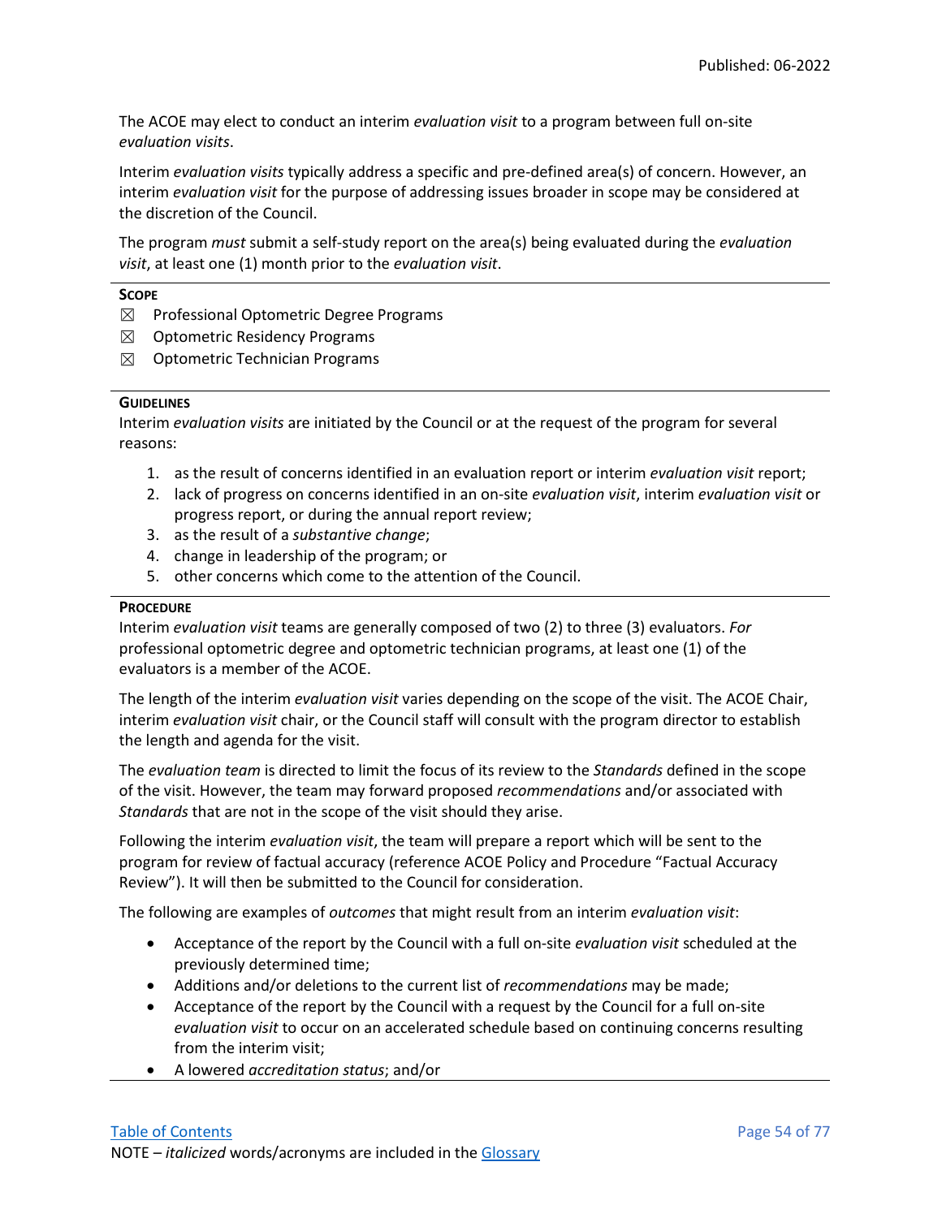The ACOE may elect to conduct an interim *evaluation visit* to a program between full on-site *evaluation visits*.

Interim *evaluation visits* typically address a specific and pre-defined area(s) of concern. However, an interim *evaluation visit* for the purpose of addressing issues broader in scope may be considered at the discretion of the Council.

The program *must* submit a self-study report on the area(s) being evaluated during the *evaluation visit*, at least one (1) month prior to the *evaluation visit*.

---

**SCOPE**

☒ Professional Optometric Degree Programs
☒ Optometric Residency Programs
☒ Optometric Technician Programs

---

**GUIDELINES**

Interim *evaluation visits* are initiated by the Council or at the request of the program for several reasons:

1. as the result of concerns identified in an evaluation report or interim *evaluation visit* report;
2. lack of progress on concerns identified in an on-site *evaluation visit*, interim *evaluation visit* or progress report, or during the annual report review;
3. as the result of a *substantive change*;
4. change in leadership of the program; or
5. other concerns which come to the attention of the Council.

---

**PROCEDURE**

Interim *evaluation visit* teams are generally composed of two (2) to three (3) evaluators. *For* professional optometric degree and optometric technician programs, at least one (1) of the evaluators is a member of the ACOE.

The length of the interim *evaluation visit* varies depending on the scope of the visit. The ACOE Chair, interim *evaluation visit* chair, or the Council staff will consult with the program director to establish the length and agenda for the visit.

The *evaluation team* is directed to limit the focus of its review to the *Standards* defined in the scope of the visit. However, the team may forward proposed *recommendations* and/or associated with *Standards* that are not in the scope of the visit should they arise.

Following the interim *evaluation visit*, the team will prepare a report which will be sent to the program for review of factual accuracy (reference ACOE Policy and Procedure "Factual Accuracy Review"). It will then be submitted to the Council for consideration.

The following are examples of *outcomes* that might result from an interim *evaluation visit*:

- Acceptance of the report by the Council with a full on-site *evaluation visit* scheduled at the previously determined time;
- Additions and/or deletions to the current list of *recommendations* may be made;
- Acceptance of the report by the Council with a request by the Council for a full on-site *evaluation visit* to occur on an accelerated schedule based on continuing concerns resulting from the interim visit;
- A lowered *accreditation status*; and/or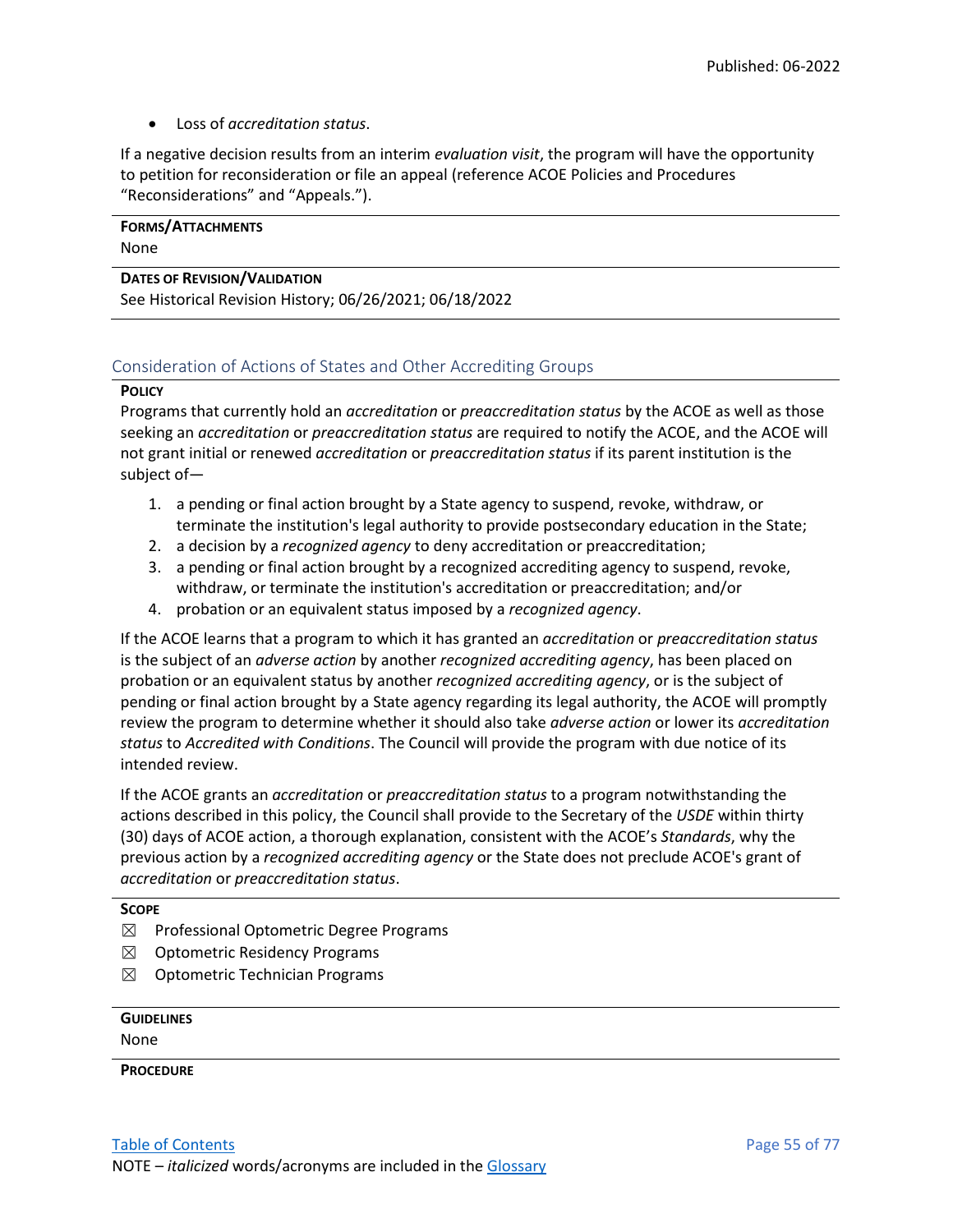- Loss of *accreditation status*.

If a negative decision results from an interim *evaluation visit*, the program will have the opportunity to petition for reconsideration or file an appeal (reference ACOE Policies and Procedures "Reconsiderations" and "Appeals.").

**FORMS/ATTACHMENTS**

None

**DATES OF REVISION/VALIDATION**

See Historical Revision History; 06/26/2021; 06/18/2022

## Consideration of Actions of States and Other Accrediting Groups

**POLICY**

Programs that currently hold an *accreditation* or *preaccreditation status* by the ACOE as well as those seeking an *accreditation* or *preaccreditation status* are required to notify the ACOE, and the ACOE will not grant initial or renewed *accreditation* or *preaccreditation status* if its parent institution is the subject of—

1. a pending or final action brought by a State agency to suspend, revoke, withdraw, or terminate the institution's legal authority to provide postsecondary education in the State;
2. a decision by a *recognized agency* to deny accreditation or preaccreditation;
3. a pending or final action brought by a recognized accrediting agency to suspend, revoke, withdraw, or terminate the institution's accreditation or preaccreditation; and/or
4. probation or an equivalent status imposed by a *recognized agency*.

If the ACOE learns that a program to which it has granted an *accreditation* or *preaccreditation status* is the subject of an *adverse action* by another *recognized accrediting agency*, has been placed on probation or an equivalent status by another *recognized accrediting agency*, or is the subject of pending or final action brought by a State agency regarding its legal authority, the ACOE will promptly review the program to determine whether it should also take *adverse action* or lower its *accreditation status* to *Accredited with Conditions*. The Council will provide the program with due notice of its intended review.

If the ACOE grants an *accreditation* or *preaccreditation status* to a program notwithstanding the actions described in this policy, the Council shall provide to the Secretary of the *USDE* within thirty (30) days of ACOE action, a thorough explanation, consistent with the ACOE's *Standards*, why the previous action by a *recognized accrediting agency* or the State does not preclude ACOE's grant of *accreditation* or *preaccreditation status*.

**SCOPE**

☒ Professional Optometric Degree Programs

☒ Optometric Residency Programs

☒ Optometric Technician Programs

**GUIDELINES**

None

**PROCEDURE**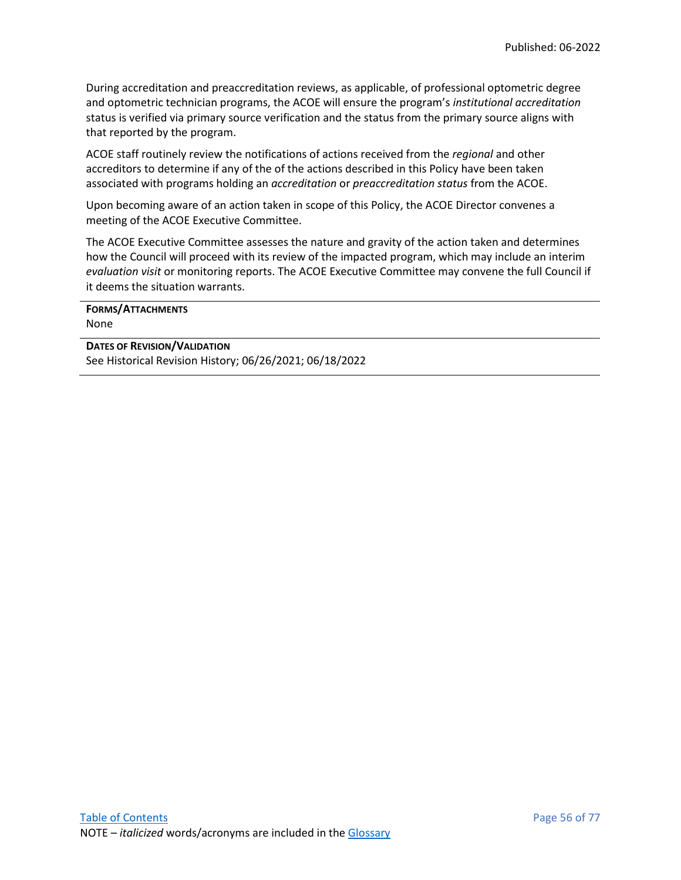During accreditation and preaccreditation reviews, as applicable, of professional optometric degree and optometric technician programs, the ACOE will ensure the program's *institutional accreditation* status is verified via primary source verification and the status from the primary source aligns with that reported by the program.

ACOE staff routinely review the notifications of actions received from the *regional* and other accreditors to determine if any of the of the actions described in this Policy have been taken associated with programs holding an *accreditation* or *preaccreditation status* from the ACOE.

Upon becoming aware of an action taken in scope of this Policy, the ACOE Director convenes a meeting of the ACOE Executive Committee.

The ACOE Executive Committee assesses the nature and gravity of the action taken and determines how the Council will proceed with its review of the impacted program, which may include an interim *evaluation visit* or monitoring reports. The ACOE Executive Committee may convene the full Council if it deems the situation warrants.

**FORMS/ATTACHMENTS**

None

**DATES OF REVISION/VALIDATION**

See Historical Revision History; 06/26/2021; 06/18/2022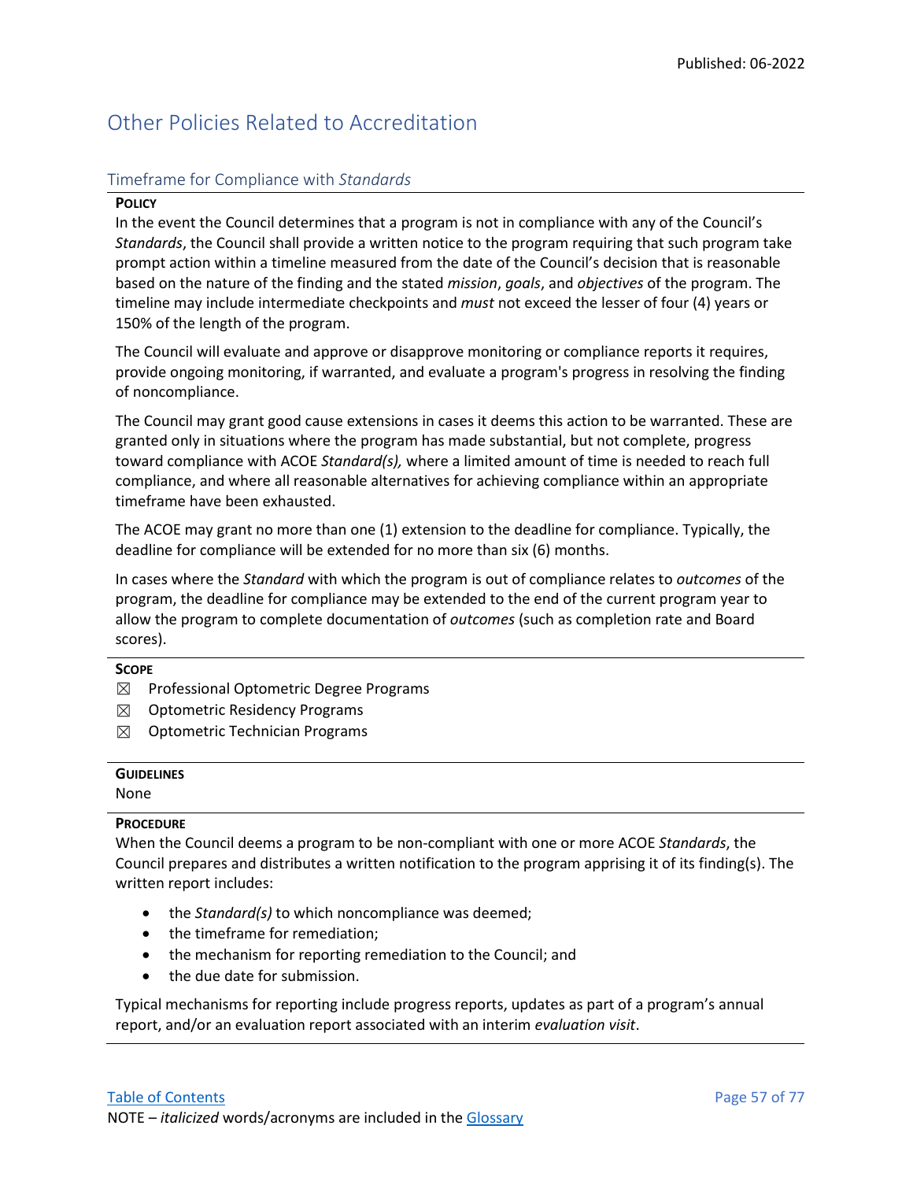# Other Policies Related to Accreditation

## Timeframe for Compliance with *Standards*

**POLICY**

In the event the Council determines that a program is not in compliance with any of the Council's *Standards*, the Council shall provide a written notice to the program requiring that such program take prompt action within a timeline measured from the date of the Council's decision that is reasonable based on the nature of the finding and the stated *mission*, *goals*, and *objectives* of the program. The timeline may include intermediate checkpoints and *must* not exceed the lesser of four (4) years or 150% of the length of the program.

The Council will evaluate and approve or disapprove monitoring or compliance reports it requires, provide ongoing monitoring, if warranted, and evaluate a program's progress in resolving the finding of noncompliance.

The Council may grant good cause extensions in cases it deems this action to be warranted. These are granted only in situations where the program has made substantial, but not complete, progress toward compliance with ACOE *Standard(s),* where a limited amount of time is needed to reach full compliance, and where all reasonable alternatives for achieving compliance within an appropriate timeframe have been exhausted.

The ACOE may grant no more than one (1) extension to the deadline for compliance. Typically, the deadline for compliance will be extended for no more than six (6) months.

In cases where the *Standard* with which the program is out of compliance relates to *outcomes* of the program, the deadline for compliance may be extended to the end of the current program year to allow the program to complete documentation of *outcomes* (such as completion rate and Board scores).

**SCOPE**

☒ Professional Optometric Degree Programs
☒ Optometric Residency Programs
☒ Optometric Technician Programs

**GUIDELINES**

None

**PROCEDURE**

When the Council deems a program to be non-compliant with one or more ACOE *Standards*, the Council prepares and distributes a written notification to the program apprising it of its finding(s). The written report includes:

- the *Standard(s)* to which noncompliance was deemed;
- the timeframe for remediation;
- the mechanism for reporting remediation to the Council; and
- the due date for submission.

Typical mechanisms for reporting include progress reports, updates as part of a program's annual report, and/or an evaluation report associated with an interim *evaluation visit*.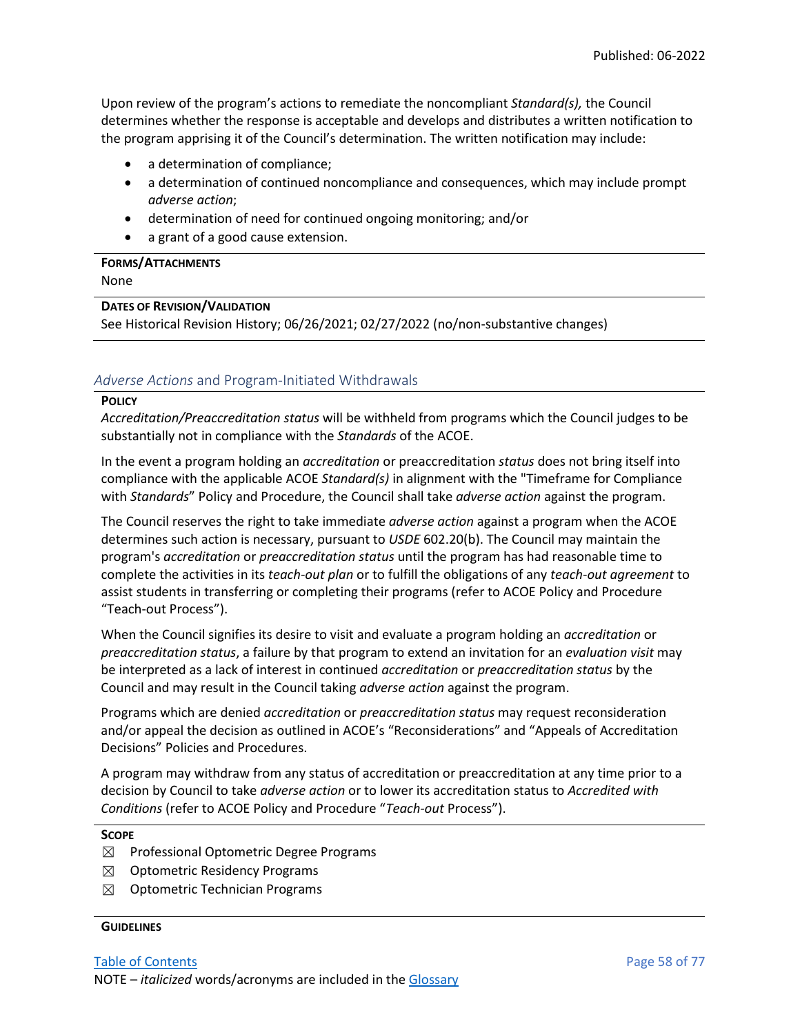Upon review of the program's actions to remediate the noncompliant *Standard(s),* the Council determines whether the response is acceptable and develops and distributes a written notification to the program apprising it of the Council's determination. The written notification may include:

- a determination of compliance;
- a determination of continued noncompliance and consequences, which may include prompt *adverse action*;
- determination of need for continued ongoing monitoring; and/or
- a grant of a good cause extension.

**FORMS/ATTACHMENTS**

None

**DATES OF REVISION/VALIDATION**

See Historical Revision History; 06/26/2021; 02/27/2022 (no/non-substantive changes)

## *Adverse Actions* and Program-Initiated Withdrawals

**POLICY**

*Accreditation/Preaccreditation status* will be withheld from programs which the Council judges to be substantially not in compliance with the *Standards* of the ACOE.

In the event a program holding an *accreditation* or preaccreditation *status* does not bring itself into compliance with the applicable ACOE *Standard(s)* in alignment with the "Timeframe for Compliance with *Standards*" Policy and Procedure, the Council shall take *adverse action* against the program.

The Council reserves the right to take immediate *adverse action* against a program when the ACOE determines such action is necessary, pursuant to *USDE* 602.20(b). The Council may maintain the program's *accreditation* or *preaccreditation status* until the program has had reasonable time to complete the activities in its *teach-out plan* or to fulfill the obligations of any *teach-out agreement* to assist students in transferring or completing their programs (refer to ACOE Policy and Procedure "Teach-out Process").

When the Council signifies its desire to visit and evaluate a program holding an *accreditation* or *preaccreditation status*, a failure by that program to extend an invitation for an *evaluation visit* may be interpreted as a lack of interest in continued *accreditation* or *preaccreditation status* by the Council and may result in the Council taking *adverse action* against the program.

Programs which are denied *accreditation* or *preaccreditation status* may request reconsideration and/or appeal the decision as outlined in ACOE's "Reconsiderations" and "Appeals of Accreditation Decisions" Policies and Procedures.

A program may withdraw from any status of accreditation or preaccreditation at any time prior to a decision by Council to take *adverse action* or to lower its accreditation status to *Accredited with Conditions* (refer to ACOE Policy and Procedure "*Teach-out* Process").

**SCOPE**

☒ Professional Optometric Degree Programs
☒ Optometric Residency Programs
☒ Optometric Technician Programs

**GUIDELINES**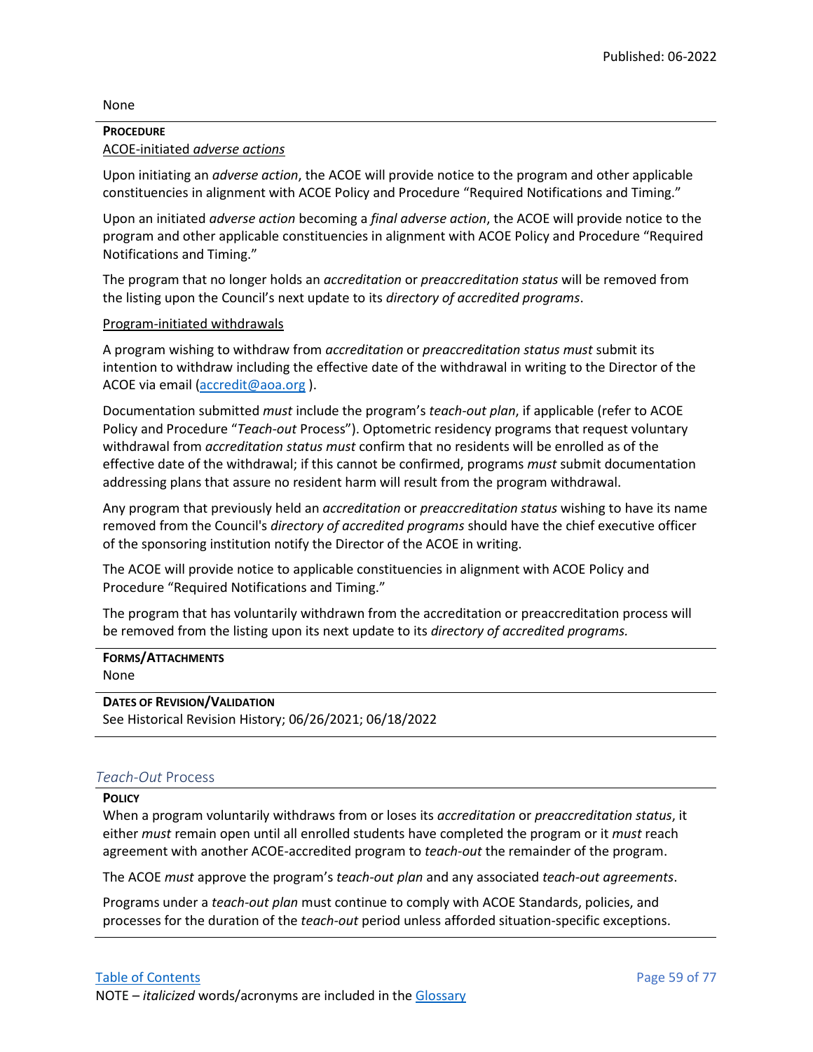None

**PROCEDURE**

ACOE-initiated *adverse actions*

Upon initiating an *adverse action*, the ACOE will provide notice to the program and other applicable constituencies in alignment with ACOE Policy and Procedure "Required Notifications and Timing."

Upon an initiated *adverse action* becoming a *final adverse action*, the ACOE will provide notice to the program and other applicable constituencies in alignment with ACOE Policy and Procedure "Required Notifications and Timing."

The program that no longer holds an *accreditation* or *preaccreditation status* will be removed from the listing upon the Council's next update to its *directory of accredited programs*.

Program-initiated withdrawals

A program wishing to withdraw from *accreditation* or *preaccreditation status must* submit its intention to withdraw including the effective date of the withdrawal in writing to the Director of the ACOE via email (accredit@aoa.org ).

Documentation submitted *must* include the program's *teach-out plan*, if applicable (refer to ACOE Policy and Procedure "*Teach-out* Process"). Optometric residency programs that request voluntary withdrawal from *accreditation status must* confirm that no residents will be enrolled as of the effective date of the withdrawal; if this cannot be confirmed, programs *must* submit documentation addressing plans that assure no resident harm will result from the program withdrawal.

Any program that previously held an *accreditation* or *preaccreditation status* wishing to have its name removed from the Council's *directory of accredited programs* should have the chief executive officer of the sponsoring institution notify the Director of the ACOE in writing.

The ACOE will provide notice to applicable constituencies in alignment with ACOE Policy and Procedure "Required Notifications and Timing."

The program that has voluntarily withdrawn from the accreditation or preaccreditation process will be removed from the listing upon its next update to its *directory of accredited programs.*

**FORMS/ATTACHMENTS**

None

**DATES OF REVISION/VALIDATION**

See Historical Revision History; 06/26/2021; 06/18/2022

## *Teach-Out* Process

**POLICY**

When a program voluntarily withdraws from or loses its *accreditation* or *preaccreditation status*, it either *must* remain open until all enrolled students have completed the program or it *must* reach agreement with another ACOE-accredited program to *teach-out* the remainder of the program.

The ACOE *must* approve the program's *teach-out plan* and any associated *teach-out agreements*.

Programs under a *teach-out plan* must continue to comply with ACOE Standards, policies, and processes for the duration of the *teach-out* period unless afforded situation-specific exceptions.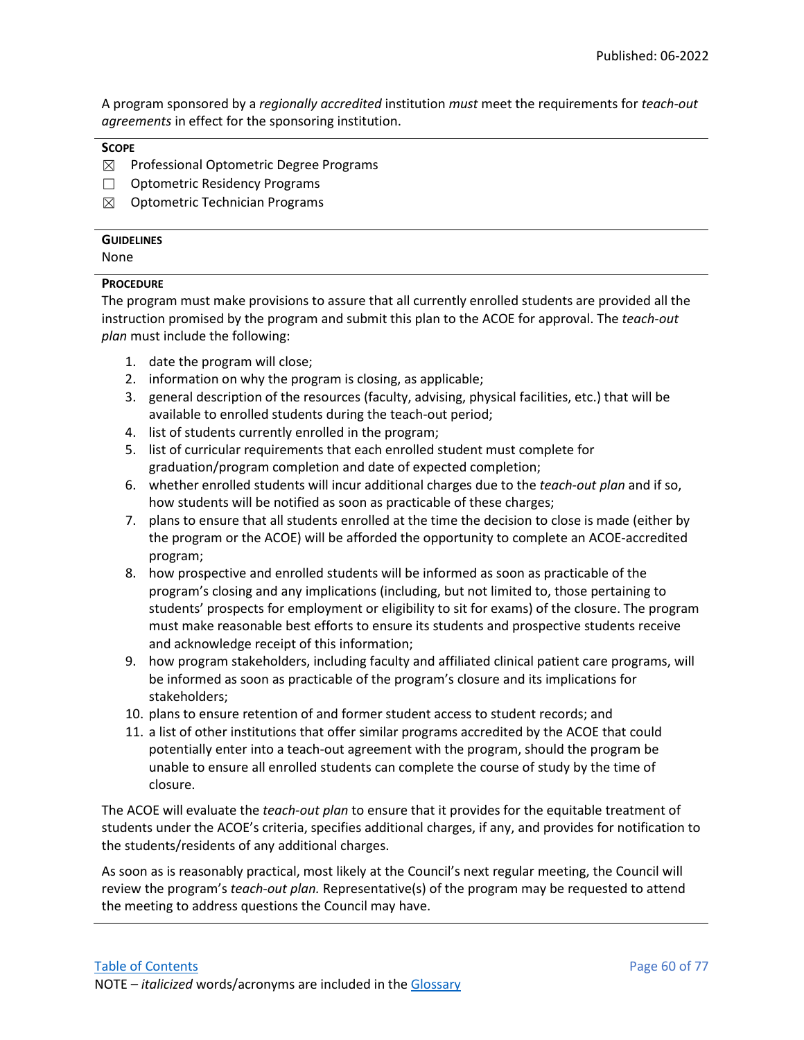A program sponsored by a *regionally accredited* institution *must* meet the requirements for *teach-out agreements* in effect for the sponsoring institution.

**SCOPE**

- ☒ Professional Optometric Degree Programs
- ☐ Optometric Residency Programs
- ☒ Optometric Technician Programs

**GUIDELINES**

None

**PROCEDURE**

The program must make provisions to assure that all currently enrolled students are provided all the instruction promised by the program and submit this plan to the ACOE for approval. The *teach-out plan* must include the following:

1. date the program will close;
2. information on why the program is closing, as applicable;
3. general description of the resources (faculty, advising, physical facilities, etc.) that will be available to enrolled students during the teach-out period;
4. list of students currently enrolled in the program;
5. list of curricular requirements that each enrolled student must complete for graduation/program completion and date of expected completion;
6. whether enrolled students will incur additional charges due to the *teach-out plan* and if so, how students will be notified as soon as practicable of these charges;
7. plans to ensure that all students enrolled at the time the decision to close is made (either by the program or the ACOE) will be afforded the opportunity to complete an ACOE-accredited program;
8. how prospective and enrolled students will be informed as soon as practicable of the program's closing and any implications (including, but not limited to, those pertaining to students' prospects for employment or eligibility to sit for exams) of the closure. The program must make reasonable best efforts to ensure its students and prospective students receive and acknowledge receipt of this information;
9. how program stakeholders, including faculty and affiliated clinical patient care programs, will be informed as soon as practicable of the program's closure and its implications for stakeholders;
10. plans to ensure retention of and former student access to student records; and
11. a list of other institutions that offer similar programs accredited by the ACOE that could potentially enter into a teach-out agreement with the program, should the program be unable to ensure all enrolled students can complete the course of study by the time of closure.

The ACOE will evaluate the *teach-out plan* to ensure that it provides for the equitable treatment of students under the ACOE's criteria, specifies additional charges, if any, and provides for notification to the students/residents of any additional charges.

As soon as is reasonably practical, most likely at the Council's next regular meeting, the Council will review the program's *teach-out plan.* Representative(s) of the program may be requested to attend the meeting to address questions the Council may have.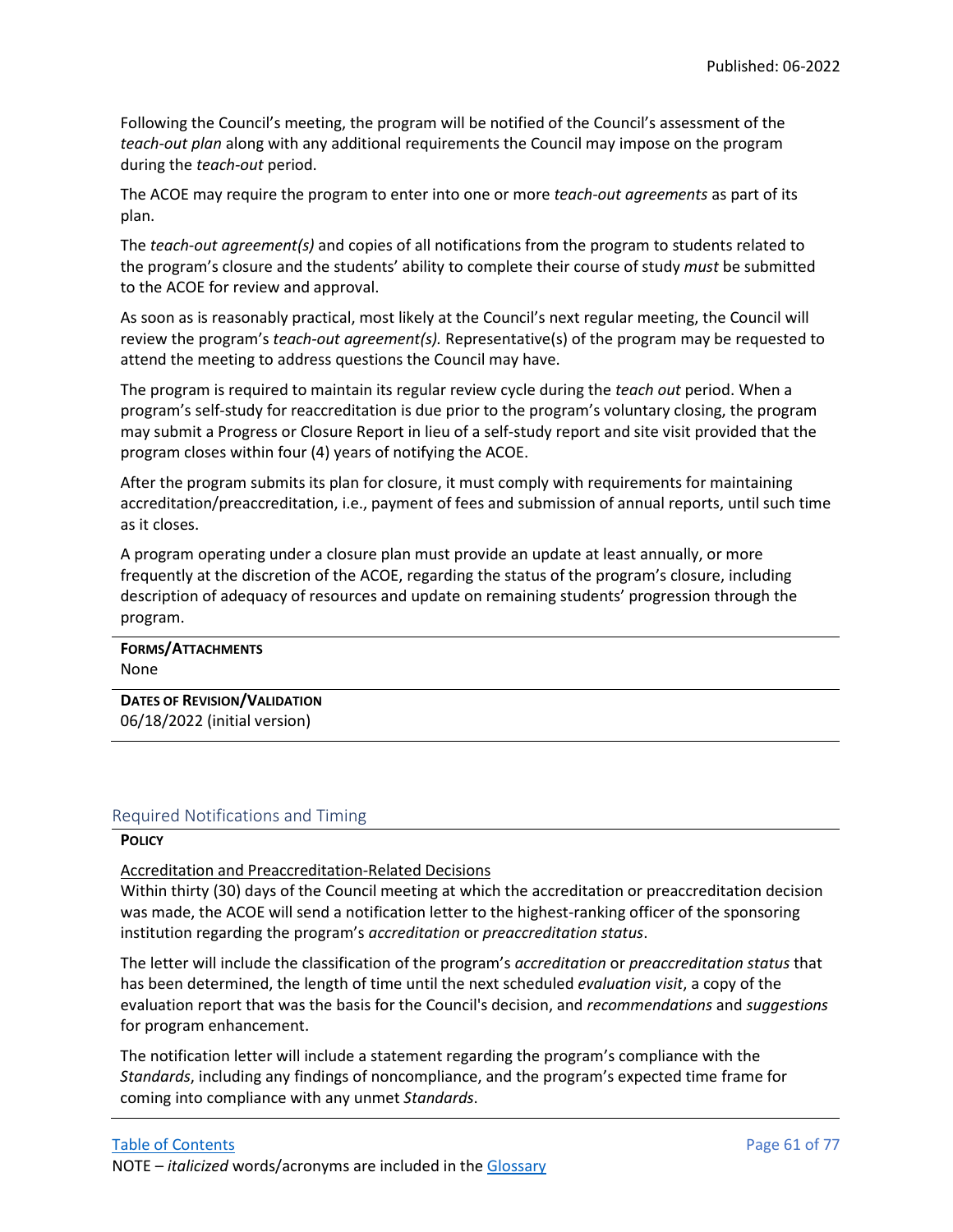Following the Council's meeting, the program will be notified of the Council's assessment of the *teach-out plan* along with any additional requirements the Council may impose on the program during the *teach-out* period.

The ACOE may require the program to enter into one or more *teach-out agreements* as part of its plan.

The *teach-out agreement(s)* and copies of all notifications from the program to students related to the program's closure and the students' ability to complete their course of study *must* be submitted to the ACOE for review and approval.

As soon as is reasonably practical, most likely at the Council's next regular meeting, the Council will review the program's *teach-out agreement(s).* Representative(s) of the program may be requested to attend the meeting to address questions the Council may have.

The program is required to maintain its regular review cycle during the *teach out* period. When a program's self-study for reaccreditation is due prior to the program's voluntary closing, the program may submit a Progress or Closure Report in lieu of a self-study report and site visit provided that the program closes within four (4) years of notifying the ACOE.

After the program submits its plan for closure, it must comply with requirements for maintaining accreditation/preaccreditation, i.e., payment of fees and submission of annual reports, until such time as it closes.

A program operating under a closure plan must provide an update at least annually, or more frequently at the discretion of the ACOE, regarding the status of the program's closure, including description of adequacy of resources and update on remaining students' progression through the program.

**FORMS/ATTACHMENTS**
None

**DATES OF REVISION/VALIDATION**
06/18/2022 (initial version)

## Required Notifications and Timing

**POLICY**

Accreditation and Preaccreditation-Related Decisions

Within thirty (30) days of the Council meeting at which the accreditation or preaccreditation decision was made, the ACOE will send a notification letter to the highest-ranking officer of the sponsoring institution regarding the program's *accreditation* or *preaccreditation status*.

The letter will include the classification of the program's *accreditation* or *preaccreditation status* that has been determined, the length of time until the next scheduled *evaluation visit*, a copy of the evaluation report that was the basis for the Council's decision, and *recommendations* and *suggestions* for program enhancement.

The notification letter will include a statement regarding the program's compliance with the *Standards*, including any findings of noncompliance, and the program's expected time frame for coming into compliance with any unmet *Standards*.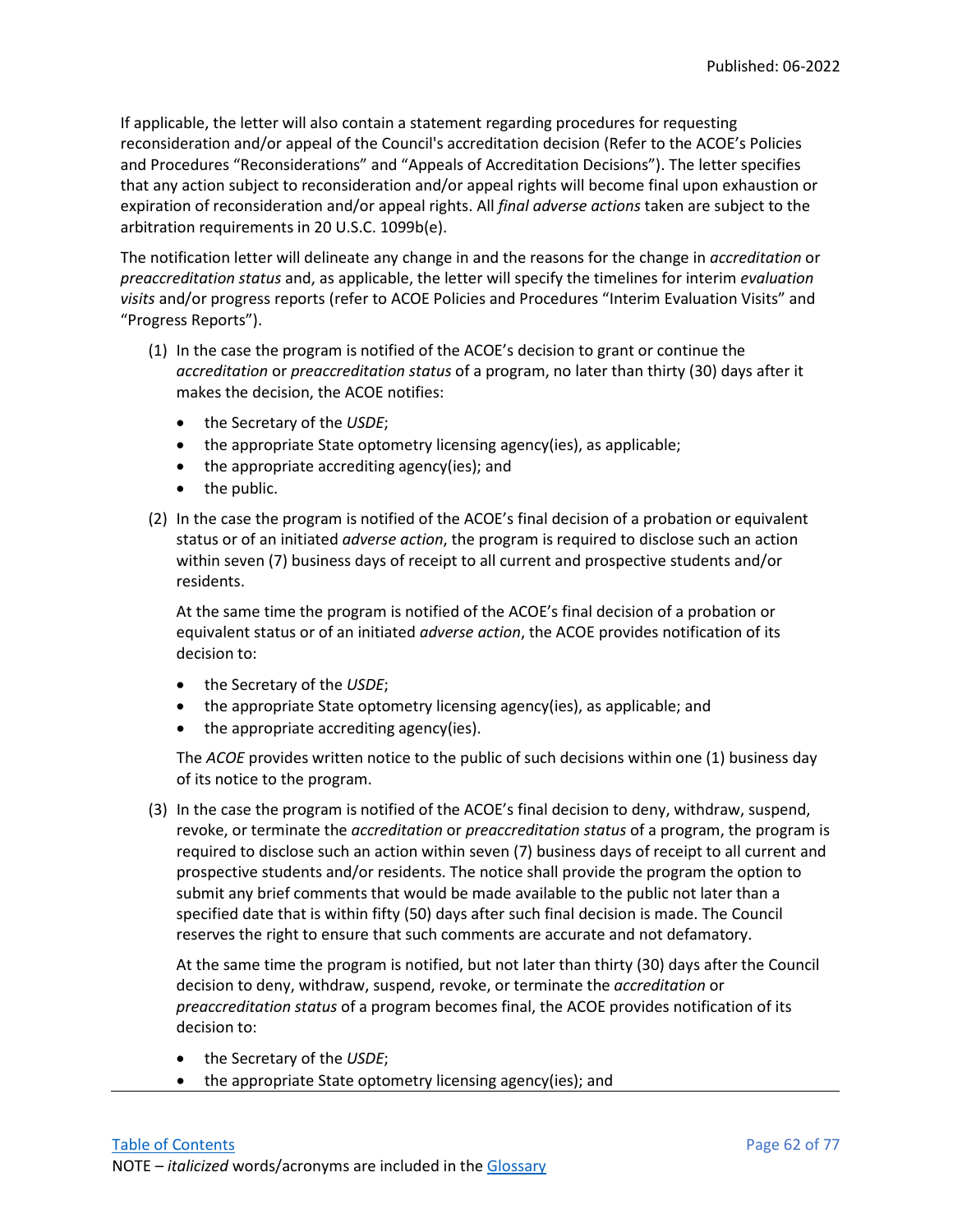If applicable, the letter will also contain a statement regarding procedures for requesting reconsideration and/or appeal of the Council's accreditation decision (Refer to the ACOE's Policies and Procedures "Reconsiderations" and "Appeals of Accreditation Decisions"). The letter specifies that any action subject to reconsideration and/or appeal rights will become final upon exhaustion or expiration of reconsideration and/or appeal rights. All *final adverse actions* taken are subject to the arbitration requirements in 20 U.S.C. 1099b(e).

The notification letter will delineate any change in and the reasons for the change in *accreditation* or *preaccreditation status* and, as applicable, the letter will specify the timelines for interim *evaluation visits* and/or progress reports (refer to ACOE Policies and Procedures "Interim Evaluation Visits" and "Progress Reports").

(1) In the case the program is notified of the ACOE's decision to grant or continue the *accreditation* or *preaccreditation status* of a program, no later than thirty (30) days after it makes the decision, the ACOE notifies:

- the Secretary of the *USDE*;
- the appropriate State optometry licensing agency(ies), as applicable;
- the appropriate accrediting agency(ies); and
- the public.

(2) In the case the program is notified of the ACOE's final decision of a probation or equivalent status or of an initiated *adverse action*, the program is required to disclose such an action within seven (7) business days of receipt to all current and prospective students and/or residents.

At the same time the program is notified of the ACOE's final decision of a probation or equivalent status or of an initiated *adverse action*, the ACOE provides notification of its decision to:

- the Secretary of the *USDE*;
- the appropriate State optometry licensing agency(ies), as applicable; and
- the appropriate accrediting agency(ies).

The *ACOE* provides written notice to the public of such decisions within one (1) business day of its notice to the program.

(3) In the case the program is notified of the ACOE's final decision to deny, withdraw, suspend, revoke, or terminate the *accreditation* or *preaccreditation status* of a program, the program is required to disclose such an action within seven (7) business days of receipt to all current and prospective students and/or residents. The notice shall provide the program the option to submit any brief comments that would be made available to the public not later than a specified date that is within fifty (50) days after such final decision is made. The Council reserves the right to ensure that such comments are accurate and not defamatory.

At the same time the program is notified, but not later than thirty (30) days after the Council decision to deny, withdraw, suspend, revoke, or terminate the *accreditation* or *preaccreditation status* of a program becomes final, the ACOE provides notification of its decision to:

- the Secretary of the *USDE*;
- the appropriate State optometry licensing agency(ies); and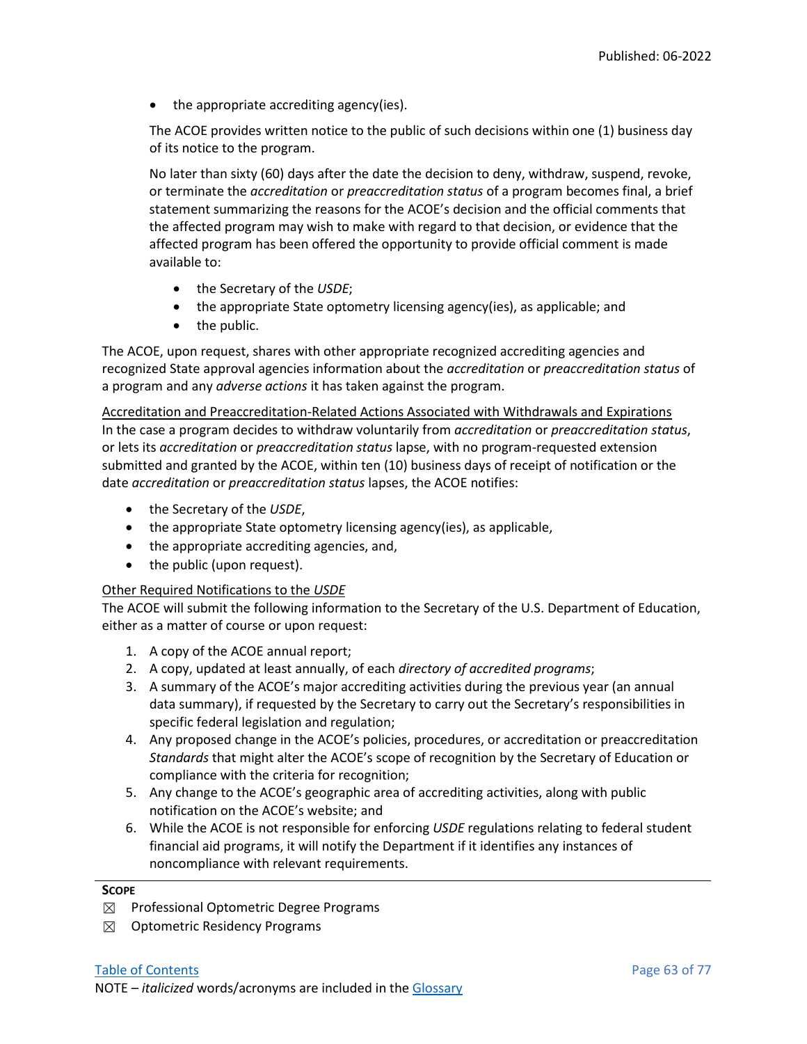- the appropriate accrediting agency(ies).

The ACOE provides written notice to the public of such decisions within one (1) business day of its notice to the program.

No later than sixty (60) days after the date the decision to deny, withdraw, suspend, revoke, or terminate the *accreditation* or *preaccreditation status* of a program becomes final, a brief statement summarizing the reasons for the ACOE's decision and the official comments that the affected program may wish to make with regard to that decision, or evidence that the affected program has been offered the opportunity to provide official comment is made available to:

- the Secretary of the *USDE*;
- the appropriate State optometry licensing agency(ies), as applicable; and
- the public.

The ACOE, upon request, shares with other appropriate recognized accrediting agencies and recognized State approval agencies information about the *accreditation* or *preaccreditation status* of a program and any *adverse actions* it has taken against the program.

Accreditation and Preaccreditation-Related Actions Associated with Withdrawals and Expirations

In the case a program decides to withdraw voluntarily from *accreditation* or *preaccreditation status*, or lets its *accreditation* or *preaccreditation status* lapse, with no program-requested extension submitted and granted by the ACOE, within ten (10) business days of receipt of notification or the date *accreditation* or *preaccreditation status* lapses, the ACOE notifies:

- the Secretary of the *USDE*,
- the appropriate State optometry licensing agency(ies), as applicable,
- the appropriate accrediting agencies, and,
- the public (upon request).

Other Required Notifications to the *USDE*

The ACOE will submit the following information to the Secretary of the U.S. Department of Education, either as a matter of course or upon request:

1. A copy of the ACOE annual report;
2. A copy, updated at least annually, of each *directory of accredited programs*;
3. A summary of the ACOE's major accrediting activities during the previous year (an annual data summary), if requested by the Secretary to carry out the Secretary's responsibilities in specific federal legislation and regulation;
4. Any proposed change in the ACOE's policies, procedures, or accreditation or preaccreditation *Standards* that might alter the ACOE's scope of recognition by the Secretary of Education or compliance with the criteria for recognition;
5. Any change to the ACOE's geographic area of accrediting activities, along with public notification on the ACOE's website; and
6. While the ACOE is not responsible for enforcing *USDE* regulations relating to federal student financial aid programs, it will notify the Department if it identifies any instances of noncompliance with relevant requirements.

---

**SCOPE**

☒ Professional Optometric Degree Programs

☒ Optometric Residency Programs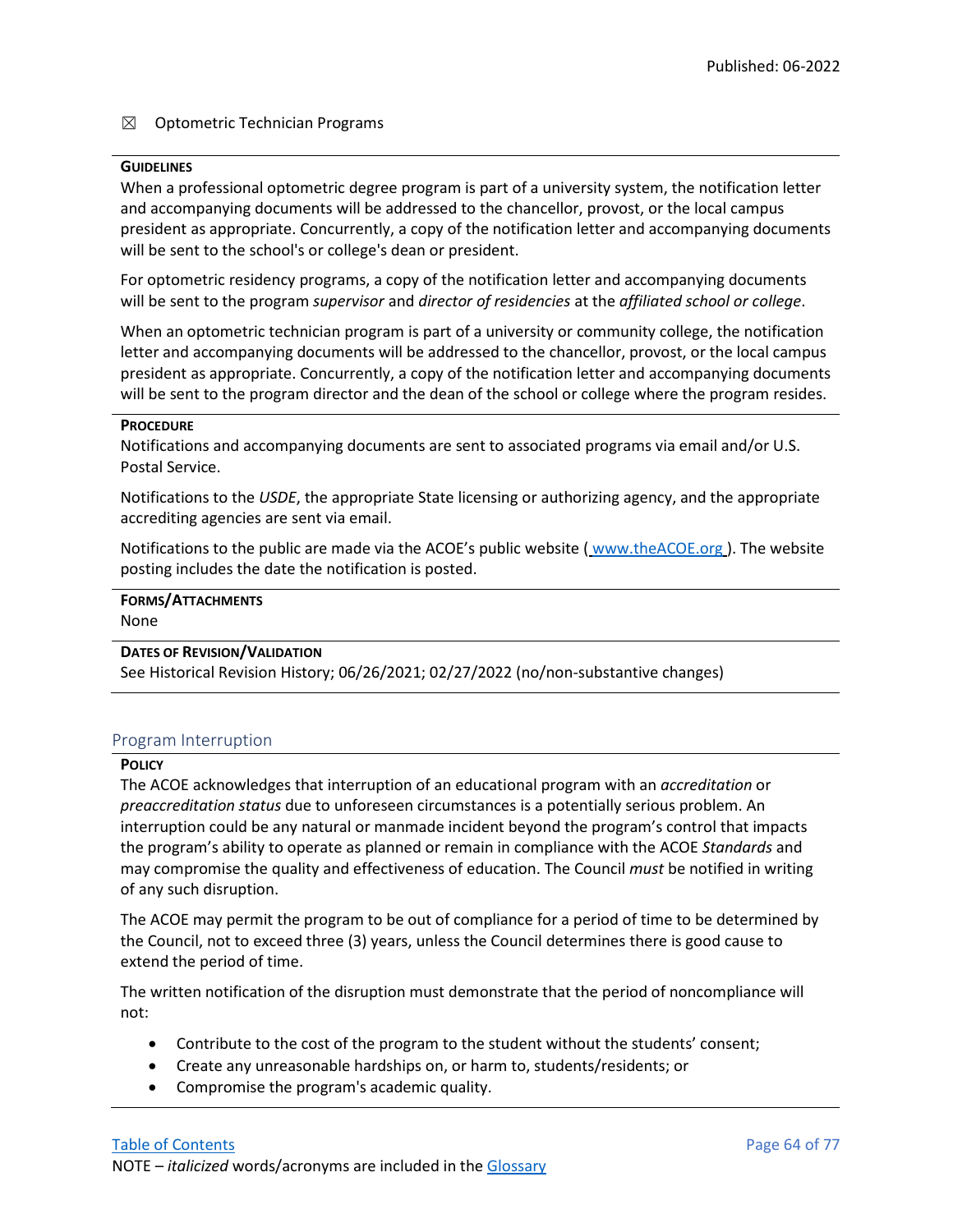☒ Optometric Technician Programs

**GUIDELINES**

When a professional optometric degree program is part of a university system, the notification letter and accompanying documents will be addressed to the chancellor, provost, or the local campus president as appropriate. Concurrently, a copy of the notification letter and accompanying documents will be sent to the school's or college's dean or president.

For optometric residency programs, a copy of the notification letter and accompanying documents will be sent to the program *supervisor* and *director of residencies* at the *affiliated school or college*.

When an optometric technician program is part of a university or community college, the notification letter and accompanying documents will be addressed to the chancellor, provost, or the local campus president as appropriate. Concurrently, a copy of the notification letter and accompanying documents will be sent to the program director and the dean of the school or college where the program resides.

**PROCEDURE**

Notifications and accompanying documents are sent to associated programs via email and/or U.S. Postal Service.

Notifications to the *USDE*, the appropriate State licensing or authorizing agency, and the appropriate accrediting agencies are sent via email.

Notifications to the public are made via the ACOE's public website ( www.theACOE.org ). The website posting includes the date the notification is posted.

**FORMS/ATTACHMENTS**

None

**DATES OF REVISION/VALIDATION**

See Historical Revision History; 06/26/2021; 02/27/2022 (no/non-substantive changes)

## Program Interruption

**POLICY**

The ACOE acknowledges that interruption of an educational program with an *accreditation* or *preaccreditation status* due to unforeseen circumstances is a potentially serious problem. An interruption could be any natural or manmade incident beyond the program's control that impacts the program's ability to operate as planned or remain in compliance with the ACOE *Standards* and may compromise the quality and effectiveness of education. The Council *must* be notified in writing of any such disruption.

The ACOE may permit the program to be out of compliance for a period of time to be determined by the Council, not to exceed three (3) years, unless the Council determines there is good cause to extend the period of time.

The written notification of the disruption must demonstrate that the period of noncompliance will not:

- Contribute to the cost of the program to the student without the students' consent;
- Create any unreasonable hardships on, or harm to, students/residents; or
- Compromise the program's academic quality.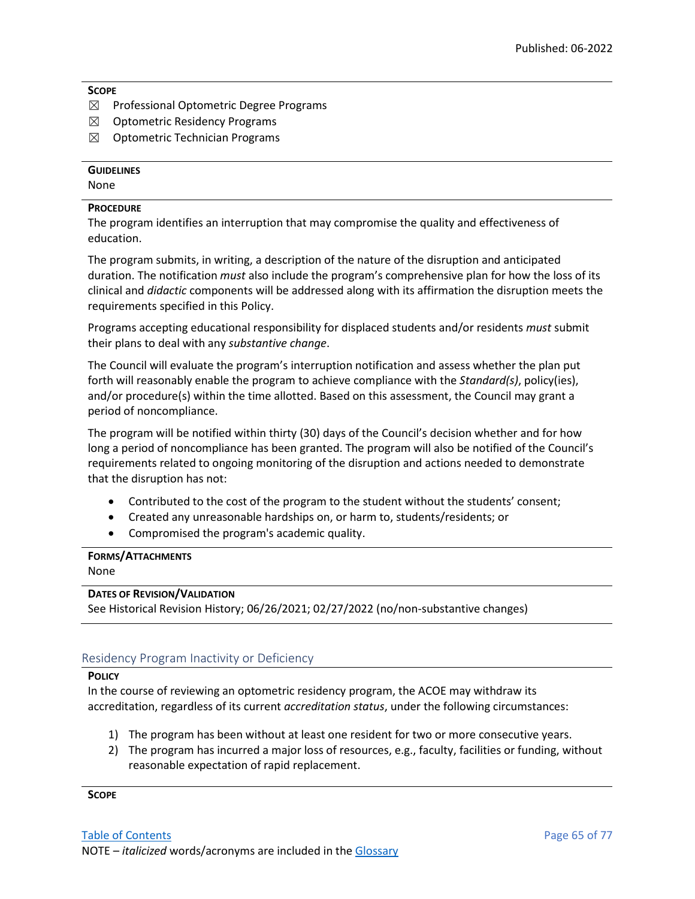**SCOPE**

☒ Professional Optometric Degree Programs

☒ Optometric Residency Programs

☒ Optometric Technician Programs

**GUIDELINES**

None

**PROCEDURE**

The program identifies an interruption that may compromise the quality and effectiveness of education.

The program submits, in writing, a description of the nature of the disruption and anticipated duration. The notification *must* also include the program's comprehensive plan for how the loss of its clinical and *didactic* components will be addressed along with its affirmation the disruption meets the requirements specified in this Policy.

Programs accepting educational responsibility for displaced students and/or residents *must* submit their plans to deal with any *substantive change*.

The Council will evaluate the program's interruption notification and assess whether the plan put forth will reasonably enable the program to achieve compliance with the *Standard(s)*, policy(ies), and/or procedure(s) within the time allotted. Based on this assessment, the Council may grant a period of noncompliance.

The program will be notified within thirty (30) days of the Council's decision whether and for how long a period of noncompliance has been granted. The program will also be notified of the Council's requirements related to ongoing monitoring of the disruption and actions needed to demonstrate that the disruption has not:

- Contributed to the cost of the program to the student without the students' consent;
- Created any unreasonable hardships on, or harm to, students/residents; or
- Compromised the program's academic quality.

**FORMS/ATTACHMENTS**

None

**DATES OF REVISION/VALIDATION**

See Historical Revision History; 06/26/2021; 02/27/2022 (no/non-substantive changes)

## Residency Program Inactivity or Deficiency

**POLICY**

In the course of reviewing an optometric residency program, the ACOE may withdraw its accreditation, regardless of its current *accreditation status*, under the following circumstances:

1) The program has been without at least one resident for two or more consecutive years.
2) The program has incurred a major loss of resources, e.g., faculty, facilities or funding, without reasonable expectation of rapid replacement.

**SCOPE**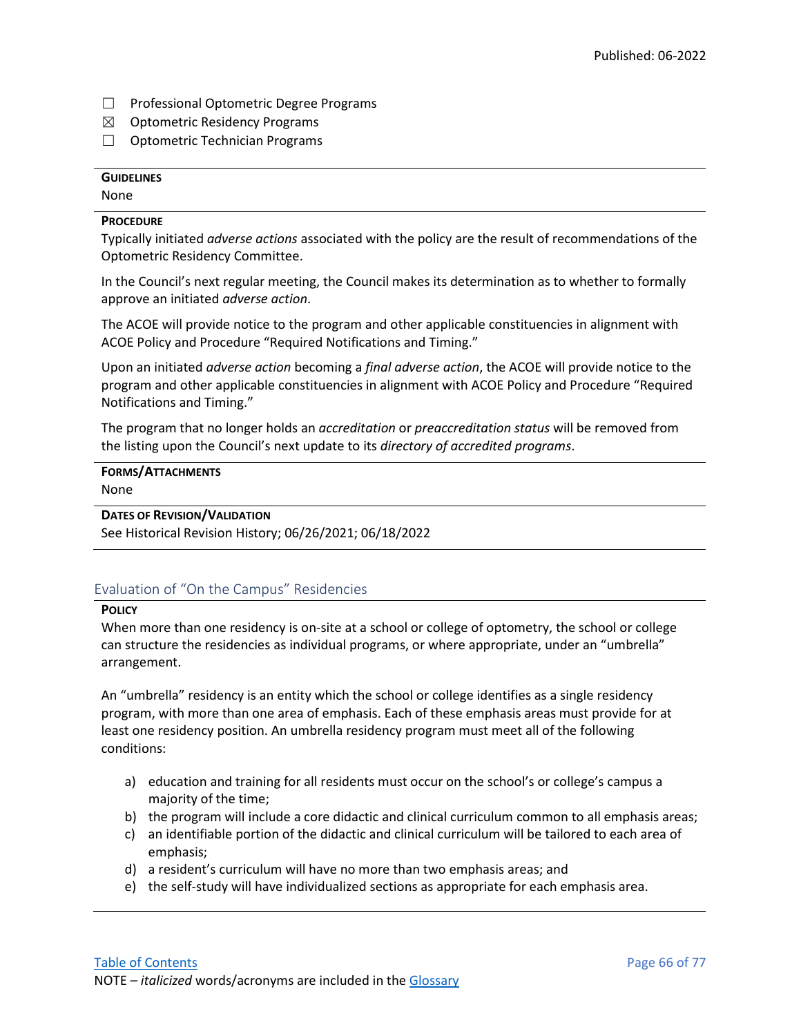☐ Professional Optometric Degree Programs

☒ Optometric Residency Programs

☐ Optometric Technician Programs

**GUIDELINES**

None

**PROCEDURE**

Typically initiated *adverse actions* associated with the policy are the result of recommendations of the Optometric Residency Committee.

In the Council's next regular meeting, the Council makes its determination as to whether to formally approve an initiated *adverse action*.

The ACOE will provide notice to the program and other applicable constituencies in alignment with ACOE Policy and Procedure "Required Notifications and Timing."

Upon an initiated *adverse action* becoming a *final adverse action*, the ACOE will provide notice to the program and other applicable constituencies in alignment with ACOE Policy and Procedure "Required Notifications and Timing."

The program that no longer holds an *accreditation* or *preaccreditation status* will be removed from the listing upon the Council's next update to its *directory of accredited programs*.

**FORMS/ATTACHMENTS**

None

**DATES OF REVISION/VALIDATION**

See Historical Revision History; 06/26/2021; 06/18/2022

## Evaluation of "On the Campus" Residencies

**POLICY**

When more than one residency is on-site at a school or college of optometry, the school or college can structure the residencies as individual programs, or where appropriate, under an "umbrella" arrangement.

An "umbrella" residency is an entity which the school or college identifies as a single residency program, with more than one area of emphasis. Each of these emphasis areas must provide for at least one residency position. An umbrella residency program must meet all of the following conditions:

a) education and training for all residents must occur on the school's or college's campus a majority of the time;
b) the program will include a core didactic and clinical curriculum common to all emphasis areas;
c) an identifiable portion of the didactic and clinical curriculum will be tailored to each area of emphasis;
d) a resident's curriculum will have no more than two emphasis areas; and
e) the self-study will have individualized sections as appropriate for each emphasis area.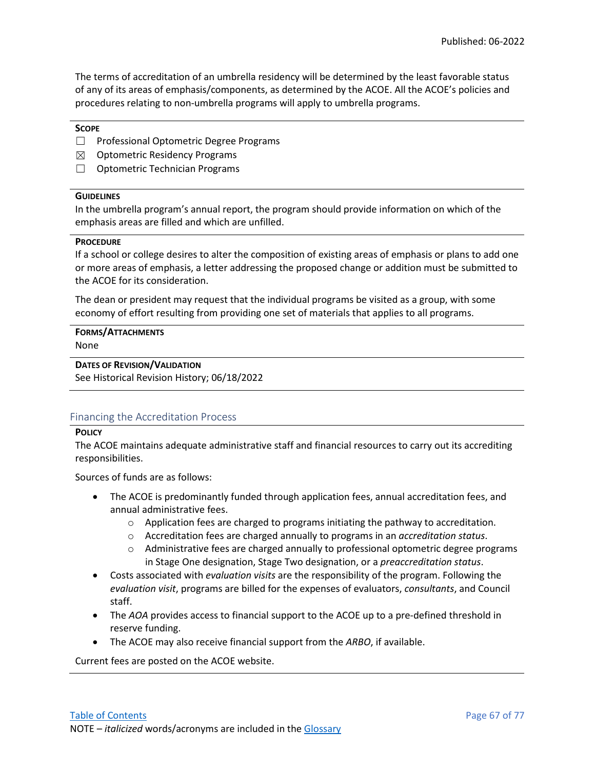The terms of accreditation of an umbrella residency will be determined by the least favorable status of any of its areas of emphasis/components, as determined by the ACOE. All the ACOE's policies and procedures relating to non-umbrella programs will apply to umbrella programs.

---

**SCOPE**

☐ Professional Optometric Degree Programs

☒ Optometric Residency Programs

☐ Optometric Technician Programs

---

**GUIDELINES**

In the umbrella program's annual report, the program should provide information on which of the emphasis areas are filled and which are unfilled.

---

**PROCEDURE**

If a school or college desires to alter the composition of existing areas of emphasis or plans to add one or more areas of emphasis, a letter addressing the proposed change or addition must be submitted to the ACOE for its consideration.

The dean or president may request that the individual programs be visited as a group, with some economy of effort resulting from providing one set of materials that applies to all programs.

---

**FORMS/ATTACHMENTS**

None

---

**DATES OF REVISION/VALIDATION**

See Historical Revision History; 06/18/2022

---

## Financing the Accreditation Process

**POLICY**

The ACOE maintains adequate administrative staff and financial resources to carry out its accrediting responsibilities.

Sources of funds are as follows:

- The ACOE is predominantly funded through application fees, annual accreditation fees, and annual administrative fees.
  - Application fees are charged to programs initiating the pathway to accreditation.
  - Accreditation fees are charged annually to programs in an *accreditation status*.
  - Administrative fees are charged annually to professional optometric degree programs in Stage One designation, Stage Two designation, or a *preaccreditation status*.
- Costs associated with *evaluation visits* are the responsibility of the program. Following the *evaluation visit*, programs are billed for the expenses of evaluators, *consultants*, and Council staff.
- The *AOA* provides access to financial support to the ACOE up to a pre-defined threshold in reserve funding.
- The ACOE may also receive financial support from the *ARBO*, if available.

Current fees are posted on the ACOE website.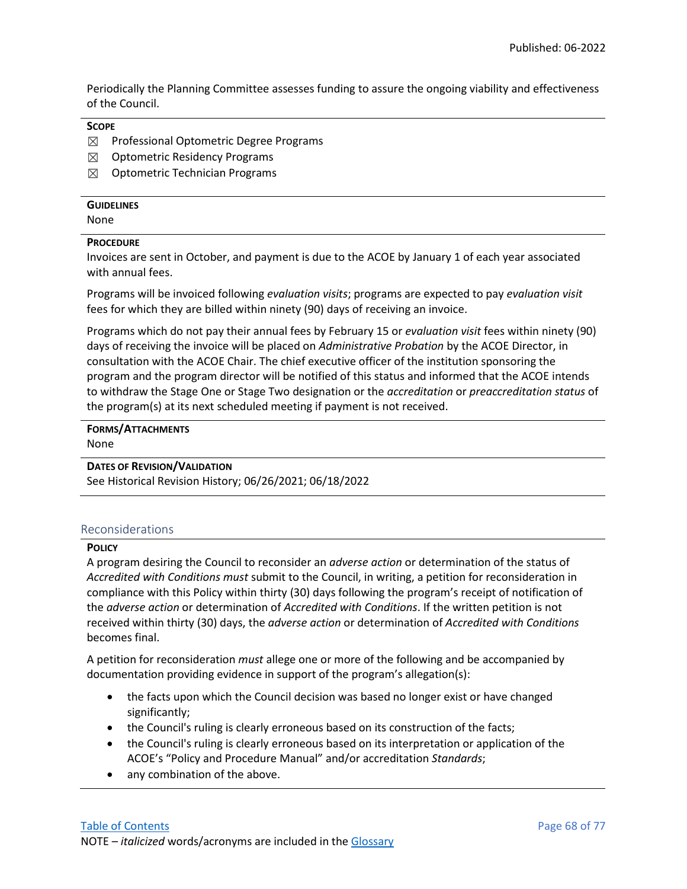Periodically the Planning Committee assesses funding to assure the ongoing viability and effectiveness of the Council.

**SCOPE**

☒ Professional Optometric Degree Programs

☒ Optometric Residency Programs

☒ Optometric Technician Programs

**GUIDELINES**

None

**PROCEDURE**

Invoices are sent in October, and payment is due to the ACOE by January 1 of each year associated with annual fees.

Programs will be invoiced following *evaluation visits*; programs are expected to pay *evaluation visit* fees for which they are billed within ninety (90) days of receiving an invoice.

Programs which do not pay their annual fees by February 15 or *evaluation visit* fees within ninety (90) days of receiving the invoice will be placed on *Administrative Probation* by the ACOE Director, in consultation with the ACOE Chair. The chief executive officer of the institution sponsoring the program and the program director will be notified of this status and informed that the ACOE intends to withdraw the Stage One or Stage Two designation or the *accreditation* or *preaccreditation status* of the program(s) at its next scheduled meeting if payment is not received.

**FORMS/ATTACHMENTS**

None

**DATES OF REVISION/VALIDATION**

See Historical Revision History; 06/26/2021; 06/18/2022

## Reconsiderations

**POLICY**

A program desiring the Council to reconsider an *adverse action* or determination of the status of *Accredited with Conditions must* submit to the Council, in writing, a petition for reconsideration in compliance with this Policy within thirty (30) days following the program's receipt of notification of the *adverse action* or determination of *Accredited with Conditions*. If the written petition is not received within thirty (30) days, the *adverse action* or determination of *Accredited with Conditions* becomes final.

A petition for reconsideration *must* allege one or more of the following and be accompanied by documentation providing evidence in support of the program's allegation(s):

- the facts upon which the Council decision was based no longer exist or have changed significantly;
- the Council's ruling is clearly erroneous based on its construction of the facts;
- the Council's ruling is clearly erroneous based on its interpretation or application of the ACOE's "Policy and Procedure Manual" and/or accreditation *Standards*;
- any combination of the above.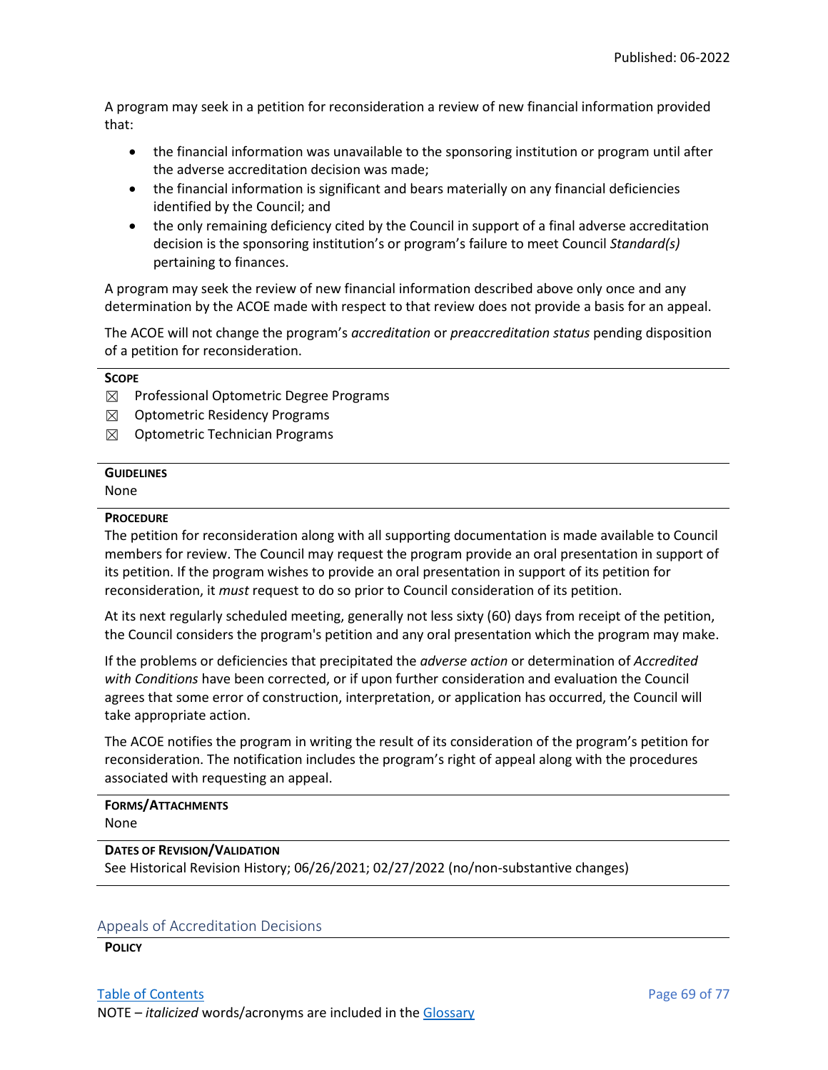A program may seek in a petition for reconsideration a review of new financial information provided that:

- the financial information was unavailable to the sponsoring institution or program until after the adverse accreditation decision was made;
- the financial information is significant and bears materially on any financial deficiencies identified by the Council; and
- the only remaining deficiency cited by the Council in support of a final adverse accreditation decision is the sponsoring institution's or program's failure to meet Council *Standard(s)* pertaining to finances.

A program may seek the review of new financial information described above only once and any determination by the ACOE made with respect to that review does not provide a basis for an appeal.

The ACOE will not change the program's *accreditation* or *preaccreditation status* pending disposition of a petition for reconsideration.

**SCOPE**

☒ Professional Optometric Degree Programs
☒ Optometric Residency Programs
☒ Optometric Technician Programs

**GUIDELINES**

None

**PROCEDURE**

The petition for reconsideration along with all supporting documentation is made available to Council members for review. The Council may request the program provide an oral presentation in support of its petition. If the program wishes to provide an oral presentation in support of its petition for reconsideration, it *must* request to do so prior to Council consideration of its petition.

At its next regularly scheduled meeting, generally not less sixty (60) days from receipt of the petition, the Council considers the program's petition and any oral presentation which the program may make.

If the problems or deficiencies that precipitated the *adverse action* or determination of *Accredited with Conditions* have been corrected, or if upon further consideration and evaluation the Council agrees that some error of construction, interpretation, or application has occurred, the Council will take appropriate action.

The ACOE notifies the program in writing the result of its consideration of the program's petition for reconsideration. The notification includes the program's right of appeal along with the procedures associated with requesting an appeal.

**FORMS/ATTACHMENTS**

None

**DATES OF REVISION/VALIDATION**

See Historical Revision History; 06/26/2021; 02/27/2022 (no/non-substantive changes)

## Appeals of Accreditation Decisions

**POLICY**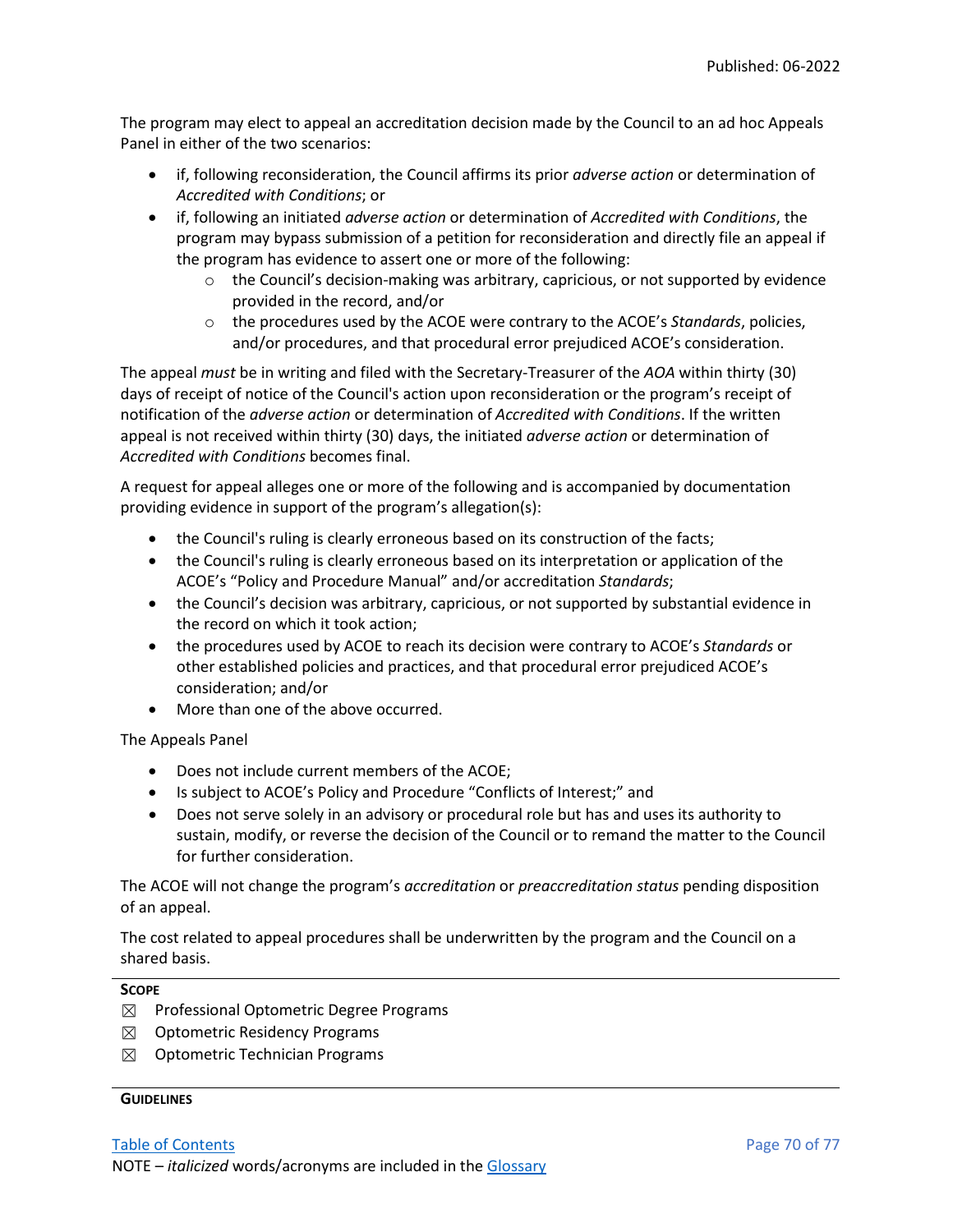The program may elect to appeal an accreditation decision made by the Council to an ad hoc Appeals Panel in either of the two scenarios:

- if, following reconsideration, the Council affirms its prior *adverse action* or determination of *Accredited with Conditions*; or
- if, following an initiated *adverse action* or determination of *Accredited with Conditions*, the program may bypass submission of a petition for reconsideration and directly file an appeal if the program has evidence to assert one or more of the following:
  - the Council's decision-making was arbitrary, capricious, or not supported by evidence provided in the record, and/or
  - the procedures used by the ACOE were contrary to the ACOE's *Standards*, policies, and/or procedures, and that procedural error prejudiced ACOE's consideration.

The appeal *must* be in writing and filed with the Secretary-Treasurer of the *AOA* within thirty (30) days of receipt of notice of the Council's action upon reconsideration or the program's receipt of notification of the *adverse action* or determination of *Accredited with Conditions*. If the written appeal is not received within thirty (30) days, the initiated *adverse action* or determination of *Accredited with Conditions* becomes final.

A request for appeal alleges one or more of the following and is accompanied by documentation providing evidence in support of the program's allegation(s):

- the Council's ruling is clearly erroneous based on its construction of the facts;
- the Council's ruling is clearly erroneous based on its interpretation or application of the ACOE's "Policy and Procedure Manual" and/or accreditation *Standards*;
- the Council's decision was arbitrary, capricious, or not supported by substantial evidence in the record on which it took action;
- the procedures used by ACOE to reach its decision were contrary to ACOE's *Standards* or other established policies and practices, and that procedural error prejudiced ACOE's consideration; and/or
- More than one of the above occurred.

The Appeals Panel

- Does not include current members of the ACOE;
- Is subject to ACOE's Policy and Procedure "Conflicts of Interest;" and
- Does not serve solely in an advisory or procedural role but has and uses its authority to sustain, modify, or reverse the decision of the Council or to remand the matter to the Council for further consideration.

The ACOE will not change the program's *accreditation* or *preaccreditation status* pending disposition of an appeal.

The cost related to appeal procedures shall be underwritten by the program and the Council on a shared basis.

**SCOPE**

☒ Professional Optometric Degree Programs

☒ Optometric Residency Programs

☒ Optometric Technician Programs

**GUIDELINES**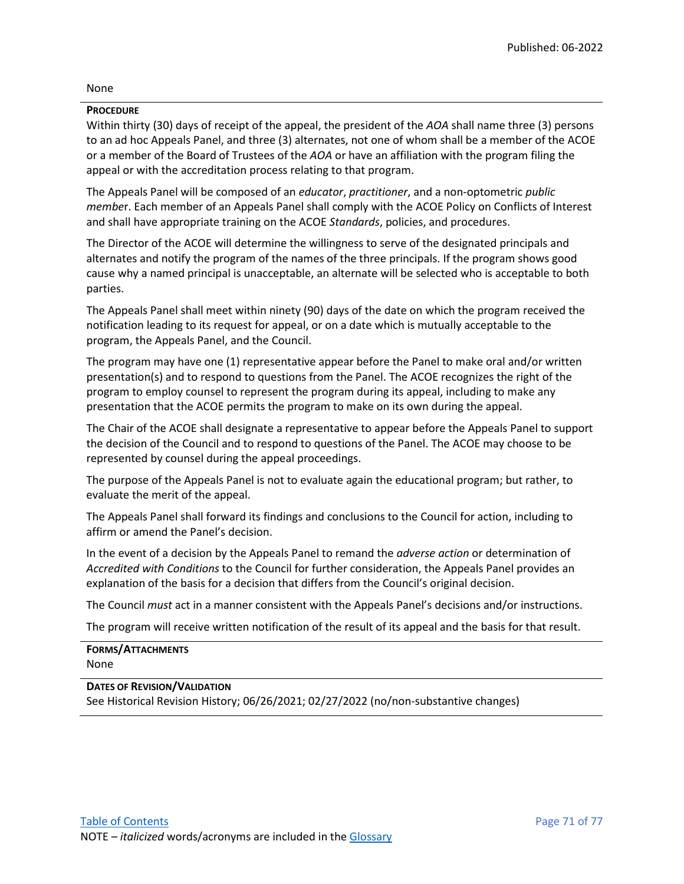None

**PROCEDURE**

Within thirty (30) days of receipt of the appeal, the president of the *AOA* shall name three (3) persons to an ad hoc Appeals Panel, and three (3) alternates, not one of whom shall be a member of the ACOE or a member of the Board of Trustees of the *AOA* or have an affiliation with the program filing the appeal or with the accreditation process relating to that program.

The Appeals Panel will be composed of an *educator*, *practitioner*, and a non-optometric *public member*. Each member of an Appeals Panel shall comply with the ACOE Policy on Conflicts of Interest and shall have appropriate training on the ACOE *Standards*, policies, and procedures.

The Director of the ACOE will determine the willingness to serve of the designated principals and alternates and notify the program of the names of the three principals. If the program shows good cause why a named principal is unacceptable, an alternate will be selected who is acceptable to both parties.

The Appeals Panel shall meet within ninety (90) days of the date on which the program received the notification leading to its request for appeal, or on a date which is mutually acceptable to the program, the Appeals Panel, and the Council.

The program may have one (1) representative appear before the Panel to make oral and/or written presentation(s) and to respond to questions from the Panel. The ACOE recognizes the right of the program to employ counsel to represent the program during its appeal, including to make any presentation that the ACOE permits the program to make on its own during the appeal.

The Chair of the ACOE shall designate a representative to appear before the Appeals Panel to support the decision of the Council and to respond to questions of the Panel. The ACOE may choose to be represented by counsel during the appeal proceedings.

The purpose of the Appeals Panel is not to evaluate again the educational program; but rather, to evaluate the merit of the appeal.

The Appeals Panel shall forward its findings and conclusions to the Council for action, including to affirm or amend the Panel's decision.

In the event of a decision by the Appeals Panel to remand the *adverse action* or determination of *Accredited with Conditions* to the Council for further consideration, the Appeals Panel provides an explanation of the basis for a decision that differs from the Council's original decision.

The Council *must* act in a manner consistent with the Appeals Panel's decisions and/or instructions.

The program will receive written notification of the result of its appeal and the basis for that result.

**FORMS/ATTACHMENTS**

None

**DATES OF REVISION/VALIDATION**

See Historical Revision History; 06/26/2021; 02/27/2022 (no/non-substantive changes)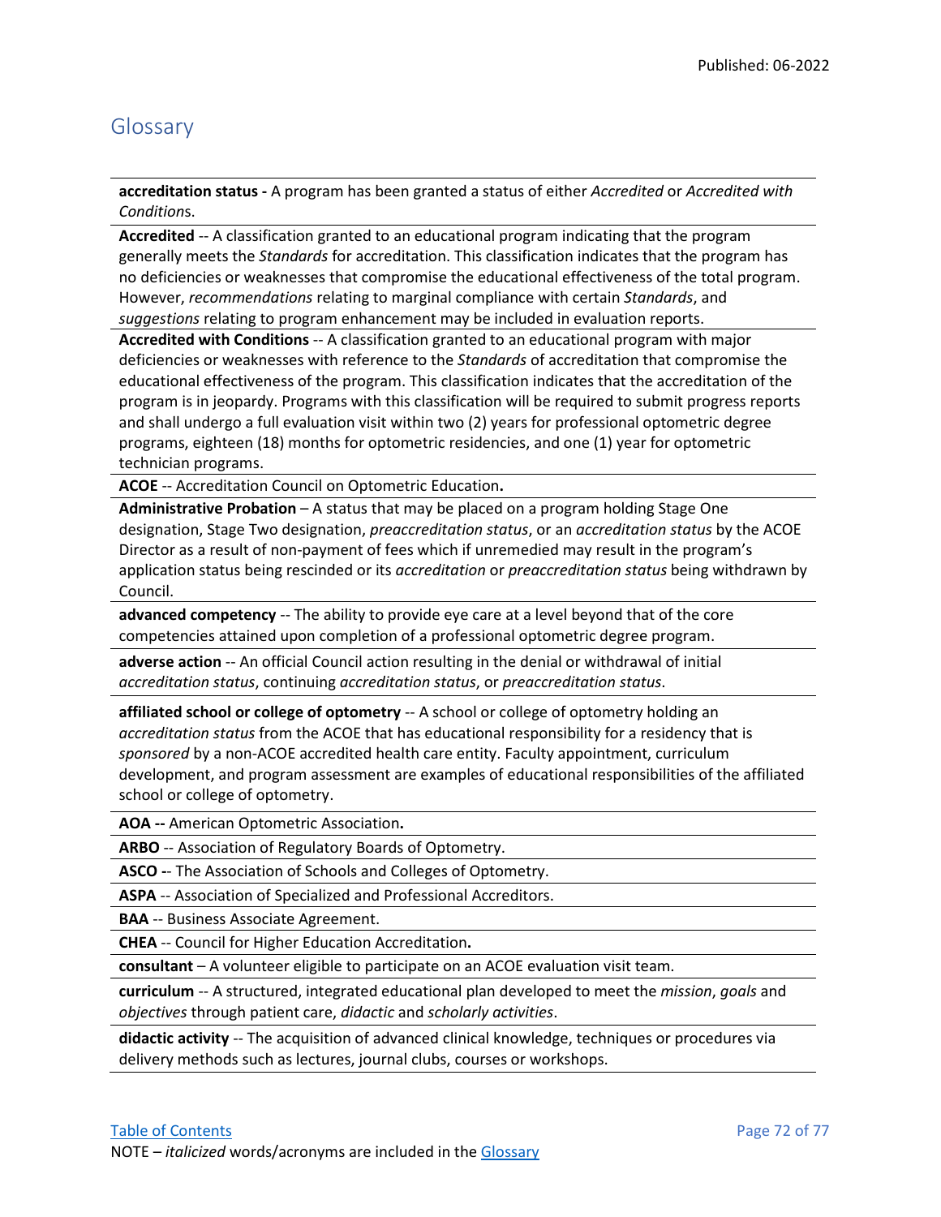## Glossary

**accreditation status -** A program has been granted a status of either *Accredited* or *Accredited with Condition*s.

**Accredited** -- A classification granted to an educational program indicating that the program generally meets the *Standards* for accreditation. This classification indicates that the program has no deficiencies or weaknesses that compromise the educational effectiveness of the total program. However, *recommendations* relating to marginal compliance with certain *Standards*, and *suggestions* relating to program enhancement may be included in evaluation reports.

**Accredited with Conditions** -- A classification granted to an educational program with major deficiencies or weaknesses with reference to the *Standards* of accreditation that compromise the educational effectiveness of the program. This classification indicates that the accreditation of the program is in jeopardy. Programs with this classification will be required to submit progress reports and shall undergo a full evaluation visit within two (2) years for professional optometric degree programs, eighteen (18) months for optometric residencies, and one (1) year for optometric technician programs.

**ACOE** -- Accreditation Council on Optometric Education**.**

**Administrative Probation** – A status that may be placed on a program holding Stage One designation, Stage Two designation, *preaccreditation status*, or an *accreditation status* by the ACOE Director as a result of non-payment of fees which if unremedied may result in the program's application status being rescinded or its *accreditation* or *preaccreditation status* being withdrawn by Council.

**advanced competency** -- The ability to provide eye care at a level beyond that of the core competencies attained upon completion of a professional optometric degree program.

**adverse action** -- An official Council action resulting in the denial or withdrawal of initial *accreditation status*, continuing *accreditation status*, or *preaccreditation status*.

**affiliated school or college of optometry** -- A school or college of optometry holding an *accreditation status* from the ACOE that has educational responsibility for a residency that is *sponsored* by a non-ACOE accredited health care entity. Faculty appointment, curriculum development, and program assessment are examples of educational responsibilities of the affiliated school or college of optometry.

**AOA --** American Optometric Association**.**

**ARBO** -- Association of Regulatory Boards of Optometry.

**ASCO -**- The Association of Schools and Colleges of Optometry.

**ASPA** -- Association of Specialized and Professional Accreditors.

**BAA** -- Business Associate Agreement.

**CHEA** -- Council for Higher Education Accreditation**.**

**consultant** – A volunteer eligible to participate on an ACOE evaluation visit team.

**curriculum** -- A structured, integrated educational plan developed to meet the *mission*, *goals* and *objectives* through patient care, *didactic* and *scholarly activities*.

**didactic activity** -- The acquisition of advanced clinical knowledge, techniques or procedures via delivery methods such as lectures, journal clubs, courses or workshops.

NOTE – *italicized* words/acronyms are included in the Glossary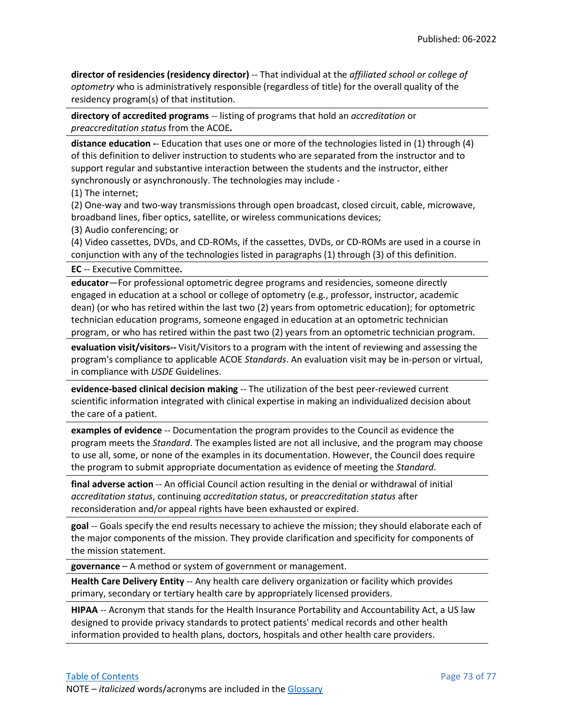**director of residencies (residency director)** -- That individual at the *affiliated school or college of optometry* who is administratively responsible (regardless of title) for the overall quality of the residency program(s) of that institution.

**directory of accredited programs** -- listing of programs that hold an *accreditation* or *preaccreditation status* from the ACOE**.**

**distance education -**- Education that uses one or more of the technologies listed in (1) through (4) of this definition to deliver instruction to students who are separated from the instructor and to support regular and substantive interaction between the students and the instructor, either synchronously or asynchronously. The technologies may include -

(1) The internet;

(2) One-way and two-way transmissions through open broadcast, closed circuit, cable, microwave, broadband lines, fiber optics, satellite, or wireless communications devices;

(3) Audio conferencing; or

(4) Video cassettes, DVDs, and CD-ROMs, if the cassettes, DVDs, or CD-ROMs are used in a course in conjunction with any of the technologies listed in paragraphs (1) through (3) of this definition.

**EC** -- Executive Committee**.**

**educator**—For professional optometric degree programs and residencies, someone directly engaged in education at a school or college of optometry (e.g., professor, instructor, academic dean) (or who has retired within the last two (2) years from optometric education); for optometric technician education programs, someone engaged in education at an optometric technician program, or who has retired within the past two (2) years from an optometric technician program.

**evaluation visit/visitors--** Visit/Visitors to a program with the intent of reviewing and assessing the program's compliance to applicable ACOE *Standards*. An evaluation visit may be in-person or virtual, in compliance with *USDE* Guidelines.

**evidence-based clinical decision making** -- The utilization of the best peer-reviewed current scientific information integrated with clinical expertise in making an individualized decision about the care of a patient.

**examples of evidence** -- Documentation the program provides to the Council as evidence the program meets the *Standard*. The examples listed are not all inclusive, and the program may choose to use all, some, or none of the examples in its documentation. However, the Council does require the program to submit appropriate documentation as evidence of meeting the *Standard*.

**final adverse action** -- An official Council action resulting in the denial or withdrawal of initial *accreditation status*, continuing *accreditation status*, or *preaccreditation status* after reconsideration and/or appeal rights have been exhausted or expired.

**goal** -- Goals specify the end results necessary to achieve the mission; they should elaborate each of the major components of the mission. They provide clarification and specificity for components of the mission statement.

**governance** – A method or system of government or management.

**Health Care Delivery Entity** -- Any health care delivery organization or facility which provides primary, secondary or tertiary health care by appropriately licensed providers.

**HIPAA** -- Acronym that stands for the Health Insurance Portability and Accountability Act, a US law designed to provide privacy standards to protect patients' medical records and other health information provided to health plans, doctors, hospitals and other health care providers.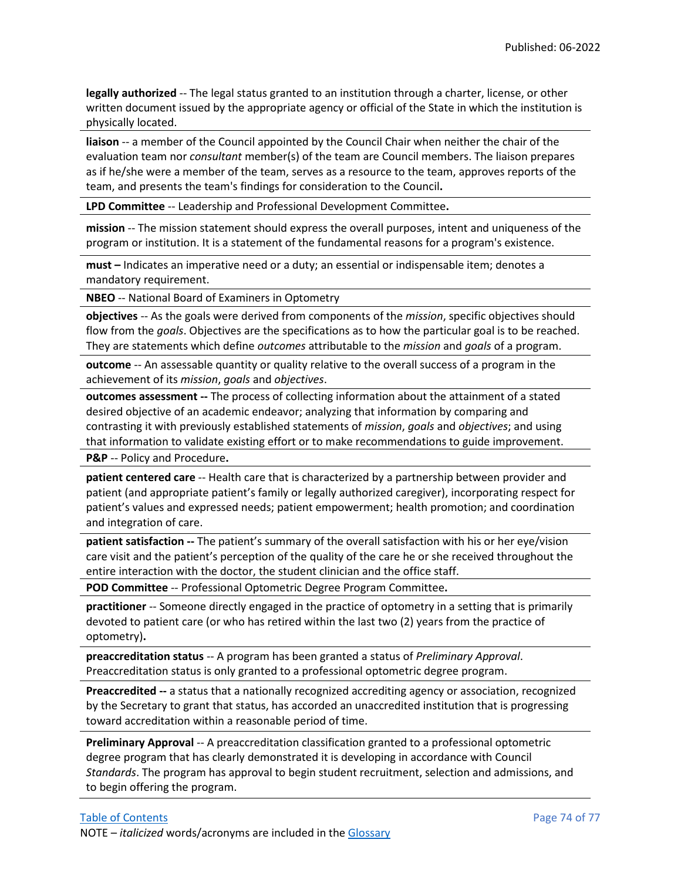**legally authorized** -- The legal status granted to an institution through a charter, license, or other written document issued by the appropriate agency or official of the State in which the institution is physically located.

**liaison** -- a member of the Council appointed by the Council Chair when neither the chair of the evaluation team nor *consultant* member(s) of the team are Council members. The liaison prepares as if he/she were a member of the team, serves as a resource to the team, approves reports of the team, and presents the team's findings for consideration to the Council**.**

**LPD Committee** -- Leadership and Professional Development Committee**.**

**mission** -- The mission statement should express the overall purposes, intent and uniqueness of the program or institution. It is a statement of the fundamental reasons for a program's existence.

**must –** Indicates an imperative need or a duty; an essential or indispensable item; denotes a mandatory requirement.

**NBEO** -- National Board of Examiners in Optometry

**objectives** -- As the goals were derived from components of the *mission*, specific objectives should flow from the *goals*. Objectives are the specifications as to how the particular goal is to be reached. They are statements which define *outcomes* attributable to the *mission* and *goals* of a program.

**outcome** -- An assessable quantity or quality relative to the overall success of a program in the achievement of its *mission*, *goals* and *objectives*.

**outcomes assessment --** The process of collecting information about the attainment of a stated desired objective of an academic endeavor; analyzing that information by comparing and contrasting it with previously established statements of *mission*, *goals* and *objectives*; and using that information to validate existing effort or to make recommendations to guide improvement.

**P&P** -- Policy and Procedure**.**

**patient centered care** -- Health care that is characterized by a partnership between provider and patient (and appropriate patient's family or legally authorized caregiver), incorporating respect for patient's values and expressed needs; patient empowerment; health promotion; and coordination and integration of care.

**patient satisfaction --** The patient's summary of the overall satisfaction with his or her eye/vision care visit and the patient's perception of the quality of the care he or she received throughout the entire interaction with the doctor, the student clinician and the office staff.

**POD Committee** -- Professional Optometric Degree Program Committee**.**

**practitioner** -- Someone directly engaged in the practice of optometry in a setting that is primarily devoted to patient care (or who has retired within the last two (2) years from the practice of optometry)**.**

**preaccreditation status** -- A program has been granted a status of *Preliminary Approval*. Preaccreditation status is only granted to a professional optometric degree program.

**Preaccredited --** a status that a nationally recognized accrediting agency or association, recognized by the Secretary to grant that status, has accorded an unaccredited institution that is progressing toward accreditation within a reasonable period of time.

**Preliminary Approval** -- A preaccreditation classification granted to a professional optometric degree program that has clearly demonstrated it is developing in accordance with Council *Standards*. The program has approval to begin student recruitment, selection and admissions, and to begin offering the program.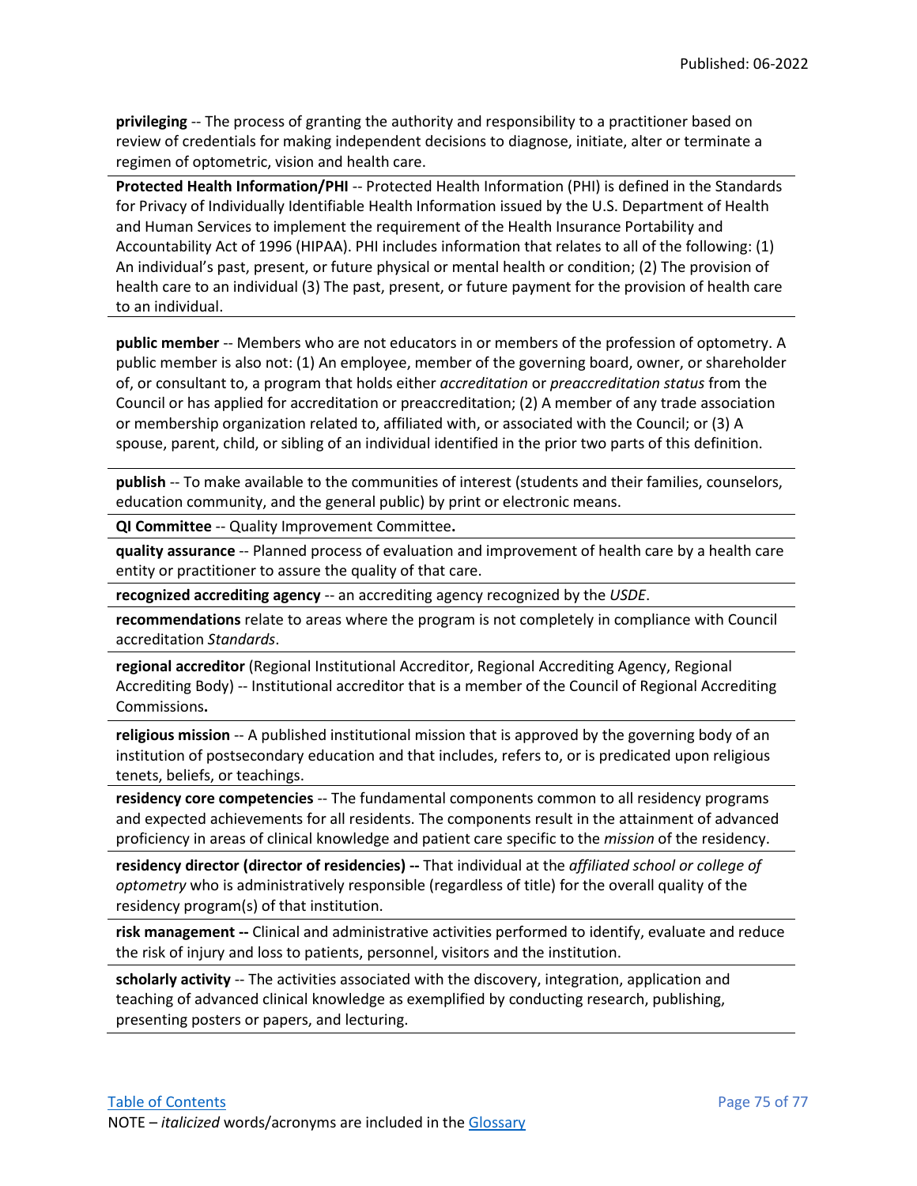**privileging** -- The process of granting the authority and responsibility to a practitioner based on review of credentials for making independent decisions to diagnose, initiate, alter or terminate a regimen of optometric, vision and health care.

**Protected Health Information/PHI** -- Protected Health Information (PHI) is defined in the Standards for Privacy of Individually Identifiable Health Information issued by the U.S. Department of Health and Human Services to implement the requirement of the Health Insurance Portability and Accountability Act of 1996 (HIPAA). PHI includes information that relates to all of the following: (1) An individual's past, present, or future physical or mental health or condition; (2) The provision of health care to an individual (3) The past, present, or future payment for the provision of health care to an individual.

**public member** -- Members who are not educators in or members of the profession of optometry. A public member is also not: (1) An employee, member of the governing board, owner, or shareholder of, or consultant to, a program that holds either *accreditation* or *preaccreditation status* from the Council or has applied for accreditation or preaccreditation; (2) A member of any trade association or membership organization related to, affiliated with, or associated with the Council; or (3) A spouse, parent, child, or sibling of an individual identified in the prior two parts of this definition.

**publish** -- To make available to the communities of interest (students and their families, counselors, education community, and the general public) by print or electronic means.

**QI Committee** -- Quality Improvement Committee**.**

**quality assurance** -- Planned process of evaluation and improvement of health care by a health care entity or practitioner to assure the quality of that care.

**recognized accrediting agency** -- an accrediting agency recognized by the *USDE*.

**recommendations** relate to areas where the program is not completely in compliance with Council accreditation *Standards*.

**regional accreditor** (Regional Institutional Accreditor, Regional Accrediting Agency, Regional Accrediting Body) -- Institutional accreditor that is a member of the Council of Regional Accrediting Commissions**.**

**religious mission** -- A published institutional mission that is approved by the governing body of an institution of postsecondary education and that includes, refers to, or is predicated upon religious tenets, beliefs, or teachings.

**residency core competencies** -- The fundamental components common to all residency programs and expected achievements for all residents. The components result in the attainment of advanced proficiency in areas of clinical knowledge and patient care specific to the *mission* of the residency.

**residency director (director of residencies) --** That individual at the *affiliated school or college of optometry* who is administratively responsible (regardless of title) for the overall quality of the residency program(s) of that institution.

**risk management --** Clinical and administrative activities performed to identify, evaluate and reduce the risk of injury and loss to patients, personnel, visitors and the institution.

**scholarly activity** -- The activities associated with the discovery, integration, application and teaching of advanced clinical knowledge as exemplified by conducting research, publishing, presenting posters or papers, and lecturing.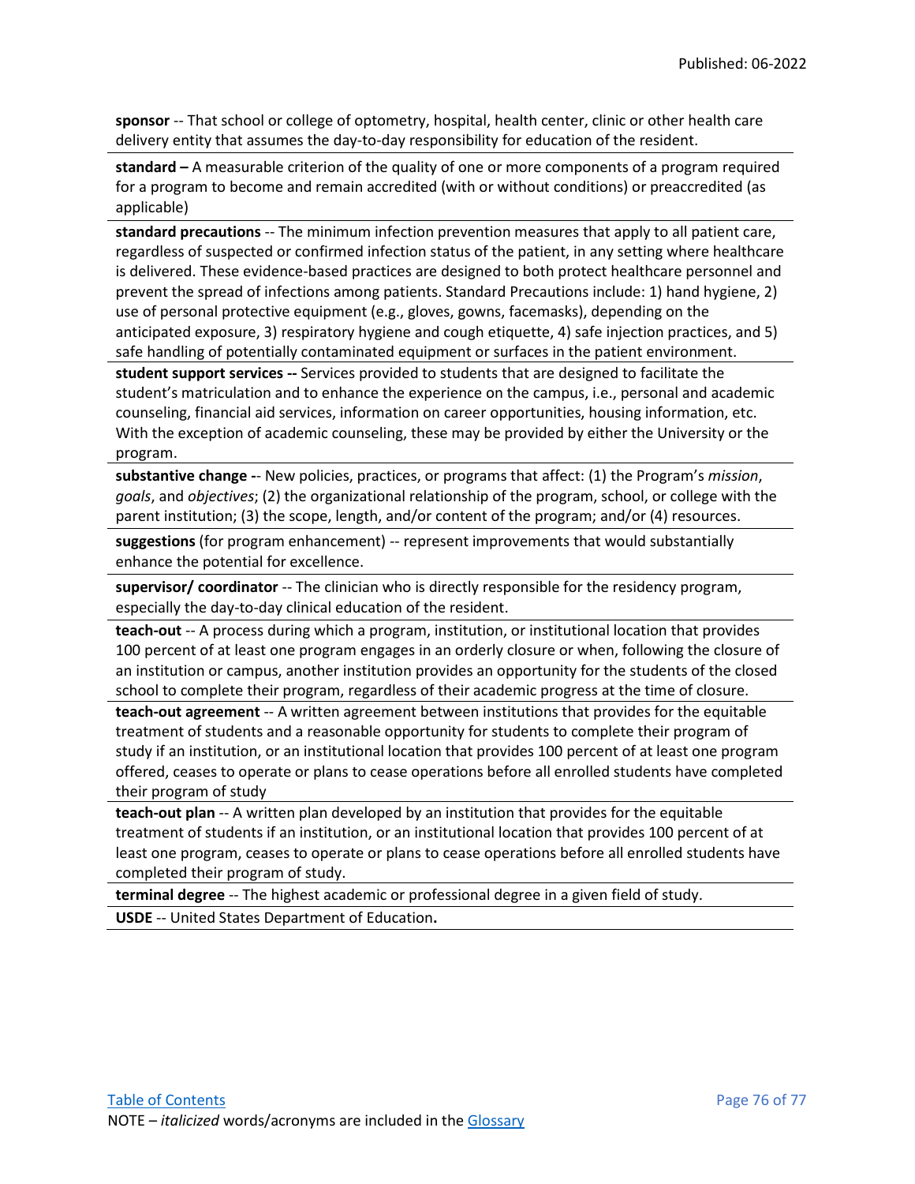**sponsor** -- That school or college of optometry, hospital, health center, clinic or other health care delivery entity that assumes the day-to-day responsibility for education of the resident.

**standard –** A measurable criterion of the quality of one or more components of a program required for a program to become and remain accredited (with or without conditions) or preaccredited (as applicable)

**standard precautions** -- The minimum infection prevention measures that apply to all patient care, regardless of suspected or confirmed infection status of the patient, in any setting where healthcare is delivered. These evidence-based practices are designed to both protect healthcare personnel and prevent the spread of infections among patients. Standard Precautions include: 1) hand hygiene, 2) use of personal protective equipment (e.g., gloves, gowns, facemasks), depending on the anticipated exposure, 3) respiratory hygiene and cough etiquette, 4) safe injection practices, and 5) safe handling of potentially contaminated equipment or surfaces in the patient environment.

**student support services --** Services provided to students that are designed to facilitate the student's matriculation and to enhance the experience on the campus, i.e., personal and academic counseling, financial aid services, information on career opportunities, housing information, etc. With the exception of academic counseling, these may be provided by either the University or the program.

**substantive change -**- New policies, practices, or programs that affect: (1) the Program's *mission*, *goals*, and *objectives*; (2) the organizational relationship of the program, school, or college with the parent institution; (3) the scope, length, and/or content of the program; and/or (4) resources.

**suggestions** (for program enhancement) -- represent improvements that would substantially enhance the potential for excellence.

**supervisor/ coordinator** -- The clinician who is directly responsible for the residency program, especially the day-to-day clinical education of the resident.

**teach-out** -- A process during which a program, institution, or institutional location that provides 100 percent of at least one program engages in an orderly closure or when, following the closure of an institution or campus, another institution provides an opportunity for the students of the closed school to complete their program, regardless of their academic progress at the time of closure.

**teach-out agreement** -- A written agreement between institutions that provides for the equitable treatment of students and a reasonable opportunity for students to complete their program of study if an institution, or an institutional location that provides 100 percent of at least one program offered, ceases to operate or plans to cease operations before all enrolled students have completed their program of study

**teach-out plan** -- A written plan developed by an institution that provides for the equitable treatment of students if an institution, or an institutional location that provides 100 percent of at least one program, ceases to operate or plans to cease operations before all enrolled students have completed their program of study.

**terminal degree** -- The highest academic or professional degree in a given field of study.

**USDE** -- United States Department of Education**.**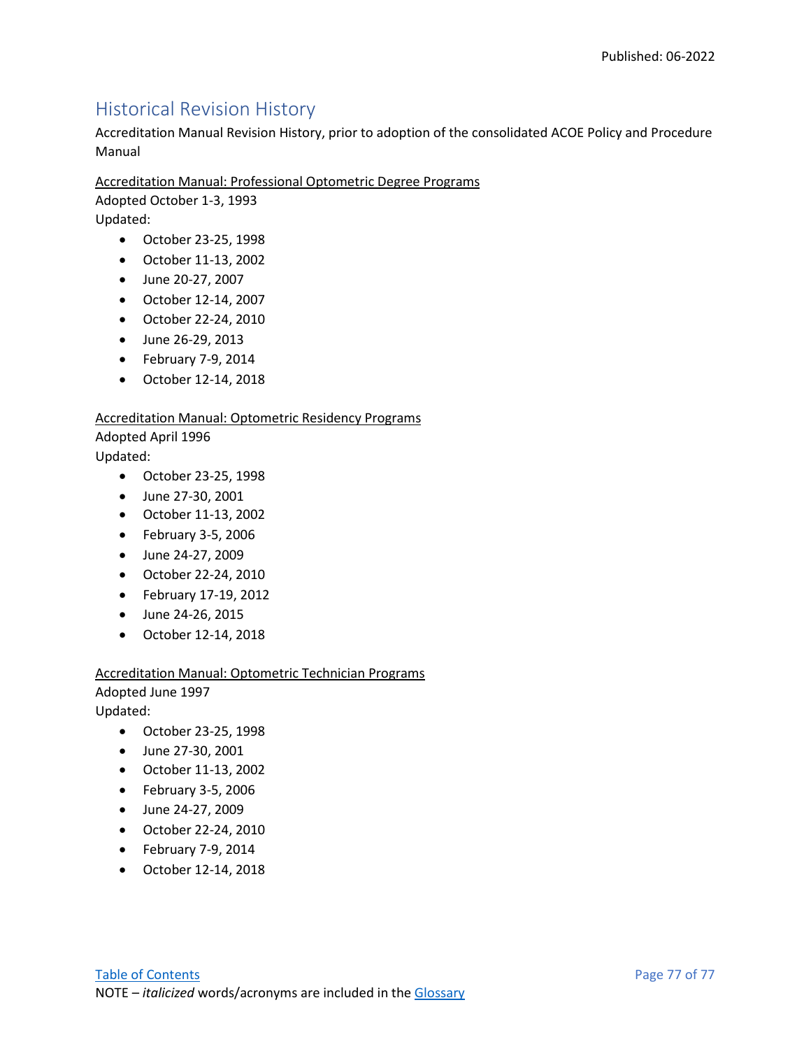## Historical Revision History

Accreditation Manual Revision History, prior to adoption of the consolidated ACOE Policy and Procedure Manual

Accreditation Manual: Professional Optometric Degree Programs
Adopted October 1-3, 1993
Updated:

- October 23-25, 1998
- October 11-13, 2002
- June 20-27, 2007
- October 12-14, 2007
- October 22-24, 2010
- June 26-29, 2013
- February 7-9, 2014
- October 12-14, 2018

Accreditation Manual: Optometric Residency Programs
Adopted April 1996
Updated:

- October 23-25, 1998
- June 27-30, 2001
- October 11-13, 2002
- February 3-5, 2006
- June 24-27, 2009
- October 22-24, 2010
- February 17-19, 2012
- June 24-26, 2015
- October 12-14, 2018

Accreditation Manual: Optometric Technician Programs
Adopted June 1997
Updated:

- October 23-25, 1998
- June 27-30, 2001
- October 11-13, 2002
- February 3-5, 2006
- June 24-27, 2009
- October 22-24, 2010
- February 7-9, 2014
- October 12-14, 2018